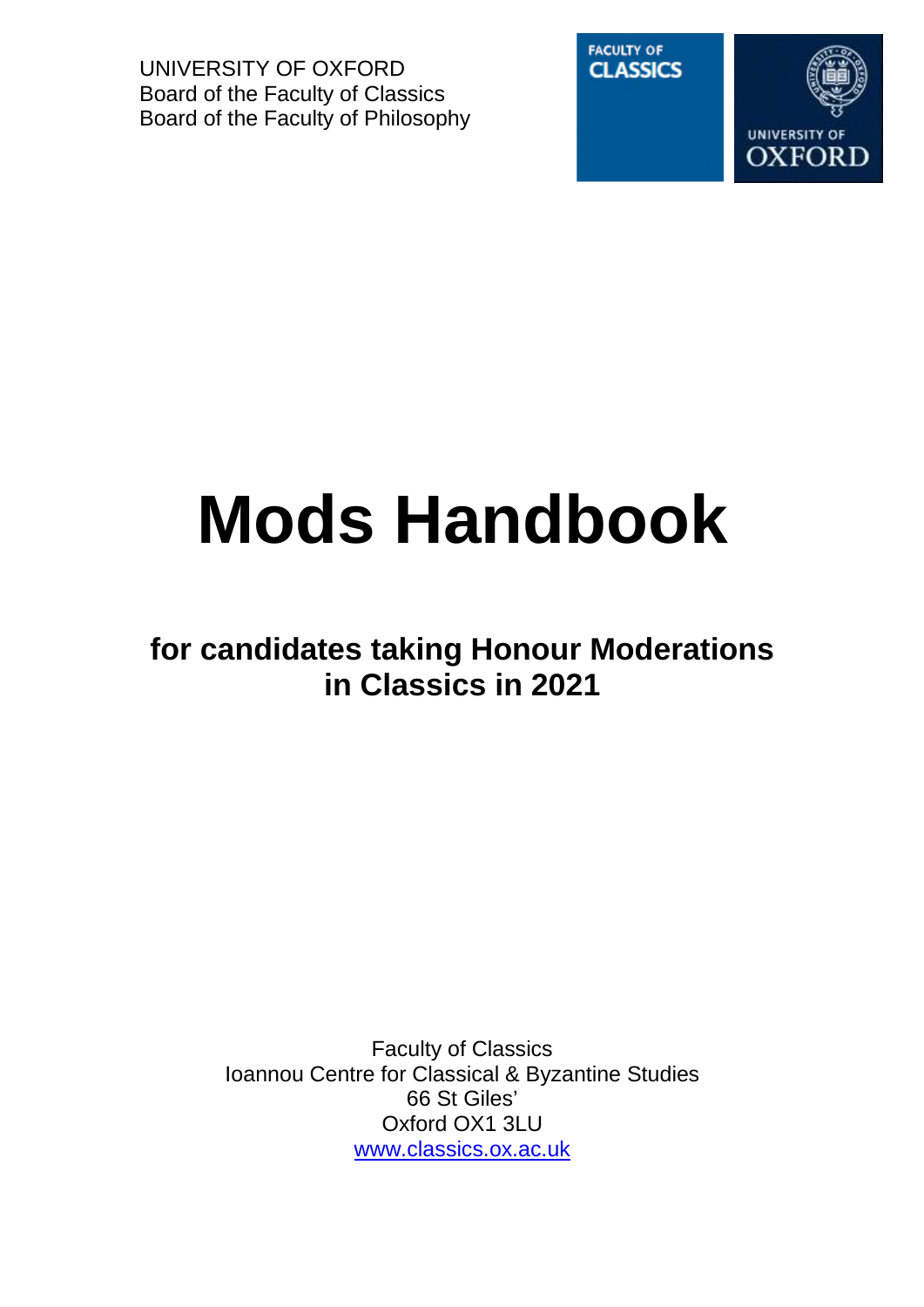UNIVERSITY OF OXFORD
Board of the Faculty of Classics
Board of the Faculty of Philosophy

FACULTY OF CLASSICS

UNIVERSITY OF OXFORD

# Mods Handbook

## for candidates taking Honour Moderations in Classics in 2021

Faculty of Classics
Ioannou Centre for Classical & Byzantine Studies
66 St Giles'
Oxford OX1 3LU
www.classics.ox.ac.uk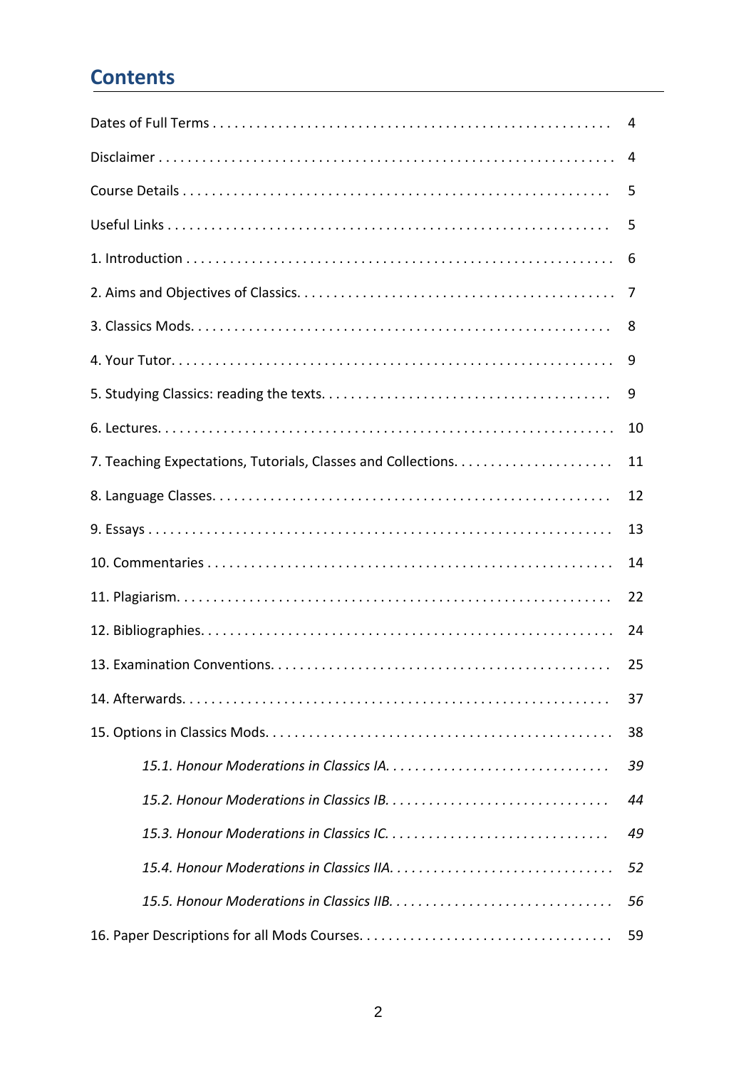## Contents

| | |
|---|---|
| Dates of Full Terms | 4 |
| Disclaimer | 4 |
| Course Details | 5 |
| Useful Links | 5 |
| 1. Introduction | 6 |
| 2. Aims and Objectives of Classics. | 7 |
| 3. Classics Mods. | 8 |
| 4. Your Tutor. | 9 |
| 5. Studying Classics: reading the texts. | 9 |
| 6. Lectures. | 10 |
| 7. Teaching Expectations, Tutorials, Classes and Collections. | 11 |
| 8. Language Classes. | 12 |
| 9. Essays | 13 |
| 10. Commentaries | 14 |
| 11. Plagiarism. | 22 |
| 12. Bibliographies. | 24 |
| 13. Examination Conventions. | 25 |
| 14. Afterwards. | 37 |
| 15. Options in Classics Mods. | 38 |
| *15.1. Honour Moderations in Classics IA.* | *39* |
| *15.2. Honour Moderations in Classics IB.* | *44* |
| *15.3. Honour Moderations in Classics IC.* | *49* |
| *15.4. Honour Moderations in Classics IIA.* | *52* |
| *15.5. Honour Moderations in Classics IIB.* | *56* |
| 16. Paper Descriptions for all Mods Courses. | 59 |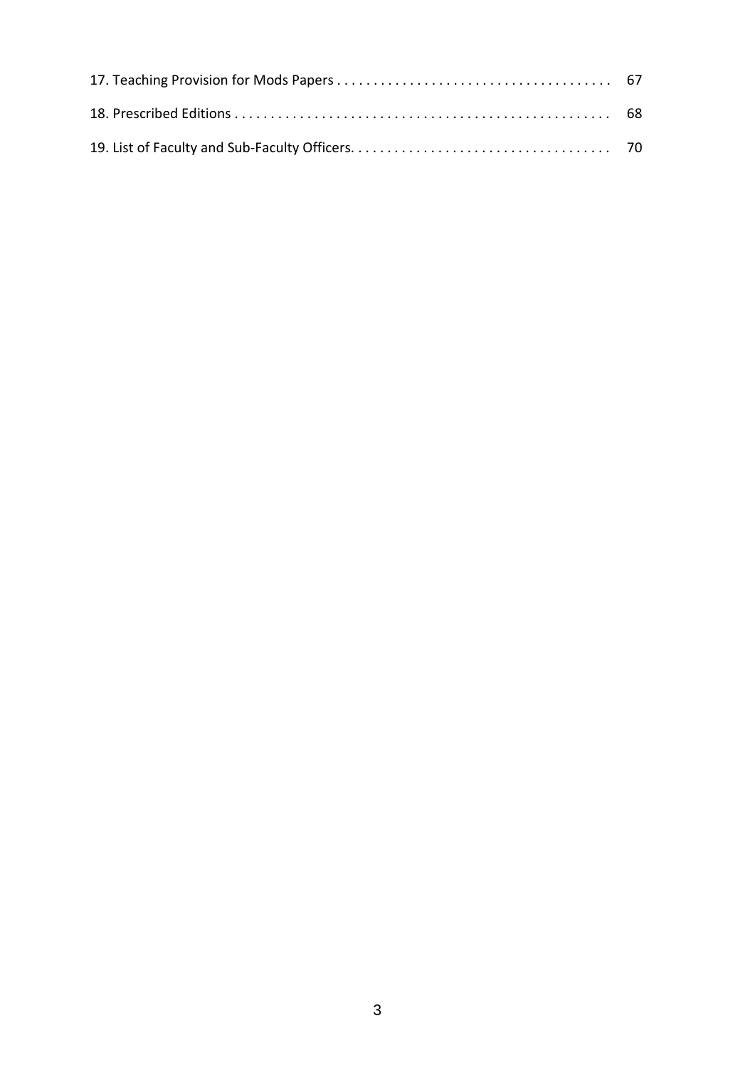17. Teaching Provision for Mods Papers . . . . . . . . . . . . . . . . . . . . . . . . . . . . . . . . . . . . . 67

18. Prescribed Editions . . . . . . . . . . . . . . . . . . . . . . . . . . . . . . . . . . . . . . . . . . . . . . . . . . . 68

19. List of Faculty and Sub-Faculty Officers. . . . . . . . . . . . . . . . . . . . . . . . . . . . . . . . . . . 70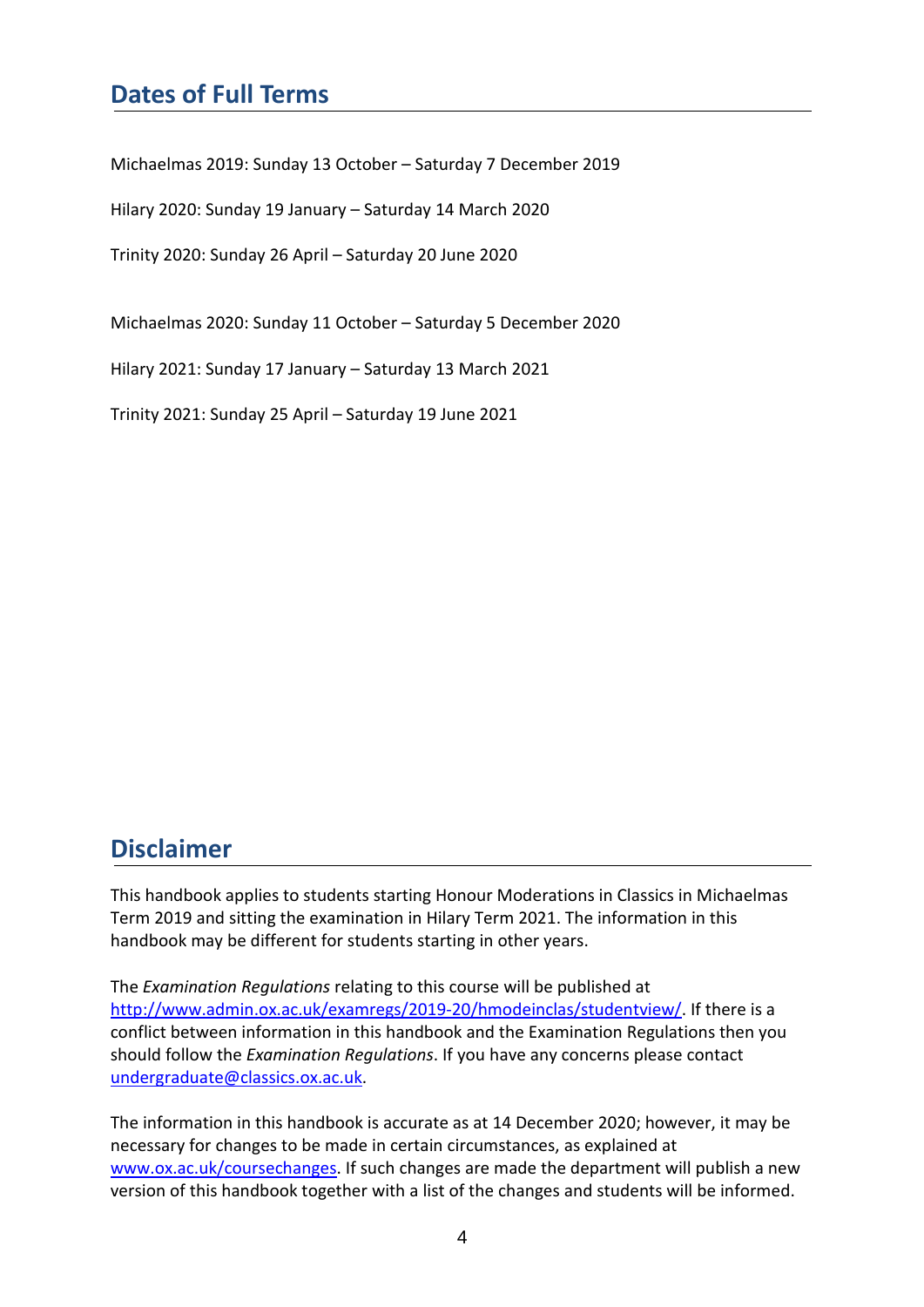## Dates of Full Terms

Michaelmas 2019: Sunday 13 October – Saturday 7 December 2019

Hilary 2020: Sunday 19 January – Saturday 14 March 2020

Trinity 2020: Sunday 26 April – Saturday 20 June 2020

Michaelmas 2020: Sunday 11 October – Saturday 5 December 2020

Hilary 2021: Sunday 17 January – Saturday 13 March 2021

Trinity 2021: Sunday 25 April – Saturday 19 June 2021

## Disclaimer

This handbook applies to students starting Honour Moderations in Classics in Michaelmas Term 2019 and sitting the examination in Hilary Term 2021. The information in this handbook may be different for students starting in other years.

The *Examination Regulations* relating to this course will be published at http://www.admin.ox.ac.uk/examregs/2019-20/hmodeinclas/studentview/. If there is a conflict between information in this handbook and the Examination Regulations then you should follow the *Examination Regulations*. If you have any concerns please contact undergraduate@classics.ox.ac.uk.

The information in this handbook is accurate as at 14 December 2020; however, it may be necessary for changes to be made in certain circumstances, as explained at www.ox.ac.uk/coursechanges. If such changes are made the department will publish a new version of this handbook together with a list of the changes and students will be informed.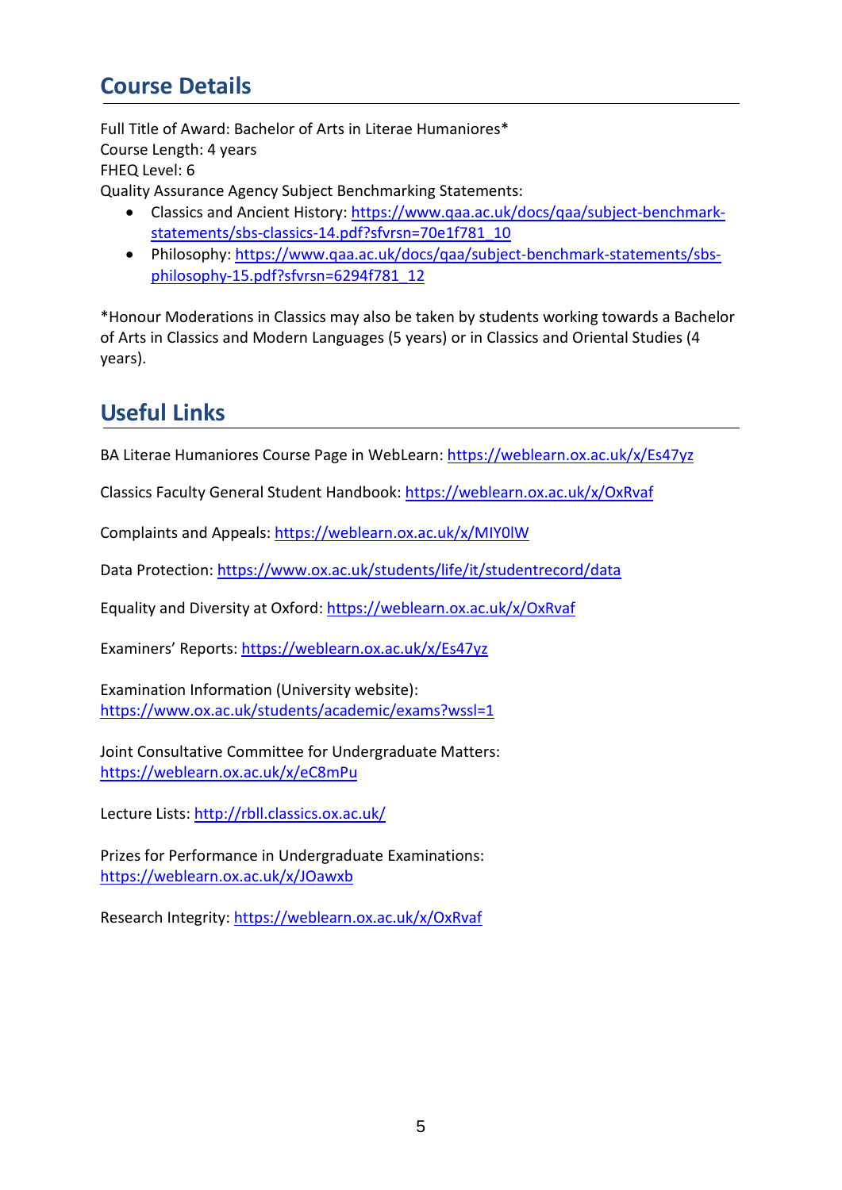## Course Details

Full Title of Award: Bachelor of Arts in Literae Humaniores*
Course Length: 4 years
FHEQ Level: 6
Quality Assurance Agency Subject Benchmarking Statements:

- Classics and Ancient History: https://www.qaa.ac.uk/docs/qaa/subject-benchmark-statements/sbs-classics-14.pdf?sfvrsn=70e1f781_10
- Philosophy: https://www.qaa.ac.uk/docs/qaa/subject-benchmark-statements/sbs-philosophy-15.pdf?sfvrsn=6294f781_12

*Honour Moderations in Classics may also be taken by students working towards a Bachelor of Arts in Classics and Modern Languages (5 years) or in Classics and Oriental Studies (4 years).

## Useful Links

BA Literae Humaniores Course Page in WebLearn: https://weblearn.ox.ac.uk/x/Es47yz

Classics Faculty General Student Handbook: https://weblearn.ox.ac.uk/x/OxRvaf

Complaints and Appeals: https://weblearn.ox.ac.uk/x/MIY0lW

Data Protection: https://www.ox.ac.uk/students/life/it/studentrecord/data

Equality and Diversity at Oxford: https://weblearn.ox.ac.uk/x/OxRvaf

Examiners' Reports: https://weblearn.ox.ac.uk/x/Es47yz

Examination Information (University website):
https://www.ox.ac.uk/students/academic/exams?wssl=1

Joint Consultative Committee for Undergraduate Matters:
https://weblearn.ox.ac.uk/x/eC8mPu

Lecture Lists: http://rbll.classics.ox.ac.uk/

Prizes for Performance in Undergraduate Examinations:
https://weblearn.ox.ac.uk/x/JOawxb

Research Integrity: https://weblearn.ox.ac.uk/x/OxRvaf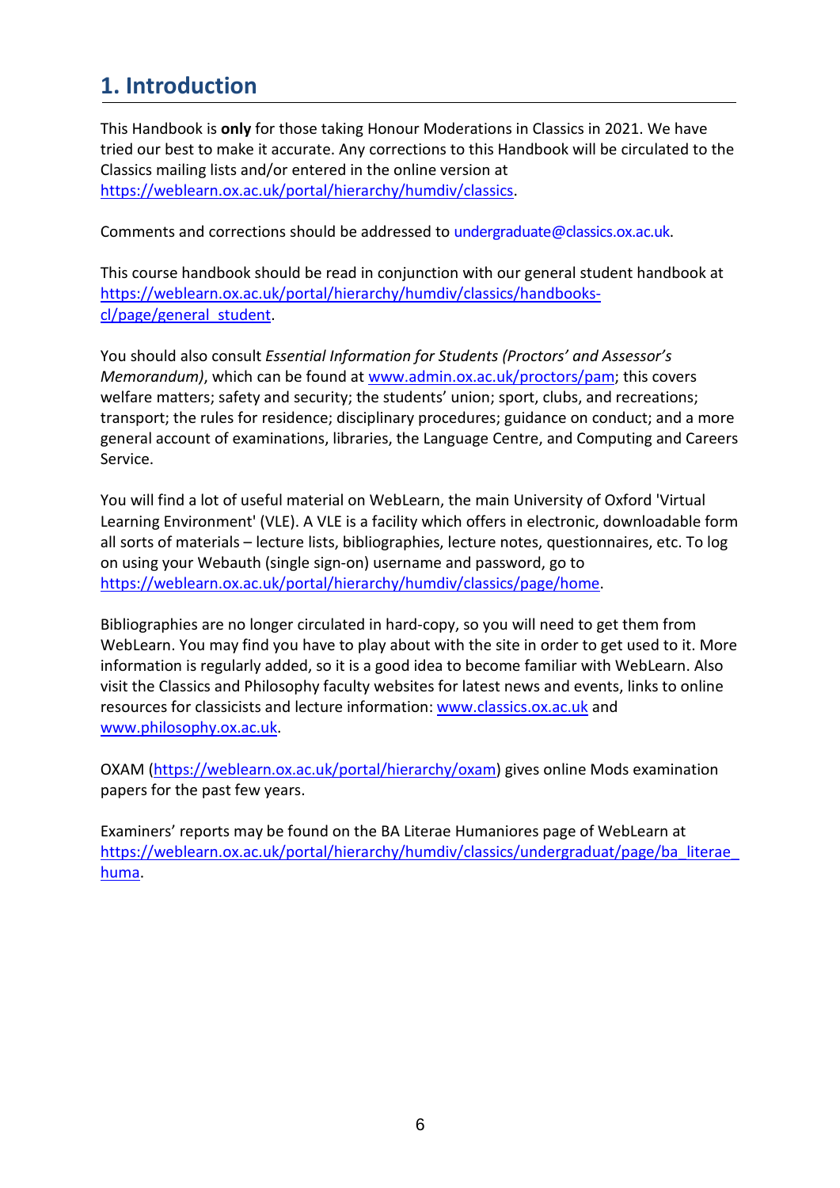## 1. Introduction

This Handbook is **only** for those taking Honour Moderations in Classics in 2021. We have tried our best to make it accurate. Any corrections to this Handbook will be circulated to the Classics mailing lists and/or entered in the online version at https://weblearn.ox.ac.uk/portal/hierarchy/humdiv/classics.

Comments and corrections should be addressed to undergraduate@classics.ox.ac.uk.

This course handbook should be read in conjunction with our general student handbook at https://weblearn.ox.ac.uk/portal/hierarchy/humdiv/classics/handbooks-cl/page/general_student.

You should also consult *Essential Information for Students (Proctors' and Assessor's Memorandum)*, which can be found at www.admin.ox.ac.uk/proctors/pam; this covers welfare matters; safety and security; the students' union; sport, clubs, and recreations; transport; the rules for residence; disciplinary procedures; guidance on conduct; and a more general account of examinations, libraries, the Language Centre, and Computing and Careers Service.

You will find a lot of useful material on WebLearn, the main University of Oxford 'Virtual Learning Environment' (VLE). A VLE is a facility which offers in electronic, downloadable form all sorts of materials – lecture lists, bibliographies, lecture notes, questionnaires, etc. To log on using your Webauth (single sign-on) username and password, go to https://weblearn.ox.ac.uk/portal/hierarchy/humdiv/classics/page/home.

Bibliographies are no longer circulated in hard-copy, so you will need to get them from WebLearn. You may find you have to play about with the site in order to get used to it. More information is regularly added, so it is a good idea to become familiar with WebLearn. Also visit the Classics and Philosophy faculty websites for latest news and events, links to online resources for classicists and lecture information: www.classics.ox.ac.uk and www.philosophy.ox.ac.uk.

OXAM (https://weblearn.ox.ac.uk/portal/hierarchy/oxam) gives online Mods examination papers for the past few years.

Examiners' reports may be found on the BA Literae Humaniores page of WebLearn at https://weblearn.ox.ac.uk/portal/hierarchy/humdiv/classics/undergraduat/page/ba_literae_huma.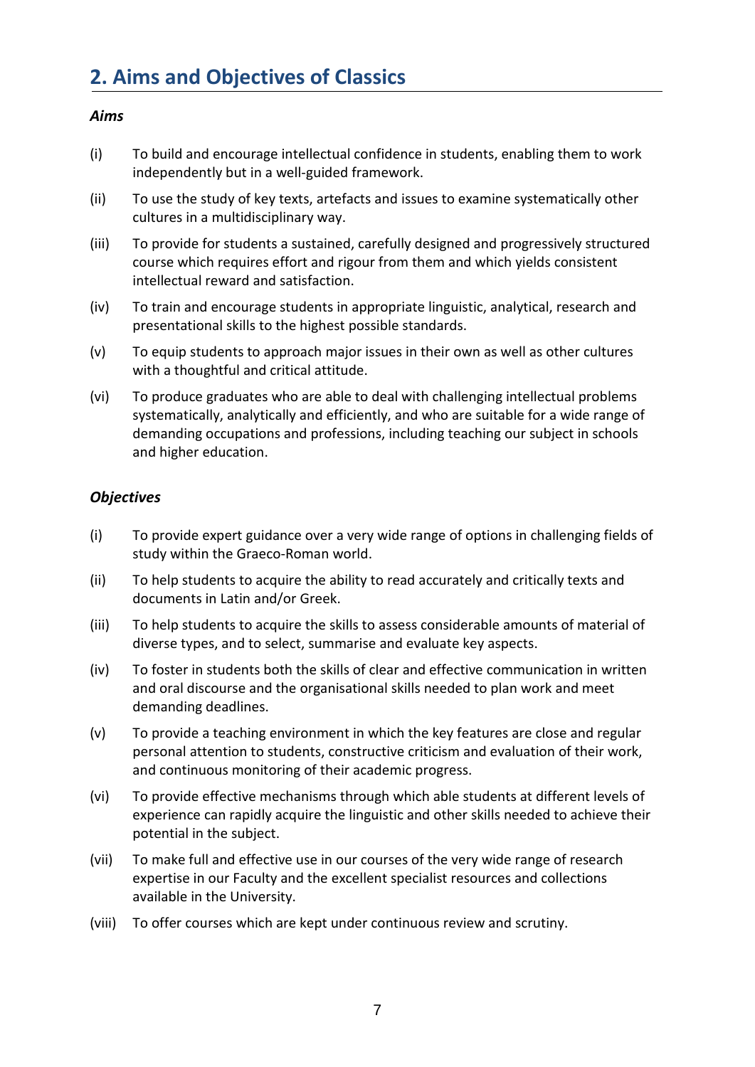## 2. Aims and Objectives of Classics

### *Aims*

(i) To build and encourage intellectual confidence in students, enabling them to work independently but in a well-guided framework.

(ii) To use the study of key texts, artefacts and issues to examine systematically other cultures in a multidisciplinary way.

(iii) To provide for students a sustained, carefully designed and progressively structured course which requires effort and rigour from them and which yields consistent intellectual reward and satisfaction.

(iv) To train and encourage students in appropriate linguistic, analytical, research and presentational skills to the highest possible standards.

(v) To equip students to approach major issues in their own as well as other cultures with a thoughtful and critical attitude.

(vi) To produce graduates who are able to deal with challenging intellectual problems systematically, analytically and efficiently, and who are suitable for a wide range of demanding occupations and professions, including teaching our subject in schools and higher education.

### *Objectives*

(i) To provide expert guidance over a very wide range of options in challenging fields of study within the Graeco-Roman world.

(ii) To help students to acquire the ability to read accurately and critically texts and documents in Latin and/or Greek.

(iii) To help students to acquire the skills to assess considerable amounts of material of diverse types, and to select, summarise and evaluate key aspects.

(iv) To foster in students both the skills of clear and effective communication in written and oral discourse and the organisational skills needed to plan work and meet demanding deadlines.

(v) To provide a teaching environment in which the key features are close and regular personal attention to students, constructive criticism and evaluation of their work, and continuous monitoring of their academic progress.

(vi) To provide effective mechanisms through which able students at different levels of experience can rapidly acquire the linguistic and other skills needed to achieve their potential in the subject.

(vii) To make full and effective use in our courses of the very wide range of research expertise in our Faculty and the excellent specialist resources and collections available in the University.

(viii) To offer courses which are kept under continuous review and scrutiny.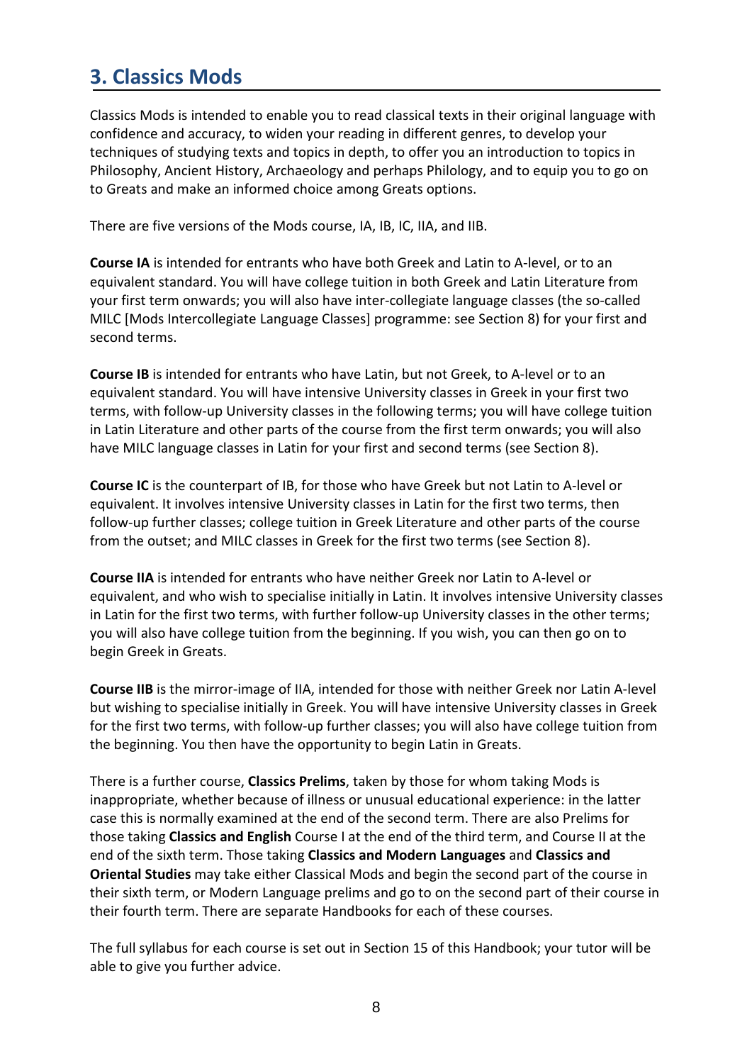## 3. Classics Mods

Classics Mods is intended to enable you to read classical texts in their original language with confidence and accuracy, to widen your reading in different genres, to develop your techniques of studying texts and topics in depth, to offer you an introduction to topics in Philosophy, Ancient History, Archaeology and perhaps Philology, and to equip you to go on to Greats and make an informed choice among Greats options.

There are five versions of the Mods course, IA, IB, IC, IIA, and IIB.

**Course IA** is intended for entrants who have both Greek and Latin to A-level, or to an equivalent standard. You will have college tuition in both Greek and Latin Literature from your first term onwards; you will also have inter-collegiate language classes (the so-called MILC [Mods Intercollegiate Language Classes] programme: see Section 8) for your first and second terms.

**Course IB** is intended for entrants who have Latin, but not Greek, to A-level or to an equivalent standard. You will have intensive University classes in Greek in your first two terms, with follow-up University classes in the following terms; you will have college tuition in Latin Literature and other parts of the course from the first term onwards; you will also have MILC language classes in Latin for your first and second terms (see Section 8).

**Course IC** is the counterpart of IB, for those who have Greek but not Latin to A-level or equivalent. It involves intensive University classes in Latin for the first two terms, then follow-up further classes; college tuition in Greek Literature and other parts of the course from the outset; and MILC classes in Greek for the first two terms (see Section 8).

**Course IIA** is intended for entrants who have neither Greek nor Latin to A-level or equivalent, and who wish to specialise initially in Latin. It involves intensive University classes in Latin for the first two terms, with further follow-up University classes in the other terms; you will also have college tuition from the beginning. If you wish, you can then go on to begin Greek in Greats.

**Course IIB** is the mirror-image of IIA, intended for those with neither Greek nor Latin A-level but wishing to specialise initially in Greek. You will have intensive University classes in Greek for the first two terms, with follow-up further classes; you will also have college tuition from the beginning. You then have the opportunity to begin Latin in Greats.

There is a further course, **Classics Prelims**, taken by those for whom taking Mods is inappropriate, whether because of illness or unusual educational experience: in the latter case this is normally examined at the end of the second term. There are also Prelims for those taking **Classics and English** Course I at the end of the third term, and Course II at the end of the sixth term. Those taking **Classics and Modern Languages** and **Classics and Oriental Studies** may take either Classical Mods and begin the second part of the course in their sixth term, or Modern Language prelims and go to on the second part of their course in their fourth term. There are separate Handbooks for each of these courses.

The full syllabus for each course is set out in Section 15 of this Handbook; your tutor will be able to give you further advice.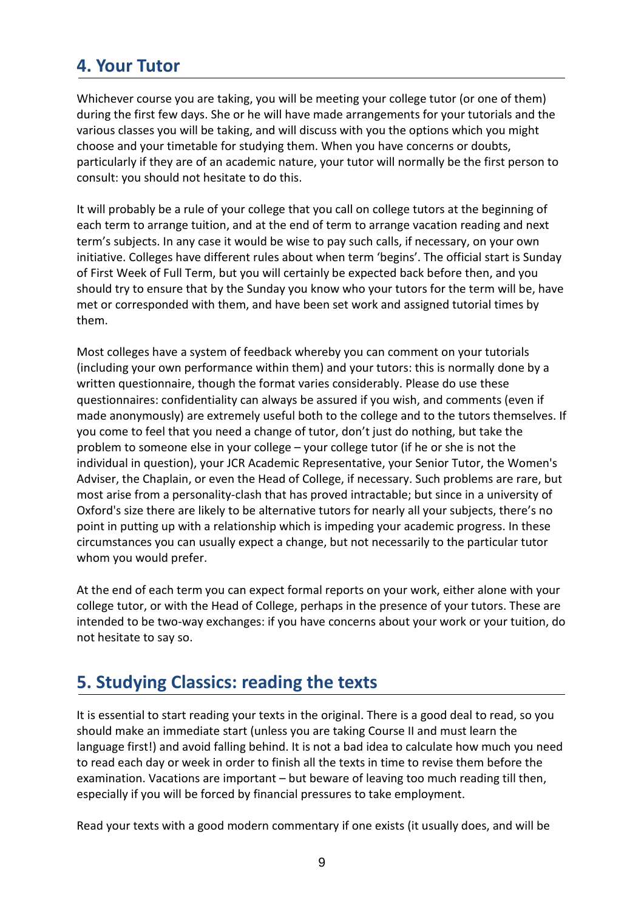## 4. Your Tutor

Whichever course you are taking, you will be meeting your college tutor (or one of them) during the first few days. She or he will have made arrangements for your tutorials and the various classes you will be taking, and will discuss with you the options which you might choose and your timetable for studying them. When you have concerns or doubts, particularly if they are of an academic nature, your tutor will normally be the first person to consult: you should not hesitate to do this.

It will probably be a rule of your college that you call on college tutors at the beginning of each term to arrange tuition, and at the end of term to arrange vacation reading and next term's subjects. In any case it would be wise to pay such calls, if necessary, on your own initiative. Colleges have different rules about when term 'begins'. The official start is Sunday of First Week of Full Term, but you will certainly be expected back before then, and you should try to ensure that by the Sunday you know who your tutors for the term will be, have met or corresponded with them, and have been set work and assigned tutorial times by them.

Most colleges have a system of feedback whereby you can comment on your tutorials (including your own performance within them) and your tutors: this is normally done by a written questionnaire, though the format varies considerably. Please do use these questionnaires: confidentiality can always be assured if you wish, and comments (even if made anonymously) are extremely useful both to the college and to the tutors themselves. If you come to feel that you need a change of tutor, don't just do nothing, but take the problem to someone else in your college – your college tutor (if he or she is not the individual in question), your JCR Academic Representative, your Senior Tutor, the Women's Adviser, the Chaplain, or even the Head of College, if necessary. Such problems are rare, but most arise from a personality-clash that has proved intractable; but since in a university of Oxford's size there are likely to be alternative tutors for nearly all your subjects, there's no point in putting up with a relationship which is impeding your academic progress. In these circumstances you can usually expect a change, but not necessarily to the particular tutor whom you would prefer.

At the end of each term you can expect formal reports on your work, either alone with your college tutor, or with the Head of College, perhaps in the presence of your tutors. These are intended to be two-way exchanges: if you have concerns about your work or your tuition, do not hesitate to say so.

## 5. Studying Classics: reading the texts

It is essential to start reading your texts in the original. There is a good deal to read, so you should make an immediate start (unless you are taking Course II and must learn the language first!) and avoid falling behind. It is not a bad idea to calculate how much you need to read each day or week in order to finish all the texts in time to revise them before the examination. Vacations are important – but beware of leaving too much reading till then, especially if you will be forced by financial pressures to take employment.

Read your texts with a good modern commentary if one exists (it usually does, and will be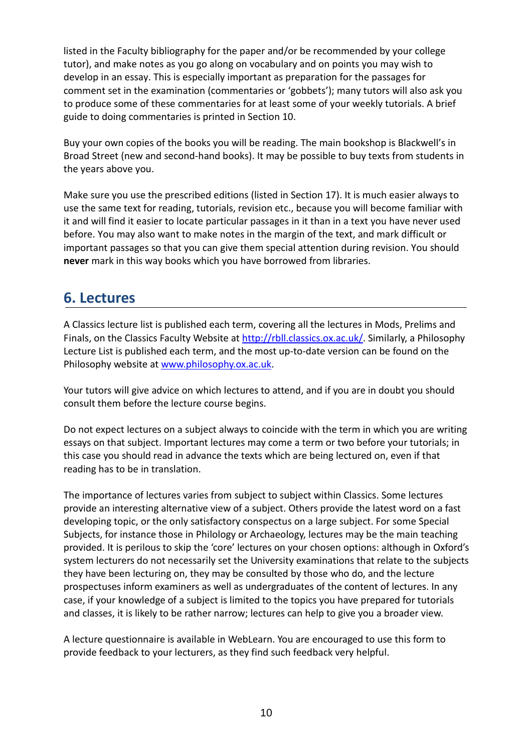listed in the Faculty bibliography for the paper and/or be recommended by your college tutor), and make notes as you go along on vocabulary and on points you may wish to develop in an essay. This is especially important as preparation for the passages for comment set in the examination (commentaries or 'gobbets'); many tutors will also ask you to produce some of these commentaries for at least some of your weekly tutorials. A brief guide to doing commentaries is printed in Section 10.

Buy your own copies of the books you will be reading. The main bookshop is Blackwell's in Broad Street (new and second-hand books). It may be possible to buy texts from students in the years above you.

Make sure you use the prescribed editions (listed in Section 17). It is much easier always to use the same text for reading, tutorials, revision etc., because you will become familiar with it and will find it easier to locate particular passages in it than in a text you have never used before. You may also want to make notes in the margin of the text, and mark difficult or important passages so that you can give them special attention during revision. You should **never** mark in this way books which you have borrowed from libraries.

## 6. Lectures

A Classics lecture list is published each term, covering all the lectures in Mods, Prelims and Finals, on the Classics Faculty Website at http://rbll.classics.ox.ac.uk/. Similarly, a Philosophy Lecture List is published each term, and the most up-to-date version can be found on the Philosophy website at www.philosophy.ox.ac.uk.

Your tutors will give advice on which lectures to attend, and if you are in doubt you should consult them before the lecture course begins.

Do not expect lectures on a subject always to coincide with the term in which you are writing essays on that subject. Important lectures may come a term or two before your tutorials; in this case you should read in advance the texts which are being lectured on, even if that reading has to be in translation.

The importance of lectures varies from subject to subject within Classics. Some lectures provide an interesting alternative view of a subject. Others provide the latest word on a fast developing topic, or the only satisfactory conspectus on a large subject. For some Special Subjects, for instance those in Philology or Archaeology, lectures may be the main teaching provided. It is perilous to skip the 'core' lectures on your chosen options: although in Oxford's system lecturers do not necessarily set the University examinations that relate to the subjects they have been lecturing on, they may be consulted by those who do, and the lecture prospectuses inform examiners as well as undergraduates of the content of lectures. In any case, if your knowledge of a subject is limited to the topics you have prepared for tutorials and classes, it is likely to be rather narrow; lectures can help to give you a broader view.

A lecture questionnaire is available in WebLearn. You are encouraged to use this form to provide feedback to your lecturers, as they find such feedback very helpful.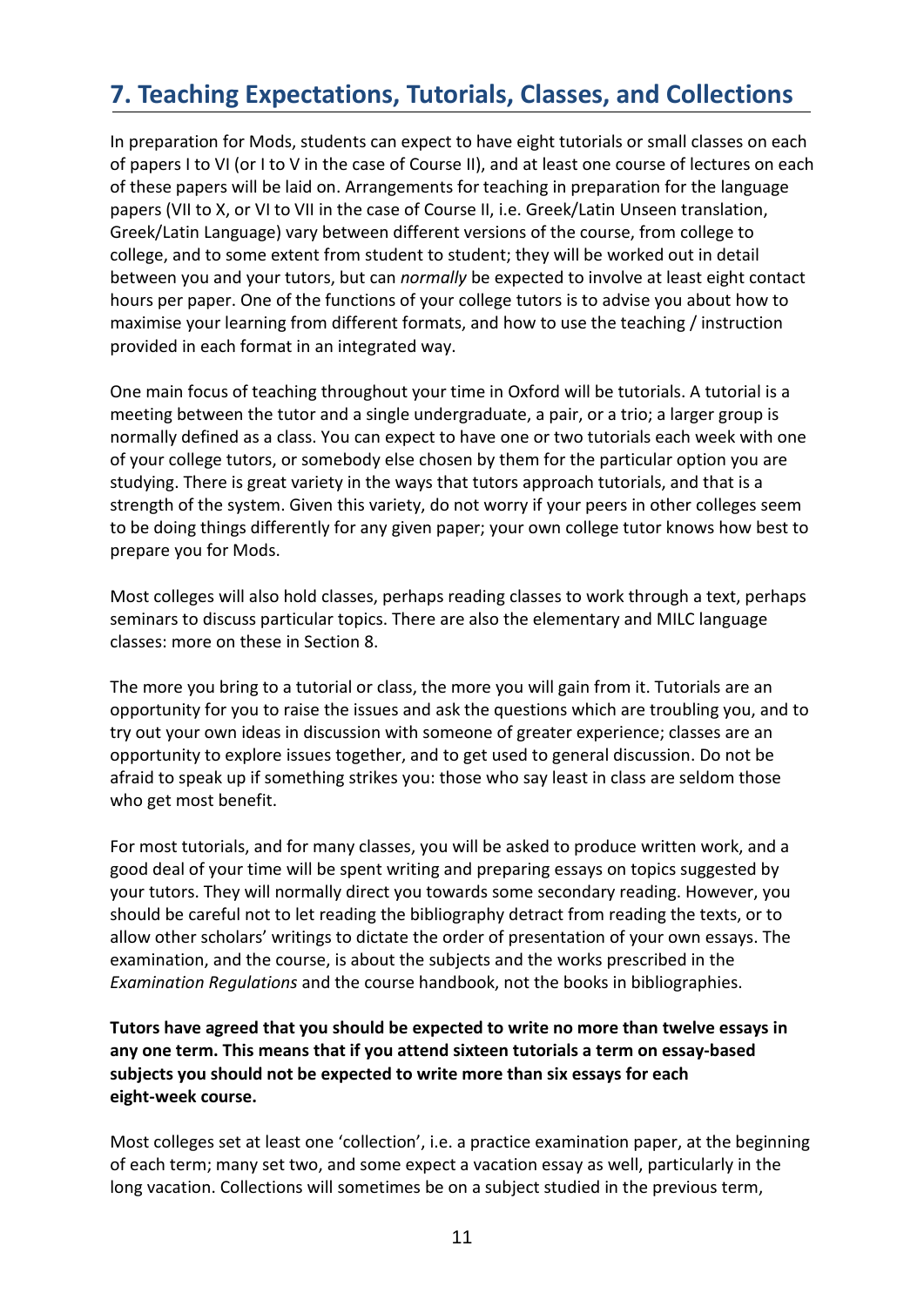## 7. Teaching Expectations, Tutorials, Classes, and Collections

In preparation for Mods, students can expect to have eight tutorials or small classes on each of papers I to VI (or I to V in the case of Course II), and at least one course of lectures on each of these papers will be laid on. Arrangements for teaching in preparation for the language papers (VII to X, or VI to VII in the case of Course II, i.e. Greek/Latin Unseen translation, Greek/Latin Language) vary between different versions of the course, from college to college, and to some extent from student to student; they will be worked out in detail between you and your tutors, but can *normally* be expected to involve at least eight contact hours per paper. One of the functions of your college tutors is to advise you about how to maximise your learning from different formats, and how to use the teaching / instruction provided in each format in an integrated way.

One main focus of teaching throughout your time in Oxford will be tutorials. A tutorial is a meeting between the tutor and a single undergraduate, a pair, or a trio; a larger group is normally defined as a class. You can expect to have one or two tutorials each week with one of your college tutors, or somebody else chosen by them for the particular option you are studying. There is great variety in the ways that tutors approach tutorials, and that is a strength of the system. Given this variety, do not worry if your peers in other colleges seem to be doing things differently for any given paper; your own college tutor knows how best to prepare you for Mods.

Most colleges will also hold classes, perhaps reading classes to work through a text, perhaps seminars to discuss particular topics. There are also the elementary and MILC language classes: more on these in Section 8.

The more you bring to a tutorial or class, the more you will gain from it. Tutorials are an opportunity for you to raise the issues and ask the questions which are troubling you, and to try out your own ideas in discussion with someone of greater experience; classes are an opportunity to explore issues together, and to get used to general discussion. Do not be afraid to speak up if something strikes you: those who say least in class are seldom those who get most benefit.

For most tutorials, and for many classes, you will be asked to produce written work, and a good deal of your time will be spent writing and preparing essays on topics suggested by your tutors. They will normally direct you towards some secondary reading. However, you should be careful not to let reading the bibliography detract from reading the texts, or to allow other scholars' writings to dictate the order of presentation of your own essays. The examination, and the course, is about the subjects and the works prescribed in the *Examination Regulations* and the course handbook, not the books in bibliographies.

**Tutors have agreed that you should be expected to write no more than twelve essays in any one term. This means that if you attend sixteen tutorials a term on essay-based subjects you should not be expected to write more than six essays for each eight-week course.**

Most colleges set at least one 'collection', i.e. a practice examination paper, at the beginning of each term; many set two, and some expect a vacation essay as well, particularly in the long vacation. Collections will sometimes be on a subject studied in the previous term,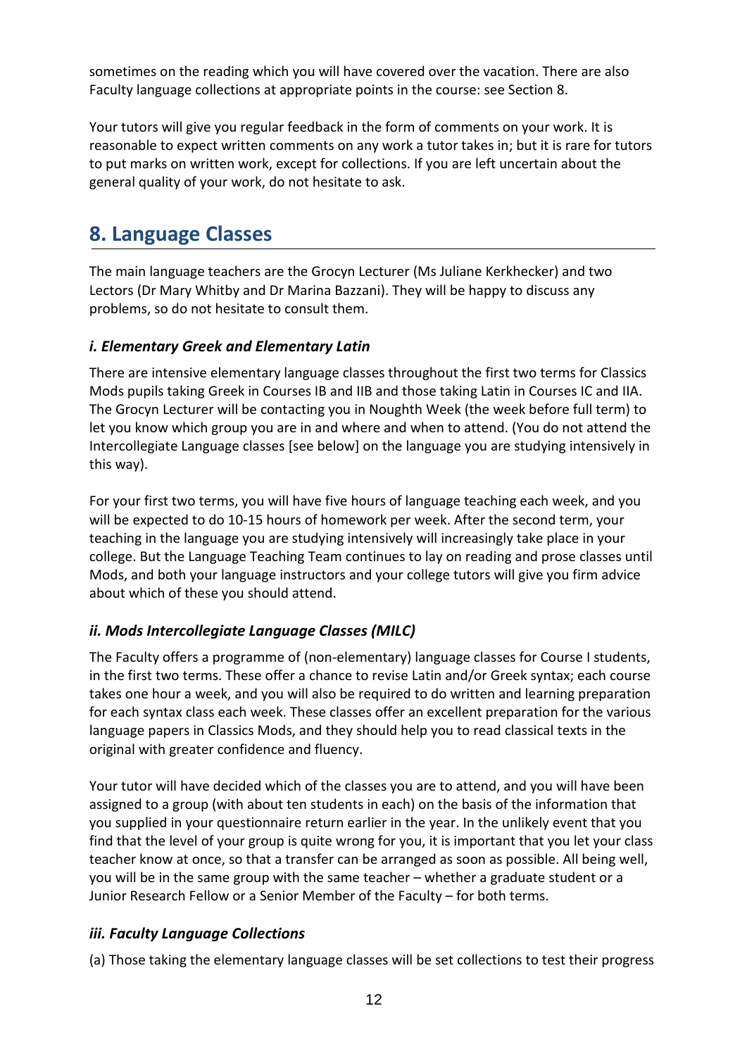sometimes on the reading which you will have covered over the vacation. There are also Faculty language collections at appropriate points in the course: see Section 8.

Your tutors will give you regular feedback in the form of comments on your work. It is reasonable to expect written comments on any work a tutor takes in; but it is rare for tutors to put marks on written work, except for collections. If you are left uncertain about the general quality of your work, do not hesitate to ask.

## 8. Language Classes

The main language teachers are the Grocyn Lecturer (Ms Juliane Kerkhecker) and two Lectors (Dr Mary Whitby and Dr Marina Bazzani). They will be happy to discuss any problems, so do not hesitate to consult them.

### *i. Elementary Greek and Elementary Latin*

There are intensive elementary language classes throughout the first two terms for Classics Mods pupils taking Greek in Courses IB and IIB and those taking Latin in Courses IC and IIA. The Grocyn Lecturer will be contacting you in Noughth Week (the week before full term) to let you know which group you are in and where and when to attend. (You do not attend the Intercollegiate Language classes [see below] on the language you are studying intensively in this way).

For your first two terms, you will have five hours of language teaching each week, and you will be expected to do 10-15 hours of homework per week. After the second term, your teaching in the language you are studying intensively will increasingly take place in your college. But the Language Teaching Team continues to lay on reading and prose classes until Mods, and both your language instructors and your college tutors will give you firm advice about which of these you should attend.

### *ii. Mods Intercollegiate Language Classes (MILC)*

The Faculty offers a programme of (non-elementary) language classes for Course I students, in the first two terms. These offer a chance to revise Latin and/or Greek syntax; each course takes one hour a week, and you will also be required to do written and learning preparation for each syntax class each week. These classes offer an excellent preparation for the various language papers in Classics Mods, and they should help you to read classical texts in the original with greater confidence and fluency.

Your tutor will have decided which of the classes you are to attend, and you will have been assigned to a group (with about ten students in each) on the basis of the information that you supplied in your questionnaire return earlier in the year. In the unlikely event that you find that the level of your group is quite wrong for you, it is important that you let your class teacher know at once, so that a transfer can be arranged as soon as possible. All being well, you will be in the same group with the same teacher – whether a graduate student or a Junior Research Fellow or a Senior Member of the Faculty – for both terms.

### *iii. Faculty Language Collections*

(a) Those taking the elementary language classes will be set collections to test their progress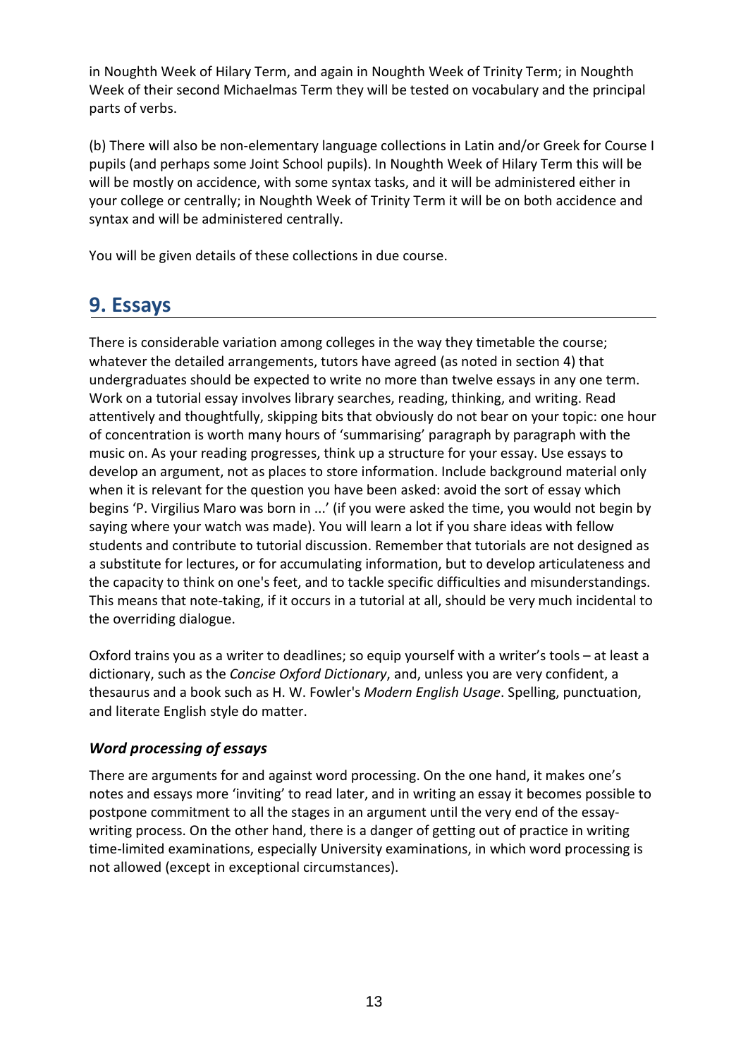in Noughth Week of Hilary Term, and again in Noughth Week of Trinity Term; in Noughth Week of their second Michaelmas Term they will be tested on vocabulary and the principal parts of verbs.

(b) There will also be non-elementary language collections in Latin and/or Greek for Course I pupils (and perhaps some Joint School pupils). In Noughth Week of Hilary Term this will be will be mostly on accidence, with some syntax tasks, and it will be administered either in your college or centrally; in Noughth Week of Trinity Term it will be on both accidence and syntax and will be administered centrally.

You will be given details of these collections in due course.

## 9. Essays

There is considerable variation among colleges in the way they timetable the course; whatever the detailed arrangements, tutors have agreed (as noted in section 4) that undergraduates should be expected to write no more than twelve essays in any one term. Work on a tutorial essay involves library searches, reading, thinking, and writing. Read attentively and thoughtfully, skipping bits that obviously do not bear on your topic: one hour of concentration is worth many hours of 'summarising' paragraph by paragraph with the music on. As your reading progresses, think up a structure for your essay. Use essays to develop an argument, not as places to store information. Include background material only when it is relevant for the question you have been asked: avoid the sort of essay which begins 'P. Virgilius Maro was born in ...' (if you were asked the time, you would not begin by saying where your watch was made). You will learn a lot if you share ideas with fellow students and contribute to tutorial discussion. Remember that tutorials are not designed as a substitute for lectures, or for accumulating information, but to develop articulateness and the capacity to think on one's feet, and to tackle specific difficulties and misunderstandings. This means that note-taking, if it occurs in a tutorial at all, should be very much incidental to the overriding dialogue.

Oxford trains you as a writer to deadlines; so equip yourself with a writer's tools – at least a dictionary, such as the *Concise Oxford Dictionary*, and, unless you are very confident, a thesaurus and a book such as H. W. Fowler's *Modern English Usage*. Spelling, punctuation, and literate English style do matter.

### *Word processing of essays*

There are arguments for and against word processing. On the one hand, it makes one's notes and essays more 'inviting' to read later, and in writing an essay it becomes possible to postpone commitment to all the stages in an argument until the very end of the essay-writing process. On the other hand, there is a danger of getting out of practice in writing time-limited examinations, especially University examinations, in which word processing is not allowed (except in exceptional circumstances).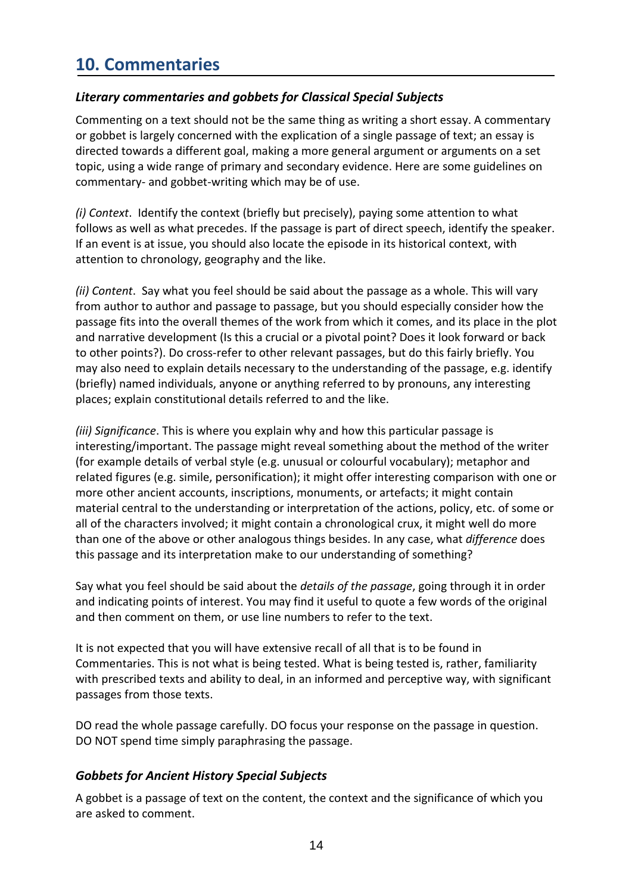## 10. Commentaries

### *Literary commentaries and gobbets for Classical Special Subjects*

Commenting on a text should not be the same thing as writing a short essay. A commentary or gobbet is largely concerned with the explication of a single passage of text; an essay is directed towards a different goal, making a more general argument or arguments on a set topic, using a wide range of primary and secondary evidence. Here are some guidelines on commentary- and gobbet-writing which may be of use.

*(i) Context*. Identify the context (briefly but precisely), paying some attention to what follows as well as what precedes. If the passage is part of direct speech, identify the speaker. If an event is at issue, you should also locate the episode in its historical context, with attention to chronology, geography and the like.

*(ii) Content*. Say what you feel should be said about the passage as a whole. This will vary from author to author and passage to passage, but you should especially consider how the passage fits into the overall themes of the work from which it comes, and its place in the plot and narrative development (Is this a crucial or a pivotal point? Does it look forward or back to other points?). Do cross-refer to other relevant passages, but do this fairly briefly. You may also need to explain details necessary to the understanding of the passage, e.g. identify (briefly) named individuals, anyone or anything referred to by pronouns, any interesting places; explain constitutional details referred to and the like.

*(iii) Significance*. This is where you explain why and how this particular passage is interesting/important. The passage might reveal something about the method of the writer (for example details of verbal style (e.g. unusual or colourful vocabulary); metaphor and related figures (e.g. simile, personification); it might offer interesting comparison with one or more other ancient accounts, inscriptions, monuments, or artefacts; it might contain material central to the understanding or interpretation of the actions, policy, etc. of some or all of the characters involved; it might contain a chronological crux, it might well do more than one of the above or other analogous things besides. In any case, what *difference* does this passage and its interpretation make to our understanding of something?

Say what you feel should be said about the *details of the passage*, going through it in order and indicating points of interest. You may find it useful to quote a few words of the original and then comment on them, or use line numbers to refer to the text.

It is not expected that you will have extensive recall of all that is to be found in Commentaries. This is not what is being tested. What is being tested is, rather, familiarity with prescribed texts and ability to deal, in an informed and perceptive way, with significant passages from those texts.

DO read the whole passage carefully. DO focus your response on the passage in question. DO NOT spend time simply paraphrasing the passage.

### *Gobbets for Ancient History Special Subjects*

A gobbet is a passage of text on the content, the context and the significance of which you are asked to comment.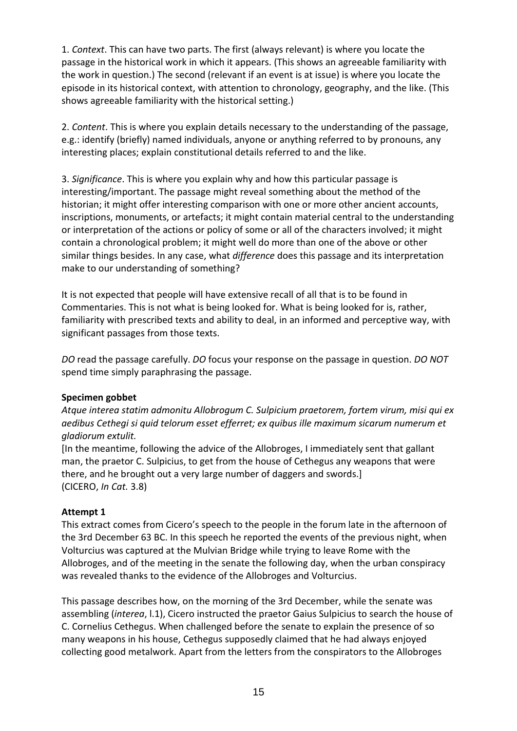1. *Context*. This can have two parts. The first (always relevant) is where you locate the passage in the historical work in which it appears. (This shows an agreeable familiarity with the work in question.) The second (relevant if an event is at issue) is where you locate the episode in its historical context, with attention to chronology, geography, and the like. (This shows agreeable familiarity with the historical setting.)

2. *Content*. This is where you explain details necessary to the understanding of the passage, e.g.: identify (briefly) named individuals, anyone or anything referred to by pronouns, any interesting places; explain constitutional details referred to and the like.

3. *Significance*. This is where you explain why and how this particular passage is interesting/important. The passage might reveal something about the method of the historian; it might offer interesting comparison with one or more other ancient accounts, inscriptions, monuments, or artefacts; it might contain material central to the understanding or interpretation of the actions or policy of some or all of the characters involved; it might contain a chronological problem; it might well do more than one of the above or other similar things besides. In any case, what *difference* does this passage and its interpretation make to our understanding of something?

It is not expected that people will have extensive recall of all that is to be found in Commentaries. This is not what is being looked for. What is being looked for is, rather, familiarity with prescribed texts and ability to deal, in an informed and perceptive way, with significant passages from those texts.

*DO* read the passage carefully. *DO* focus your response on the passage in question. *DO NOT* spend time simply paraphrasing the passage.

### Specimen gobbet

*Atque interea statim admonitu Allobrogum C. Sulpicium praetorem, fortem virum, misi qui ex aedibus Cethegi si quid telorum esset efferret; ex quibus ille maximum sicarum numerum et gladiorum extulit.*

[In the meantime, following the advice of the Allobroges, I immediately sent that gallant man, the praetor C. Sulpicius, to get from the house of Cethegus any weapons that were there, and he brought out a very large number of daggers and swords.]
(CICERO, *In Cat.* 3.8)

### Attempt 1

This extract comes from Cicero's speech to the people in the forum late in the afternoon of the 3rd December 63 BC. In this speech he reported the events of the previous night, when Volturcius was captured at the Mulvian Bridge while trying to leave Rome with the Allobroges, and of the meeting in the senate the following day, when the urban conspiracy was revealed thanks to the evidence of the Allobroges and Volturcius.

This passage describes how, on the morning of the 3rd December, while the senate was assembling (*interea*, l.1), Cicero instructed the praetor Gaius Sulpicius to search the house of C. Cornelius Cethegus. When challenged before the senate to explain the presence of so many weapons in his house, Cethegus supposedly claimed that he had always enjoyed collecting good metalwork. Apart from the letters from the conspirators to the Allobroges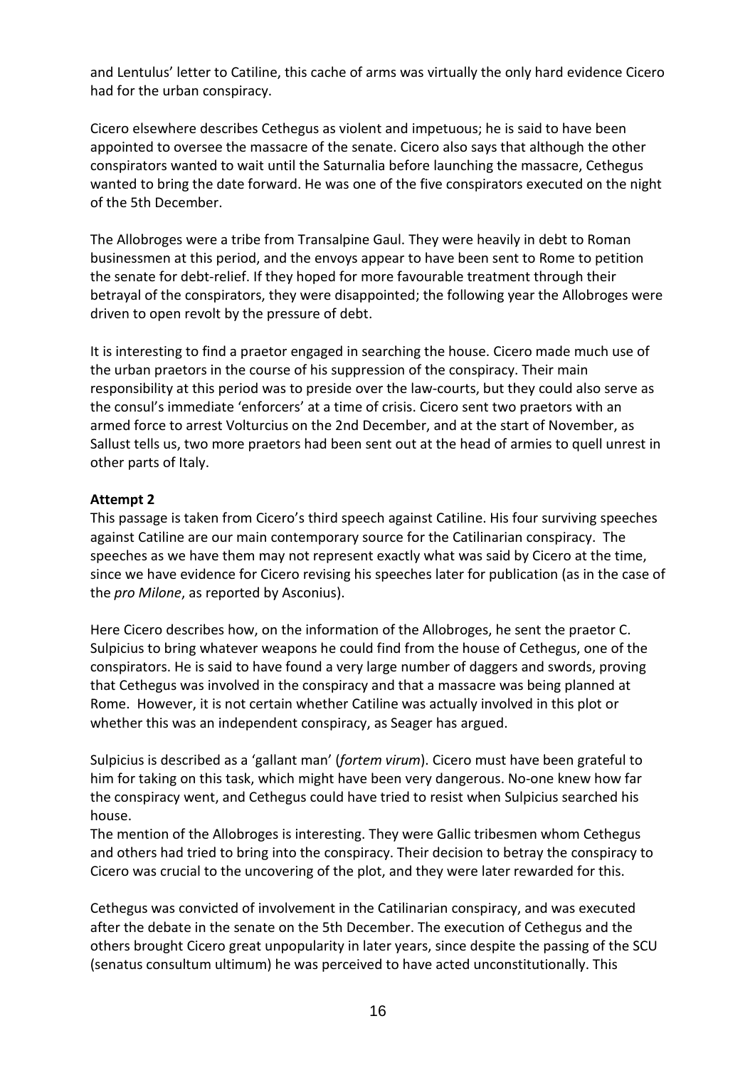and Lentulus' letter to Catiline, this cache of arms was virtually the only hard evidence Cicero had for the urban conspiracy.

Cicero elsewhere describes Cethegus as violent and impetuous; he is said to have been appointed to oversee the massacre of the senate. Cicero also says that although the other conspirators wanted to wait until the Saturnalia before launching the massacre, Cethegus wanted to bring the date forward. He was one of the five conspirators executed on the night of the 5th December.

The Allobroges were a tribe from Transalpine Gaul. They were heavily in debt to Roman businessmen at this period, and the envoys appear to have been sent to Rome to petition the senate for debt-relief. If they hoped for more favourable treatment through their betrayal of the conspirators, they were disappointed; the following year the Allobroges were driven to open revolt by the pressure of debt.

It is interesting to find a praetor engaged in searching the house. Cicero made much use of the urban praetors in the course of his suppression of the conspiracy. Their main responsibility at this period was to preside over the law-courts, but they could also serve as the consul's immediate 'enforcers' at a time of crisis. Cicero sent two praetors with an armed force to arrest Volturcius on the 2nd December, and at the start of November, as Sallust tells us, two more praetors had been sent out at the head of armies to quell unrest in other parts of Italy.

**Attempt 2**

This passage is taken from Cicero's third speech against Catiline. His four surviving speeches against Catiline are our main contemporary source for the Catilinarian conspiracy. The speeches as we have them may not represent exactly what was said by Cicero at the time, since we have evidence for Cicero revising his speeches later for publication (as in the case of the *pro Milone*, as reported by Asconius).

Here Cicero describes how, on the information of the Allobroges, he sent the praetor C. Sulpicius to bring whatever weapons he could find from the house of Cethegus, one of the conspirators. He is said to have found a very large number of daggers and swords, proving that Cethegus was involved in the conspiracy and that a massacre was being planned at Rome. However, it is not certain whether Catiline was actually involved in this plot or whether this was an independent conspiracy, as Seager has argued.

Sulpicius is described as a 'gallant man' (*fortem virum*). Cicero must have been grateful to him for taking on this task, which might have been very dangerous. No-one knew how far the conspiracy went, and Cethegus could have tried to resist when Sulpicius searched his house.

The mention of the Allobroges is interesting. They were Gallic tribesmen whom Cethegus and others had tried to bring into the conspiracy. Their decision to betray the conspiracy to Cicero was crucial to the uncovering of the plot, and they were later rewarded for this.

Cethegus was convicted of involvement in the Catilinarian conspiracy, and was executed after the debate in the senate on the 5th December. The execution of Cethegus and the others brought Cicero great unpopularity in later years, since despite the passing of the SCU (senatus consultum ultimum) he was perceived to have acted unconstitutionally. This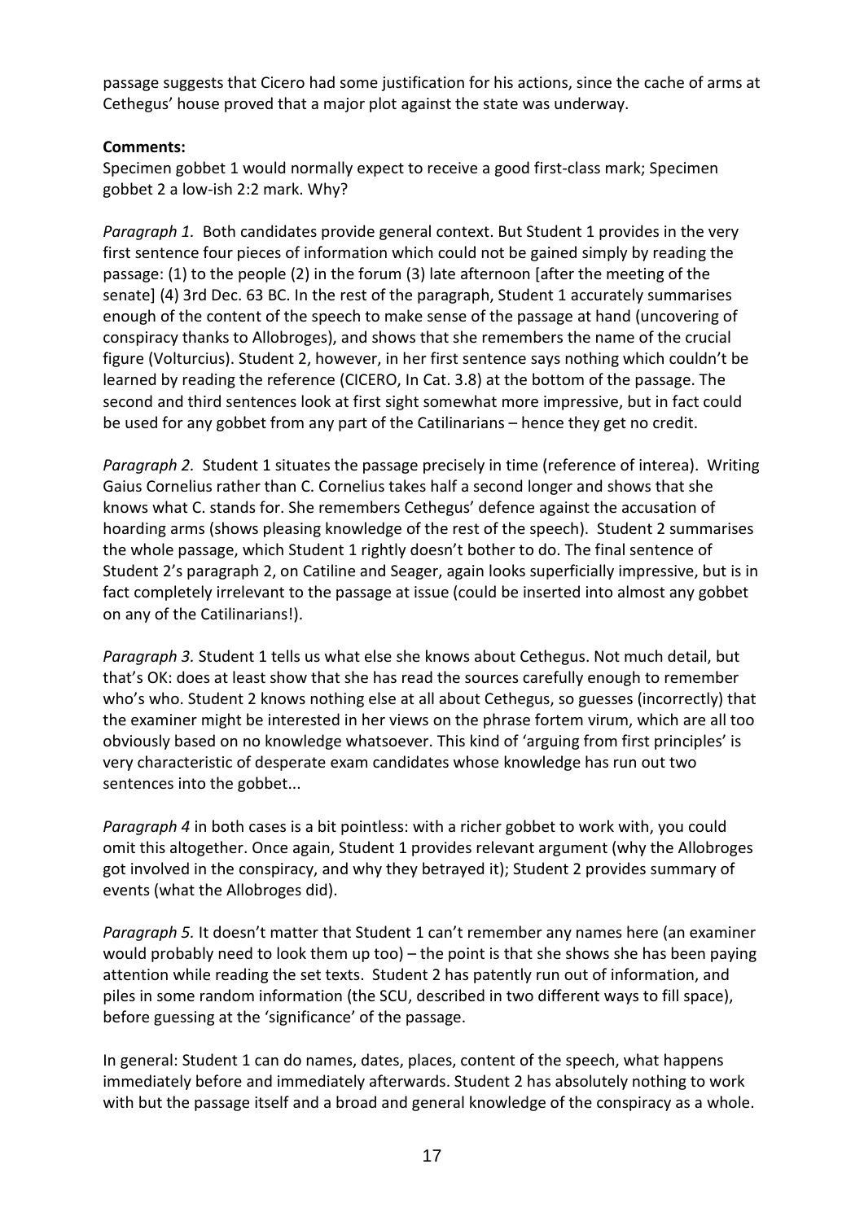passage suggests that Cicero had some justification for his actions, since the cache of arms at Cethegus' house proved that a major plot against the state was underway.

**Comments:**

Specimen gobbet 1 would normally expect to receive a good first-class mark; Specimen gobbet 2 a low-ish 2:2 mark. Why?

*Paragraph 1.* Both candidates provide general context. But Student 1 provides in the very first sentence four pieces of information which could not be gained simply by reading the passage: (1) to the people (2) in the forum (3) late afternoon [after the meeting of the senate] (4) 3rd Dec. 63 BC. In the rest of the paragraph, Student 1 accurately summarises enough of the content of the speech to make sense of the passage at hand (uncovering of conspiracy thanks to Allobroges), and shows that she remembers the name of the crucial figure (Volturcius). Student 2, however, in her first sentence says nothing which couldn't be learned by reading the reference (CICERO, In Cat. 3.8) at the bottom of the passage. The second and third sentences look at first sight somewhat more impressive, but in fact could be used for any gobbet from any part of the Catilinarians – hence they get no credit.

*Paragraph 2.* Student 1 situates the passage precisely in time (reference of interea). Writing Gaius Cornelius rather than C. Cornelius takes half a second longer and shows that she knows what C. stands for. She remembers Cethegus' defence against the accusation of hoarding arms (shows pleasing knowledge of the rest of the speech). Student 2 summarises the whole passage, which Student 1 rightly doesn't bother to do. The final sentence of Student 2's paragraph 2, on Catiline and Seager, again looks superficially impressive, but is in fact completely irrelevant to the passage at issue (could be inserted into almost any gobbet on any of the Catilinarians!).

*Paragraph 3.* Student 1 tells us what else she knows about Cethegus. Not much detail, but that's OK: does at least show that she has read the sources carefully enough to remember who's who. Student 2 knows nothing else at all about Cethegus, so guesses (incorrectly) that the examiner might be interested in her views on the phrase fortem virum, which are all too obviously based on no knowledge whatsoever. This kind of 'arguing from first principles' is very characteristic of desperate exam candidates whose knowledge has run out two sentences into the gobbet...

*Paragraph 4* in both cases is a bit pointless: with a richer gobbet to work with, you could omit this altogether. Once again, Student 1 provides relevant argument (why the Allobroges got involved in the conspiracy, and why they betrayed it); Student 2 provides summary of events (what the Allobroges did).

*Paragraph 5.* It doesn't matter that Student 1 can't remember any names here (an examiner would probably need to look them up too) – the point is that she shows she has been paying attention while reading the set texts. Student 2 has patently run out of information, and piles in some random information (the SCU, described in two different ways to fill space), before guessing at the 'significance' of the passage.

In general: Student 1 can do names, dates, places, content of the speech, what happens immediately before and immediately afterwards. Student 2 has absolutely nothing to work with but the passage itself and a broad and general knowledge of the conspiracy as a whole.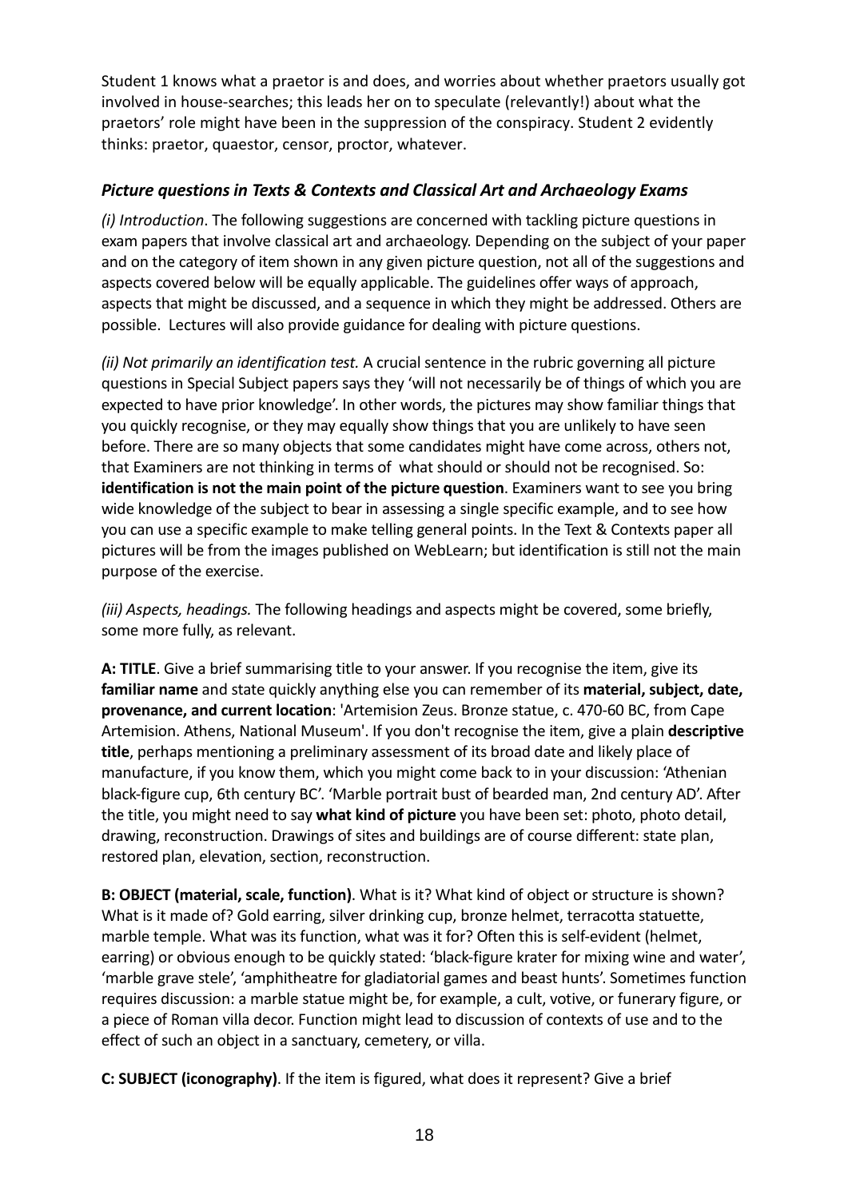Student 1 knows what a praetor is and does, and worries about whether praetors usually got involved in house-searches; this leads her on to speculate (relevantly!) about what the praetors' role might have been in the suppression of the conspiracy. Student 2 evidently thinks: praetor, quaestor, censor, proctor, whatever.

### *Picture questions in Texts & Contexts and Classical Art and Archaeology Exams*

*(i) Introduction*. The following suggestions are concerned with tackling picture questions in exam papers that involve classical art and archaeology. Depending on the subject of your paper and on the category of item shown in any given picture question, not all of the suggestions and aspects covered below will be equally applicable. The guidelines offer ways of approach, aspects that might be discussed, and a sequence in which they might be addressed. Others are possible. Lectures will also provide guidance for dealing with picture questions.

*(ii) Not primarily an identification test.* A crucial sentence in the rubric governing all picture questions in Special Subject papers says they 'will not necessarily be of things of which you are expected to have prior knowledge'. In other words, the pictures may show familiar things that you quickly recognise, or they may equally show things that you are unlikely to have seen before. There are so many objects that some candidates might have come across, others not, that Examiners are not thinking in terms of what should or should not be recognised. So: **identification is not the main point of the picture question**. Examiners want to see you bring wide knowledge of the subject to bear in assessing a single specific example, and to see how you can use a specific example to make telling general points. In the Text & Contexts paper all pictures will be from the images published on WebLearn; but identification is still not the main purpose of the exercise.

*(iii) Aspects, headings.* The following headings and aspects might be covered, some briefly, some more fully, as relevant.

**A: TITLE**. Give a brief summarising title to your answer. If you recognise the item, give its **familiar name** and state quickly anything else you can remember of its **material, subject, date, provenance, and current location**: 'Artemision Zeus. Bronze statue, c. 470-60 BC, from Cape Artemision. Athens, National Museum'. If you don't recognise the item, give a plain **descriptive title**, perhaps mentioning a preliminary assessment of its broad date and likely place of manufacture, if you know them, which you might come back to in your discussion: 'Athenian black-figure cup, 6th century BC'. 'Marble portrait bust of bearded man, 2nd century AD'. After the title, you might need to say **what kind of picture** you have been set: photo, photo detail, drawing, reconstruction. Drawings of sites and buildings are of course different: state plan, restored plan, elevation, section, reconstruction.

**B: OBJECT (material, scale, function)**. What is it? What kind of object or structure is shown? What is it made of? Gold earring, silver drinking cup, bronze helmet, terracotta statuette, marble temple. What was its function, what was it for? Often this is self-evident (helmet, earring) or obvious enough to be quickly stated: 'black-figure krater for mixing wine and water', 'marble grave stele', 'amphitheatre for gladiatorial games and beast hunts'. Sometimes function requires discussion: a marble statue might be, for example, a cult, votive, or funerary figure, or a piece of Roman villa decor. Function might lead to discussion of contexts of use and to the effect of such an object in a sanctuary, cemetery, or villa.

**C: SUBJECT (iconography)**. If the item is figured, what does it represent? Give a brief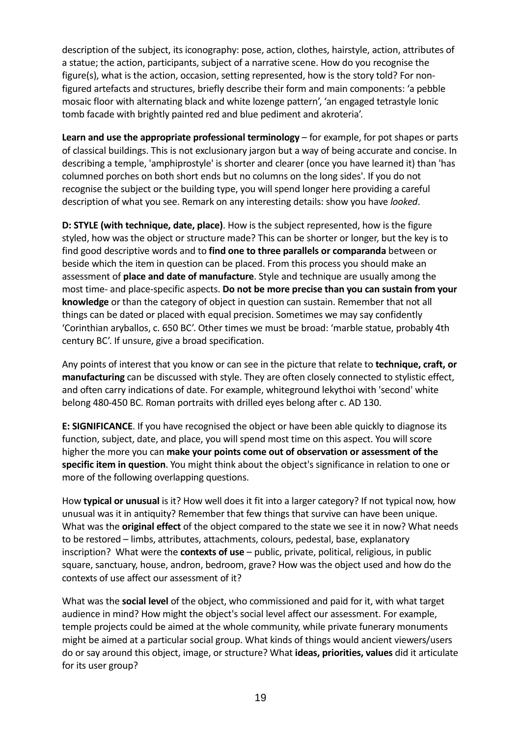description of the subject, its iconography: pose, action, clothes, hairstyle, action, attributes of a statue; the action, participants, subject of a narrative scene. How do you recognise the figure(s), what is the action, occasion, setting represented, how is the story told? For non-figured artefacts and structures, briefly describe their form and main components: 'a pebble mosaic floor with alternating black and white lozenge pattern', 'an engaged tetrastyle Ionic tomb facade with brightly painted red and blue pediment and akroteria'.

**Learn and use the appropriate professional terminology** – for example, for pot shapes or parts of classical buildings. This is not exclusionary jargon but a way of being accurate and concise. In describing a temple, 'amphiprostyle' is shorter and clearer (once you have learned it) than 'has columned porches on both short ends but no columns on the long sides'. If you do not recognise the subject or the building type, you will spend longer here providing a careful description of what you see. Remark on any interesting details: show you have *looked*.

**D: STYLE (with technique, date, place)**. How is the subject represented, how is the figure styled, how was the object or structure made? This can be shorter or longer, but the key is to find good descriptive words and to **find one to three parallels or comparanda** between or beside which the item in question can be placed. From this process you should make an assessment of **place and date of manufacture**. Style and technique are usually among the most time- and place-specific aspects. **Do not be more precise than you can sustain from your knowledge** or than the category of object in question can sustain. Remember that not all things can be dated or placed with equal precision. Sometimes we may say confidently 'Corinthian aryballos, c. 650 BC'. Other times we must be broad: 'marble statue, probably 4th century BC'. If unsure, give a broad specification.

Any points of interest that you know or can see in the picture that relate to **technique, craft, or manufacturing** can be discussed with style. They are often closely connected to stylistic effect, and often carry indications of date. For example, whiteground lekythoi with 'second' white belong 480-450 BC. Roman portraits with drilled eyes belong after c. AD 130.

**E: SIGNIFICANCE**. If you have recognised the object or have been able quickly to diagnose its function, subject, date, and place, you will spend most time on this aspect. You will score higher the more you can **make your points come out of observation or assessment of the specific item in question**. You might think about the object's significance in relation to one or more of the following overlapping questions.

How **typical or unusual** is it? How well does it fit into a larger category? If not typical now, how unusual was it in antiquity? Remember that few things that survive can have been unique. What was the **original effect** of the object compared to the state we see it in now? What needs to be restored – limbs, attributes, attachments, colours, pedestal, base, explanatory inscription? What were the **contexts of use** – public, private, political, religious, in public square, sanctuary, house, andron, bedroom, grave? How was the object used and how do the contexts of use affect our assessment of it?

What was the **social level** of the object, who commissioned and paid for it, with what target audience in mind? How might the object's social level affect our assessment. For example, temple projects could be aimed at the whole community, while private funerary monuments might be aimed at a particular social group. What kinds of things would ancient viewers/users do or say around this object, image, or structure? What **ideas, priorities, values** did it articulate for its user group?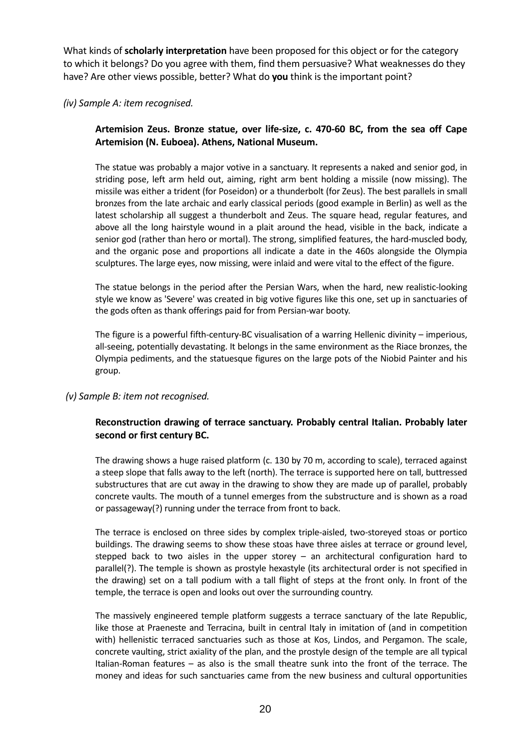What kinds of **scholarly interpretation** have been proposed for this object or for the category to which it belongs? Do you agree with them, find them persuasive? What weaknesses do they have? Are other views possible, better? What do **you** think is the important point?

*(iv) Sample A: item recognised.*

> **Artemision Zeus. Bronze statue, over life-size, c. 470-60 BC, from the sea off Cape Artemision (N. Euboea). Athens, National Museum.**
>
> The statue was probably a major votive in a sanctuary. It represents a naked and senior god, in striding pose, left arm held out, aiming, right arm bent holding a missile (now missing). The missile was either a trident (for Poseidon) or a thunderbolt (for Zeus). The best parallels in small bronzes from the late archaic and early classical periods (good example in Berlin) as well as the latest scholarship all suggest a thunderbolt and Zeus. The square head, regular features, and above all the long hairstyle wound in a plait around the head, visible in the back, indicate a senior god (rather than hero or mortal). The strong, simplified features, the hard-muscled body, and the organic pose and proportions all indicate a date in the 460s alongside the Olympia sculptures. The large eyes, now missing, were inlaid and were vital to the effect of the figure.
>
> The statue belongs in the period after the Persian Wars, when the hard, new realistic-looking style we know as 'Severe' was created in big votive figures like this one, set up in sanctuaries of the gods often as thank offerings paid for from Persian-war booty.
>
> The figure is a powerful fifth-century-BC visualisation of a warring Hellenic divinity – imperious, all-seeing, potentially devastating. It belongs in the same environment as the Riace bronzes, the Olympia pediments, and the statuesque figures on the large pots of the Niobid Painter and his group.

*(v) Sample B: item not recognised.*

> **Reconstruction drawing of terrace sanctuary. Probably central Italian. Probably later second or first century BC.**
>
> The drawing shows a huge raised platform (c. 130 by 70 m, according to scale), terraced against a steep slope that falls away to the left (north). The terrace is supported here on tall, buttressed substructures that are cut away in the drawing to show they are made up of parallel, probably concrete vaults. The mouth of a tunnel emerges from the substructure and is shown as a road or passageway(?) running under the terrace from front to back.
>
> The terrace is enclosed on three sides by complex triple-aisled, two-storeyed stoas or portico buildings. The drawing seems to show these stoas have three aisles at terrace or ground level, stepped back to two aisles in the upper storey – an architectural configuration hard to parallel(?). The temple is shown as prostyle hexastyle (its architectural order is not specified in the drawing) set on a tall podium with a tall flight of steps at the front only. In front of the temple, the terrace is open and looks out over the surrounding country.
>
> The massively engineered temple platform suggests a terrace sanctuary of the late Republic, like those at Praeneste and Terracina, built in central Italy in imitation of (and in competition with) hellenistic terraced sanctuaries such as those at Kos, Lindos, and Pergamon. The scale, concrete vaulting, strict axiality of the plan, and the prostyle design of the temple are all typical Italian-Roman features – as also is the small theatre sunk into the front of the terrace. The money and ideas for such sanctuaries came from the new business and cultural opportunities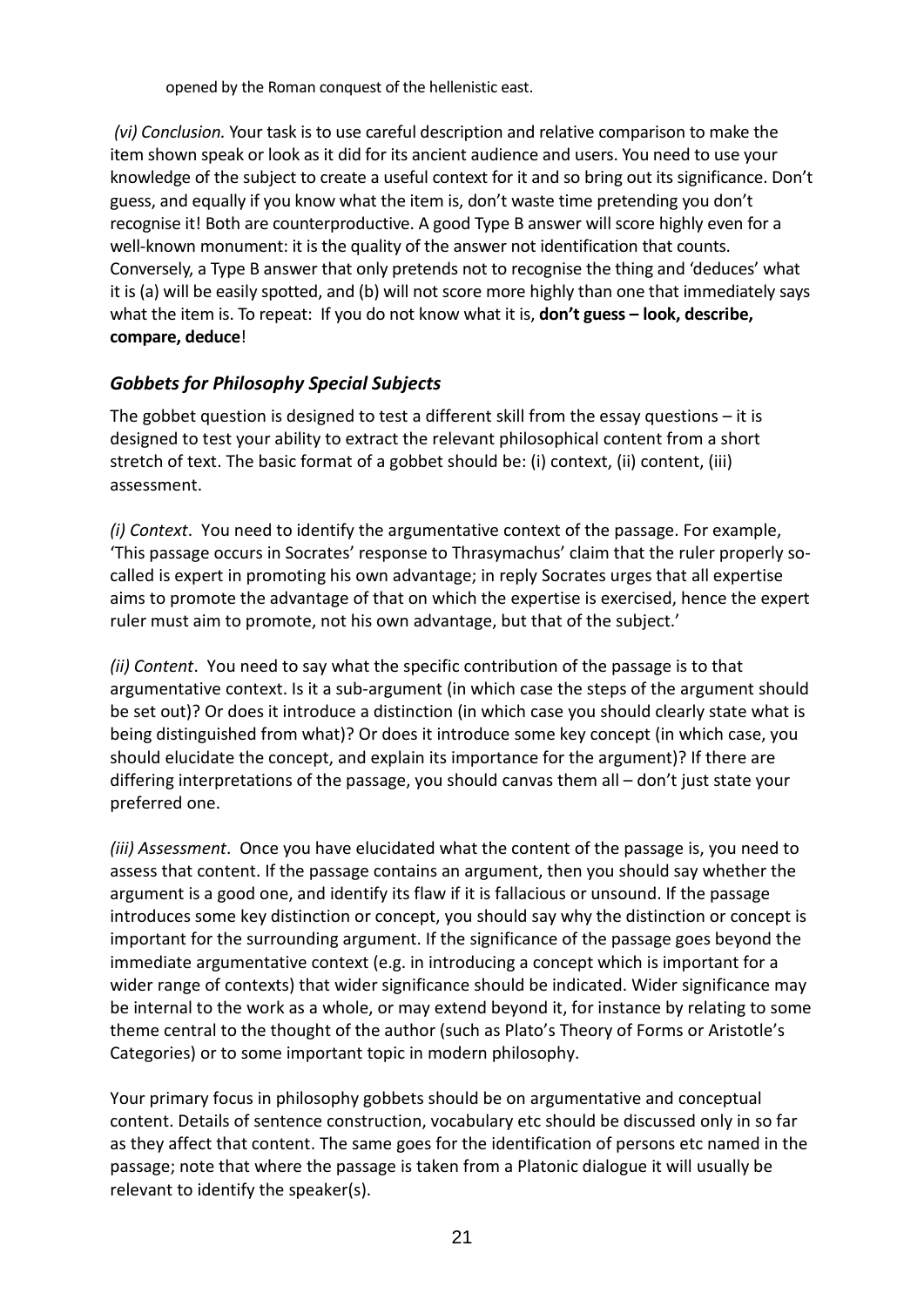opened by the Roman conquest of the hellenistic east.

*(vi) Conclusion.* Your task is to use careful description and relative comparison to make the item shown speak or look as it did for its ancient audience and users. You need to use your knowledge of the subject to create a useful context for it and so bring out its significance. Don't guess, and equally if you know what the item is, don't waste time pretending you don't recognise it! Both are counterproductive. A good Type B answer will score highly even for a well-known monument: it is the quality of the answer not identification that counts. Conversely, a Type B answer that only pretends not to recognise the thing and 'deduces' what it is (a) will be easily spotted, and (b) will not score more highly than one that immediately says what the item is. To repeat: If you do not know what it is, **don't guess – look, describe, compare, deduce**!

### *Gobbets for Philosophy Special Subjects*

The gobbet question is designed to test a different skill from the essay questions – it is designed to test your ability to extract the relevant philosophical content from a short stretch of text. The basic format of a gobbet should be: (i) context, (ii) content, (iii) assessment.

*(i) Context*. You need to identify the argumentative context of the passage. For example, 'This passage occurs in Socrates' response to Thrasymachus' claim that the ruler properly so-called is expert in promoting his own advantage; in reply Socrates urges that all expertise aims to promote the advantage of that on which the expertise is exercised, hence the expert ruler must aim to promote, not his own advantage, but that of the subject.'

*(ii) Content*. You need to say what the specific contribution of the passage is to that argumentative context. Is it a sub-argument (in which case the steps of the argument should be set out)? Or does it introduce a distinction (in which case you should clearly state what is being distinguished from what)? Or does it introduce some key concept (in which case, you should elucidate the concept, and explain its importance for the argument)? If there are differing interpretations of the passage, you should canvas them all – don't just state your preferred one.

*(iii) Assessment*. Once you have elucidated what the content of the passage is, you need to assess that content. If the passage contains an argument, then you should say whether the argument is a good one, and identify its flaw if it is fallacious or unsound. If the passage introduces some key distinction or concept, you should say why the distinction or concept is important for the surrounding argument. If the significance of the passage goes beyond the immediate argumentative context (e.g. in introducing a concept which is important for a wider range of contexts) that wider significance should be indicated. Wider significance may be internal to the work as a whole, or may extend beyond it, for instance by relating to some theme central to the thought of the author (such as Plato's Theory of Forms or Aristotle's Categories) or to some important topic in modern philosophy.

Your primary focus in philosophy gobbets should be on argumentative and conceptual content. Details of sentence construction, vocabulary etc should be discussed only in so far as they affect that content. The same goes for the identification of persons etc named in the passage; note that where the passage is taken from a Platonic dialogue it will usually be relevant to identify the speaker(s).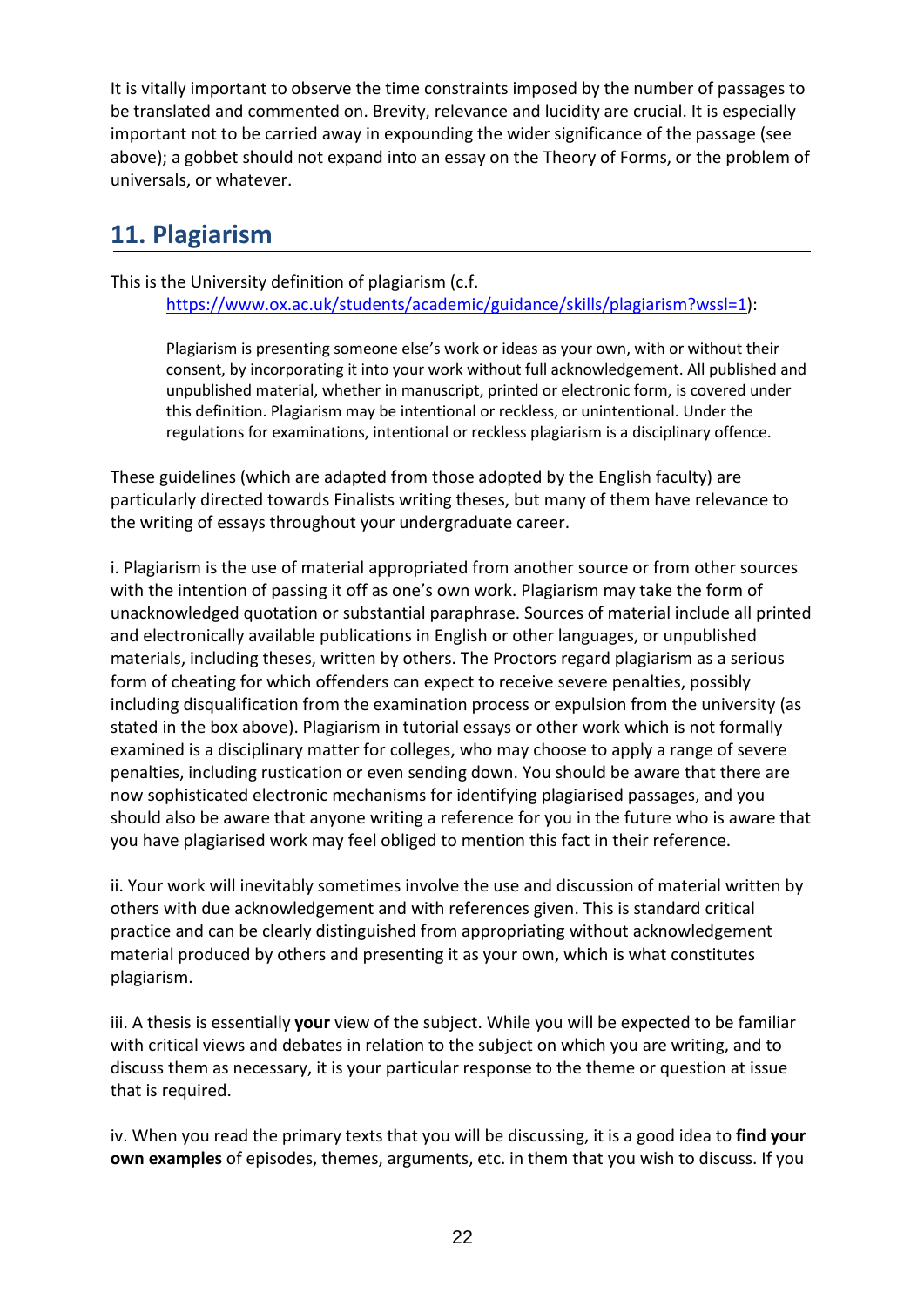It is vitally important to observe the time constraints imposed by the number of passages to be translated and commented on. Brevity, relevance and lucidity are crucial. It is especially important not to be carried away in expounding the wider significance of the passage (see above); a gobbet should not expand into an essay on the Theory of Forms, or the problem of universals, or whatever.

## 11. Plagiarism

This is the University definition of plagiarism (c.f. https://www.ox.ac.uk/students/academic/guidance/skills/plagiarism?wssl=1):

> Plagiarism is presenting someone else's work or ideas as your own, with or without their consent, by incorporating it into your work without full acknowledgement. All published and unpublished material, whether in manuscript, printed or electronic form, is covered under this definition. Plagiarism may be intentional or reckless, or unintentional. Under the regulations for examinations, intentional or reckless plagiarism is a disciplinary offence.

These guidelines (which are adapted from those adopted by the English faculty) are particularly directed towards Finalists writing theses, but many of them have relevance to the writing of essays throughout your undergraduate career.

i. Plagiarism is the use of material appropriated from another source or from other sources with the intention of passing it off as one's own work. Plagiarism may take the form of unacknowledged quotation or substantial paraphrase. Sources of material include all printed and electronically available publications in English or other languages, or unpublished materials, including theses, written by others. The Proctors regard plagiarism as a serious form of cheating for which offenders can expect to receive severe penalties, possibly including disqualification from the examination process or expulsion from the university (as stated in the box above). Plagiarism in tutorial essays or other work which is not formally examined is a disciplinary matter for colleges, who may choose to apply a range of severe penalties, including rustication or even sending down. You should be aware that there are now sophisticated electronic mechanisms for identifying plagiarised passages, and you should also be aware that anyone writing a reference for you in the future who is aware that you have plagiarised work may feel obliged to mention this fact in their reference.

ii. Your work will inevitably sometimes involve the use and discussion of material written by others with due acknowledgement and with references given. This is standard critical practice and can be clearly distinguished from appropriating without acknowledgement material produced by others and presenting it as your own, which is what constitutes plagiarism.

iii. A thesis is essentially **your** view of the subject. While you will be expected to be familiar with critical views and debates in relation to the subject on which you are writing, and to discuss them as necessary, it is your particular response to the theme or question at issue that is required.

iv. When you read the primary texts that you will be discussing, it is a good idea to **find your own examples** of episodes, themes, arguments, etc. in them that you wish to discuss. If you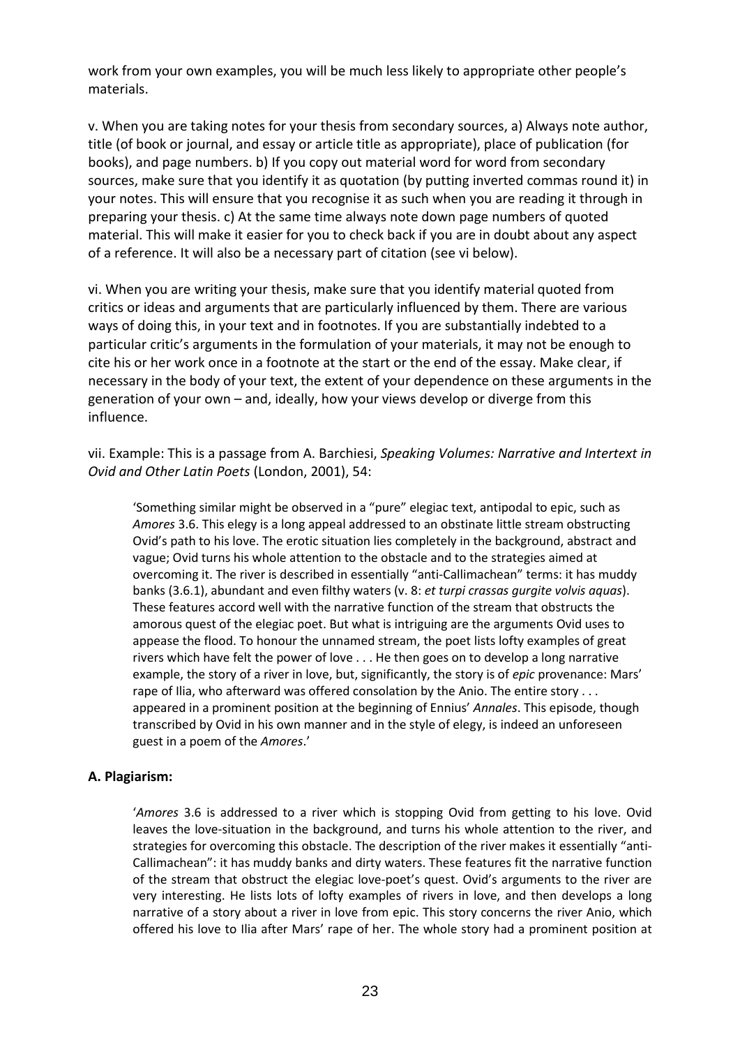work from your own examples, you will be much less likely to appropriate other people's materials.

v. When you are taking notes for your thesis from secondary sources, a) Always note author, title (of book or journal, and essay or article title as appropriate), place of publication (for books), and page numbers. b) If you copy out material word for word from secondary sources, make sure that you identify it as quotation (by putting inverted commas round it) in your notes. This will ensure that you recognise it as such when you are reading it through in preparing your thesis. c) At the same time always note down page numbers of quoted material. This will make it easier for you to check back if you are in doubt about any aspect of a reference. It will also be a necessary part of citation (see vi below).

vi. When you are writing your thesis, make sure that you identify material quoted from critics or ideas and arguments that are particularly influenced by them. There are various ways of doing this, in your text and in footnotes. If you are substantially indebted to a particular critic's arguments in the formulation of your materials, it may not be enough to cite his or her work once in a footnote at the start or the end of the essay. Make clear, if necessary in the body of your text, the extent of your dependence on these arguments in the generation of your own – and, ideally, how your views develop or diverge from this influence.

vii. Example: This is a passage from A. Barchiesi, *Speaking Volumes: Narrative and Intertext in Ovid and Other Latin Poets* (London, 2001), 54:

> 'Something similar might be observed in a "pure" elegiac text, antipodal to epic, such as *Amores* 3.6. This elegy is a long appeal addressed to an obstinate little stream obstructing Ovid's path to his love. The erotic situation lies completely in the background, abstract and vague; Ovid turns his whole attention to the obstacle and to the strategies aimed at overcoming it. The river is described in essentially "anti-Callimachean" terms: it has muddy banks (3.6.1), abundant and even filthy waters (v. 8: *et turpi crassas gurgite volvis aquas*). These features accord well with the narrative function of the stream that obstructs the amorous quest of the elegiac poet. But what is intriguing are the arguments Ovid uses to appease the flood. To honour the unnamed stream, the poet lists lofty examples of great rivers which have felt the power of love . . . He then goes on to develop a long narrative example, the story of a river in love, but, significantly, the story is of *epic* provenance: Mars' rape of Ilia, who afterward was offered consolation by the Anio. The entire story . . . appeared in a prominent position at the beginning of Ennius' *Annales*. This episode, though transcribed by Ovid in his own manner and in the style of elegy, is indeed an unforeseen guest in a poem of the *Amores*.'

**A. Plagiarism:**

> '*Amores* 3.6 is addressed to a river which is stopping Ovid from getting to his love. Ovid leaves the love-situation in the background, and turns his whole attention to the river, and strategies for overcoming this obstacle. The description of the river makes it essentially "anti-Callimachean": it has muddy banks and dirty waters. These features fit the narrative function of the stream that obstruct the elegiac love-poet's quest. Ovid's arguments to the river are very interesting. He lists lots of lofty examples of rivers in love, and then develops a long narrative of a story about a river in love from epic. This story concerns the river Anio, which offered his love to Ilia after Mars' rape of her. The whole story had a prominent position at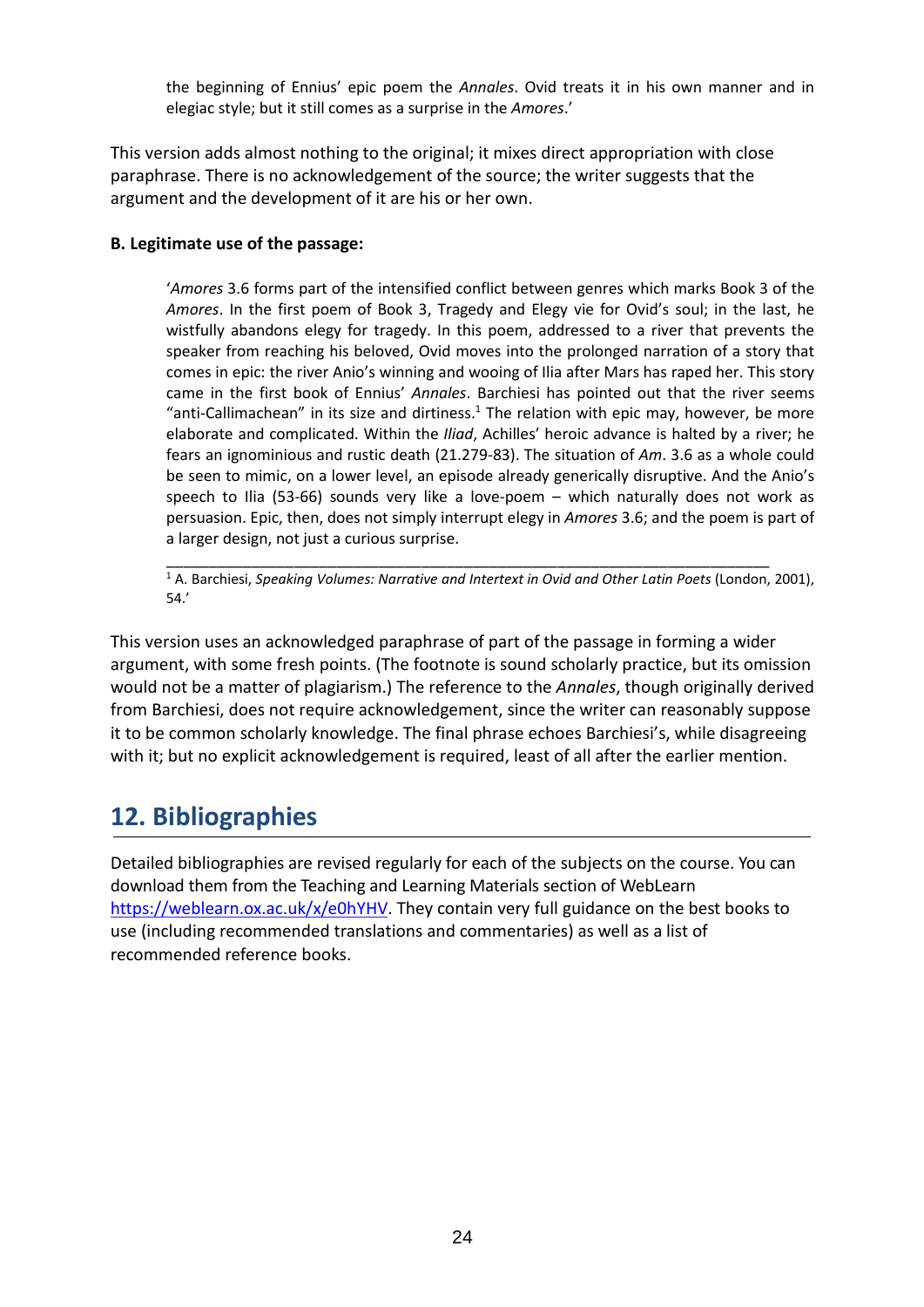> the beginning of Ennius' epic poem the *Annales*. Ovid treats it in his own manner and in elegiac style; but it still comes as a surprise in the *Amores*.'

This version adds almost nothing to the original; it mixes direct appropriation with close paraphrase. There is no acknowledgement of the source; the writer suggests that the argument and the development of it are his or her own.

**B. Legitimate use of the passage:**

> '*Amores* 3.6 forms part of the intensified conflict between genres which marks Book 3 of the *Amores*. In the first poem of Book 3, Tragedy and Elegy vie for Ovid's soul; in the last, he wistfully abandons elegy for tragedy. In this poem, addressed to a river that prevents the speaker from reaching his beloved, Ovid moves into the prolonged narration of a story that comes in epic: the river Anio's winning and wooing of Ilia after Mars has raped her. This story came in the first book of Ennius' *Annales*. Barchiesi has pointed out that the river seems "anti-Callimachean" in its size and dirtiness.[1] The relation with epic may, however, be more elaborate and complicated. Within the *Iliad*, Achilles' heroic advance is halted by a river; he fears an ignominious and rustic death (21.279-83). The situation of *Am*. 3.6 as a whole could be seen to mimic, on a lower level, an episode already generically disruptive. And the Anio's speech to Ilia (53-66) sounds very like a love-poem – which naturally does not work as persuasion. Epic, then, does not simply interrupt elegy in *Amores* 3.6; and the poem is part of a larger design, not just a curious surprise.
>
> ---
>
> [1] A. Barchiesi, *Speaking Volumes: Narrative and Intertext in Ovid and Other Latin Poets* (London, 2001), 54.'

This version uses an acknowledged paraphrase of part of the passage in forming a wider argument, with some fresh points. (The footnote is sound scholarly practice, but its omission would not be a matter of plagiarism.) The reference to the *Annales*, though originally derived from Barchiesi, does not require acknowledgement, since the writer can reasonably suppose it to be common scholarly knowledge. The final phrase echoes Barchiesi's, while disagreeing with it; but no explicit acknowledgement is required, least of all after the earlier mention.

## 12. Bibliographies

Detailed bibliographies are revised regularly for each of the subjects on the course. You can download them from the Teaching and Learning Materials section of WebLearn https://weblearn.ox.ac.uk/x/e0hYHV. They contain very full guidance on the best books to use (including recommended translations and commentaries) as well as a list of recommended reference books.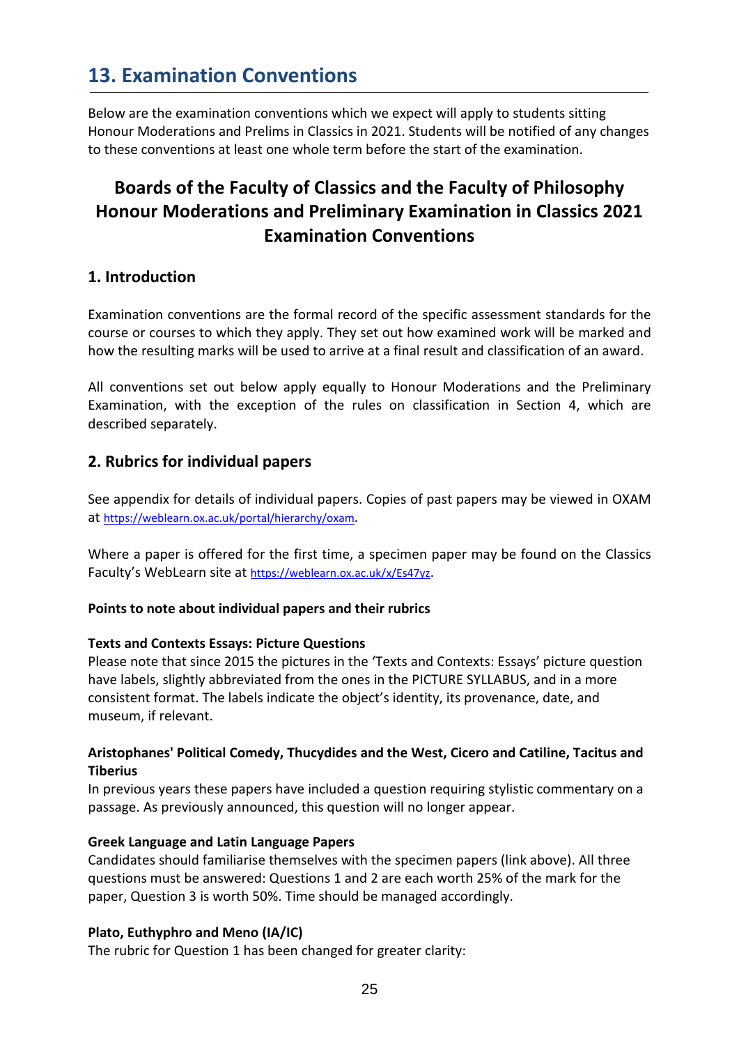# 13. Examination Conventions

Below are the examination conventions which we expect will apply to students sitting Honour Moderations and Prelims in Classics in 2021. Students will be notified of any changes to these conventions at least one whole term before the start of the examination.

## Boards of the Faculty of Classics and the Faculty of Philosophy Honour Moderations and Preliminary Examination in Classics 2021 Examination Conventions

### 1. Introduction

Examination conventions are the formal record of the specific assessment standards for the course or courses to which they apply. They set out how examined work will be marked and how the resulting marks will be used to arrive at a final result and classification of an award.

All conventions set out below apply equally to Honour Moderations and the Preliminary Examination, with the exception of the rules on classification in Section 4, which are described separately.

### 2. Rubrics for individual papers

See appendix for details of individual papers. Copies of past papers may be viewed in OXAM at https://weblearn.ox.ac.uk/portal/hierarchy/oxam.

Where a paper is offered for the first time, a specimen paper may be found on the Classics Faculty's WebLearn site at https://weblearn.ox.ac.uk/x/Es47yz.

**Points to note about individual papers and their rubrics**

**Texts and Contexts Essays: Picture Questions**
Please note that since 2015 the pictures in the 'Texts and Contexts: Essays' picture question have labels, slightly abbreviated from the ones in the PICTURE SYLLABUS, and in a more consistent format. The labels indicate the object's identity, its provenance, date, and museum, if relevant.

**Aristophanes' Political Comedy, Thucydides and the West, Cicero and Catiline, Tacitus and Tiberius**
In previous years these papers have included a question requiring stylistic commentary on a passage. As previously announced, this question will no longer appear.

**Greek Language and Latin Language Papers**
Candidates should familiarise themselves with the specimen papers (link above). All three questions must be answered: Questions 1 and 2 are each worth 25% of the mark for the paper, Question 3 is worth 50%. Time should be managed accordingly.

**Plato, Euthyphro and Meno (IA/IC)**
The rubric for Question 1 has been changed for greater clarity: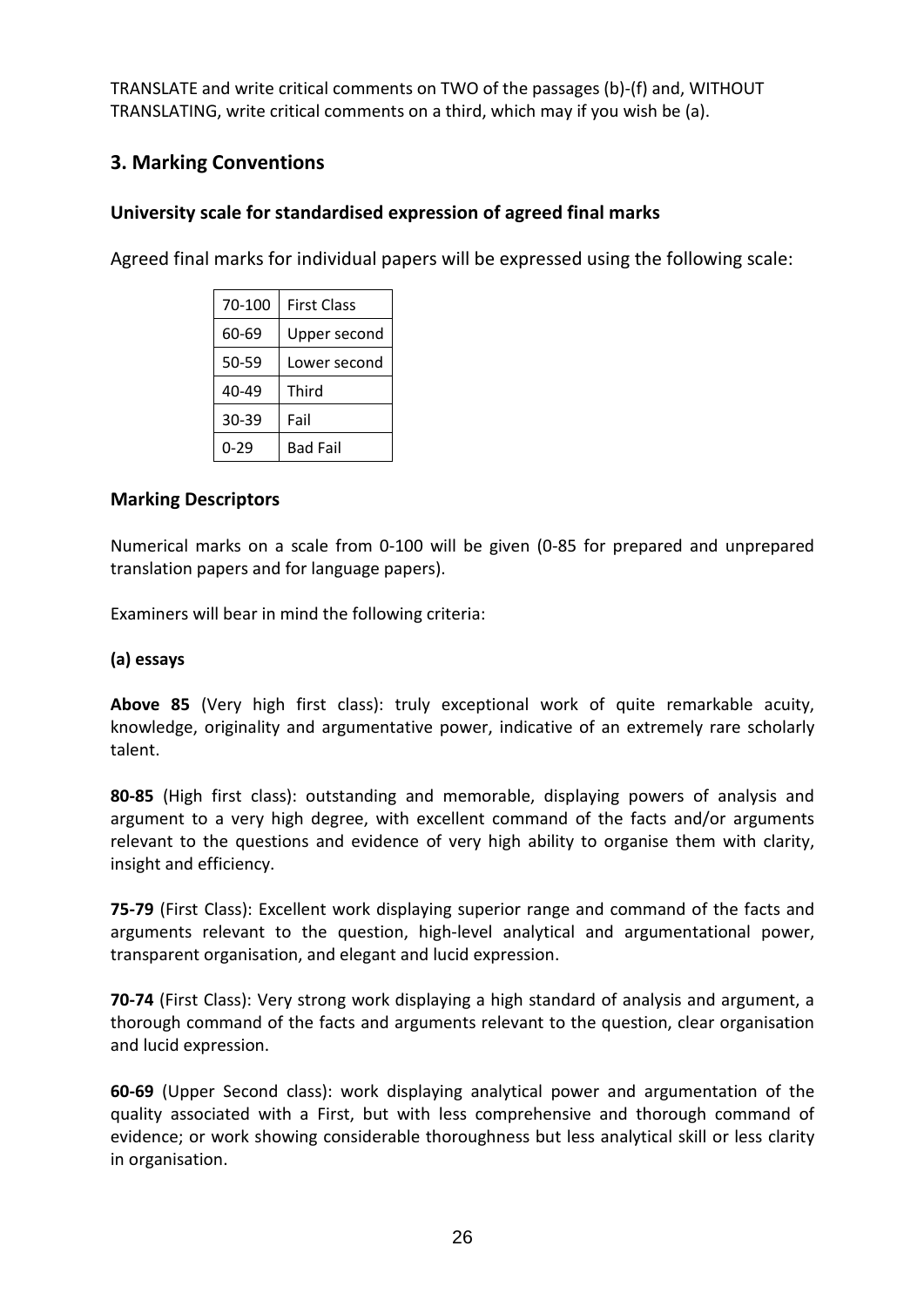TRANSLATE and write critical comments on TWO of the passages (b)-(f) and, WITHOUT TRANSLATING, write critical comments on a third, which may if you wish be (a).

## 3. Marking Conventions

### University scale for standardised expression of agreed final marks

Agreed final marks for individual papers will be expressed using the following scale:

| 70-100 | First Class |
|---|---|
| 60-69 | Upper second |
| 50-59 | Lower second |
| 40-49 | Third |
| 30-39 | Fail |
| 0-29 | Bad Fail |

### Marking Descriptors

Numerical marks on a scale from 0-100 will be given (0-85 for prepared and unprepared translation papers and for language papers).

Examiners will bear in mind the following criteria:

**(a) essays**

**Above 85** (Very high first class): truly exceptional work of quite remarkable acuity, knowledge, originality and argumentative power, indicative of an extremely rare scholarly talent.

**80-85** (High first class): outstanding and memorable, displaying powers of analysis and argument to a very high degree, with excellent command of the facts and/or arguments relevant to the questions and evidence of very high ability to organise them with clarity, insight and efficiency.

**75-79** (First Class): Excellent work displaying superior range and command of the facts and arguments relevant to the question, high-level analytical and argumentational power, transparent organisation, and elegant and lucid expression.

**70-74** (First Class): Very strong work displaying a high standard of analysis and argument, a thorough command of the facts and arguments relevant to the question, clear organisation and lucid expression.

**60-69** (Upper Second class): work displaying analytical power and argumentation of the quality associated with a First, but with less comprehensive and thorough command of evidence; or work showing considerable thoroughness but less analytical skill or less clarity in organisation.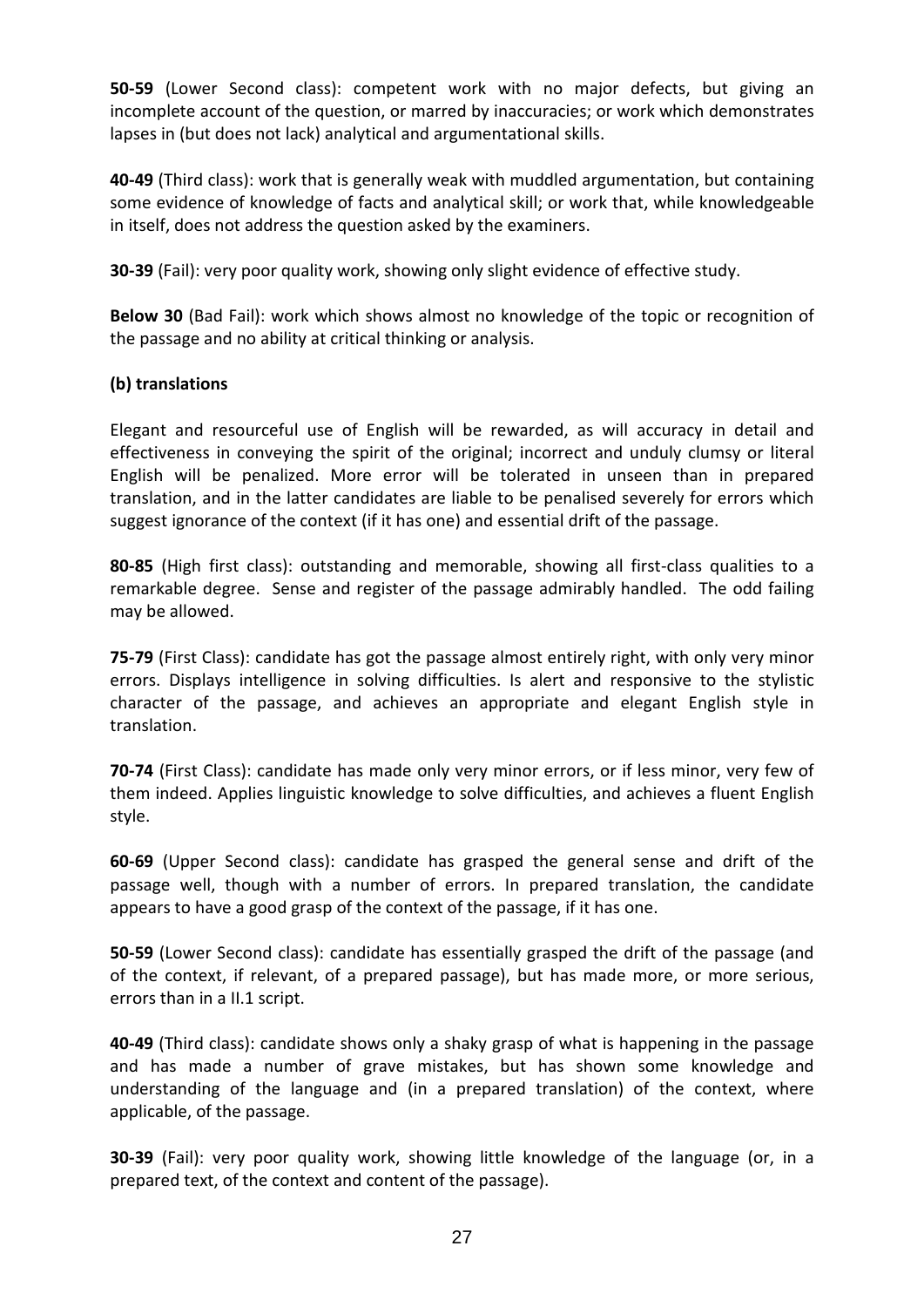**50-59** (Lower Second class): competent work with no major defects, but giving an incomplete account of the question, or marred by inaccuracies; or work which demonstrates lapses in (but does not lack) analytical and argumentational skills.

**40-49** (Third class): work that is generally weak with muddled argumentation, but containing some evidence of knowledge of facts and analytical skill; or work that, while knowledgeable in itself, does not address the question asked by the examiners.

**30-39** (Fail): very poor quality work, showing only slight evidence of effective study.

**Below 30** (Bad Fail): work which shows almost no knowledge of the topic or recognition of the passage and no ability at critical thinking or analysis.

**(b) translations**

Elegant and resourceful use of English will be rewarded, as will accuracy in detail and effectiveness in conveying the spirit of the original; incorrect and unduly clumsy or literal English will be penalized. More error will be tolerated in unseen than in prepared translation, and in the latter candidates are liable to be penalised severely for errors which suggest ignorance of the context (if it has one) and essential drift of the passage.

**80-85** (High first class): outstanding and memorable, showing all first-class qualities to a remarkable degree. Sense and register of the passage admirably handled. The odd failing may be allowed.

**75-79** (First Class): candidate has got the passage almost entirely right, with only very minor errors. Displays intelligence in solving difficulties. Is alert and responsive to the stylistic character of the passage, and achieves an appropriate and elegant English style in translation.

**70-74** (First Class): candidate has made only very minor errors, or if less minor, very few of them indeed. Applies linguistic knowledge to solve difficulties, and achieves a fluent English style.

**60-69** (Upper Second class): candidate has grasped the general sense and drift of the passage well, though with a number of errors. In prepared translation, the candidate appears to have a good grasp of the context of the passage, if it has one.

**50-59** (Lower Second class): candidate has essentially grasped the drift of the passage (and of the context, if relevant, of a prepared passage), but has made more, or more serious, errors than in a II.1 script.

**40-49** (Third class): candidate shows only a shaky grasp of what is happening in the passage and has made a number of grave mistakes, but has shown some knowledge and understanding of the language and (in a prepared translation) of the context, where applicable, of the passage.

**30-39** (Fail): very poor quality work, showing little knowledge of the language (or, in a prepared text, of the context and content of the passage).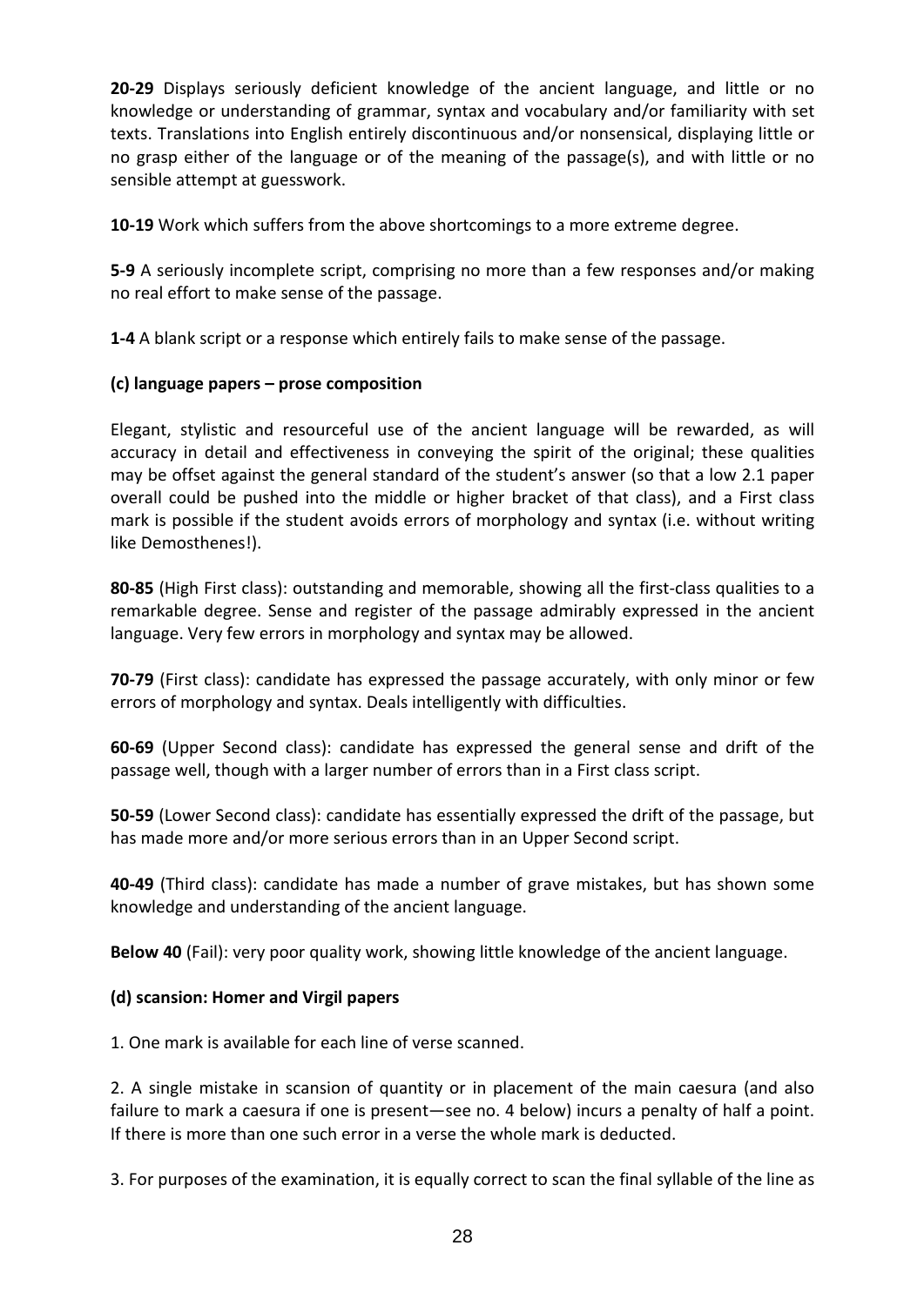**20-29** Displays seriously deficient knowledge of the ancient language, and little or no knowledge or understanding of grammar, syntax and vocabulary and/or familiarity with set texts. Translations into English entirely discontinuous and/or nonsensical, displaying little or no grasp either of the language or of the meaning of the passage(s), and with little or no sensible attempt at guesswork.

**10-19** Work which suffers from the above shortcomings to a more extreme degree.

**5-9** A seriously incomplete script, comprising no more than a few responses and/or making no real effort to make sense of the passage.

**1-4** A blank script or a response which entirely fails to make sense of the passage.

**(c) language papers – prose composition**

Elegant, stylistic and resourceful use of the ancient language will be rewarded, as will accuracy in detail and effectiveness in conveying the spirit of the original; these qualities may be offset against the general standard of the student's answer (so that a low 2.1 paper overall could be pushed into the middle or higher bracket of that class), and a First class mark is possible if the student avoids errors of morphology and syntax (i.e. without writing like Demosthenes!).

**80-85** (High First class): outstanding and memorable, showing all the first-class qualities to a remarkable degree. Sense and register of the passage admirably expressed in the ancient language. Very few errors in morphology and syntax may be allowed.

**70-79** (First class): candidate has expressed the passage accurately, with only minor or few errors of morphology and syntax. Deals intelligently with difficulties.

**60-69** (Upper Second class): candidate has expressed the general sense and drift of the passage well, though with a larger number of errors than in a First class script.

**50-59** (Lower Second class): candidate has essentially expressed the drift of the passage, but has made more and/or more serious errors than in an Upper Second script.

**40-49** (Third class): candidate has made a number of grave mistakes, but has shown some knowledge and understanding of the ancient language.

**Below 40** (Fail): very poor quality work, showing little knowledge of the ancient language.

**(d) scansion: Homer and Virgil papers**

1. One mark is available for each line of verse scanned.

2. A single mistake in scansion of quantity or in placement of the main caesura (and also failure to mark a caesura if one is present—see no. 4 below) incurs a penalty of half a point. If there is more than one such error in a verse the whole mark is deducted.

3. For purposes of the examination, it is equally correct to scan the final syllable of the line as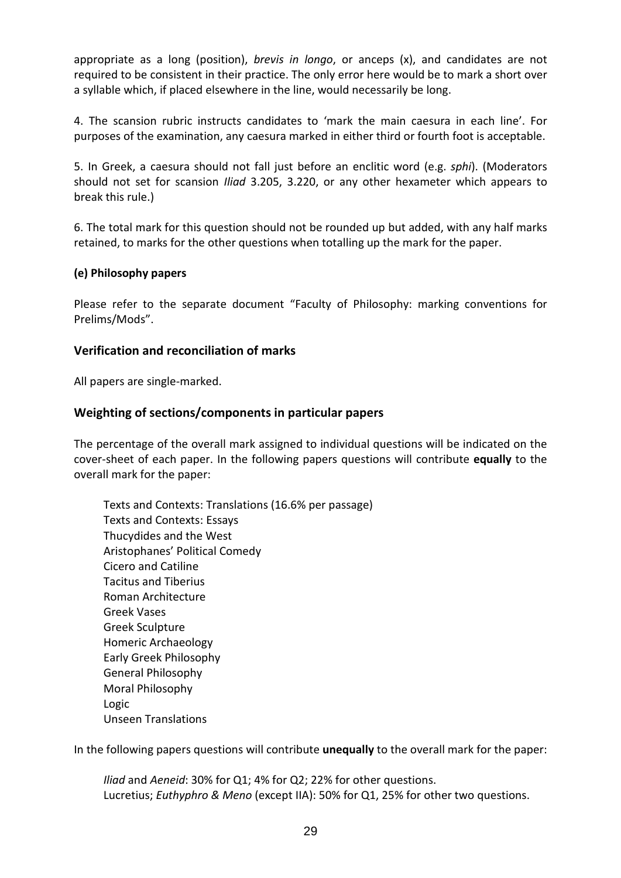appropriate as a long (position), *brevis in longo*, or anceps (x), and candidates are not required to be consistent in their practice. The only error here would be to mark a short over a syllable which, if placed elsewhere in the line, would necessarily be long.

4. The scansion rubric instructs candidates to 'mark the main caesura in each line'. For purposes of the examination, any caesura marked in either third or fourth foot is acceptable.

5. In Greek, a caesura should not fall just before an enclitic word (e.g. *sphi*). (Moderators should not set for scansion *Iliad* 3.205, 3.220, or any other hexameter which appears to break this rule.)

6. The total mark for this question should not be rounded up but added, with any half marks retained, to marks for the other questions when totalling up the mark for the paper.

**(e) Philosophy papers**

Please refer to the separate document "Faculty of Philosophy: marking conventions for Prelims/Mods".

## Verification and reconciliation of marks

All papers are single-marked.

## Weighting of sections/components in particular papers

The percentage of the overall mark assigned to individual questions will be indicated on the cover-sheet of each paper. In the following papers questions will contribute **equally** to the overall mark for the paper:

Texts and Contexts: Translations (16.6% per passage)
Texts and Contexts: Essays
Thucydides and the West
Aristophanes' Political Comedy
Cicero and Catiline
Tacitus and Tiberius
Roman Architecture
Greek Vases
Greek Sculpture
Homeric Archaeology
Early Greek Philosophy
General Philosophy
Moral Philosophy
Logic
Unseen Translations

In the following papers questions will contribute **unequally** to the overall mark for the paper:

*Iliad* and *Aeneid*: 30% for Q1; 4% for Q2; 22% for other questions.
Lucretius; *Euthyphro & Meno* (except IIA): 50% for Q1, 25% for other two questions.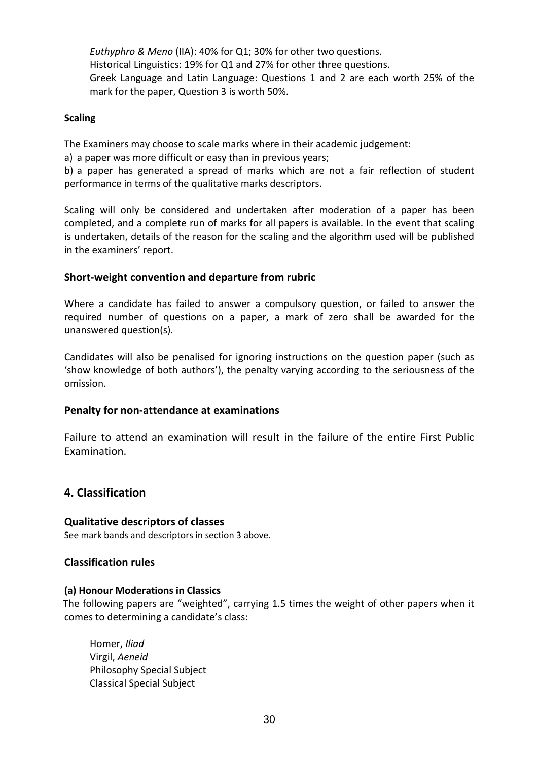*Euthyphro & Meno* (IIA): 40% for Q1; 30% for other two questions.
Historical Linguistics: 19% for Q1 and 27% for other three questions.
Greek Language and Latin Language: Questions 1 and 2 are each worth 25% of the mark for the paper, Question 3 is worth 50%.

**Scaling**

The Examiners may choose to scale marks where in their academic judgement:

a) a paper was more difficult or easy than in previous years;

b) a paper has generated a spread of marks which are not a fair reflection of student performance in terms of the qualitative marks descriptors.

Scaling will only be considered and undertaken after moderation of a paper has been completed, and a complete run of marks for all papers is available. In the event that scaling is undertaken, details of the reason for the scaling and the algorithm used will be published in the examiners' report.

### Short-weight convention and departure from rubric

Where a candidate has failed to answer a compulsory question, or failed to answer the required number of questions on a paper, a mark of zero shall be awarded for the unanswered question(s).

Candidates will also be penalised for ignoring instructions on the question paper (such as 'show knowledge of both authors'), the penalty varying according to the seriousness of the omission.

### Penalty for non-attendance at examinations

Failure to attend an examination will result in the failure of the entire First Public Examination.

## 4. Classification

### Qualitative descriptors of classes

See mark bands and descriptors in section 3 above.

### Classification rules

**(a) Honour Moderations in Classics**

The following papers are "weighted", carrying 1.5 times the weight of other papers when it comes to determining a candidate's class:

Homer, *Iliad*
Virgil, *Aeneid*
Philosophy Special Subject
Classical Special Subject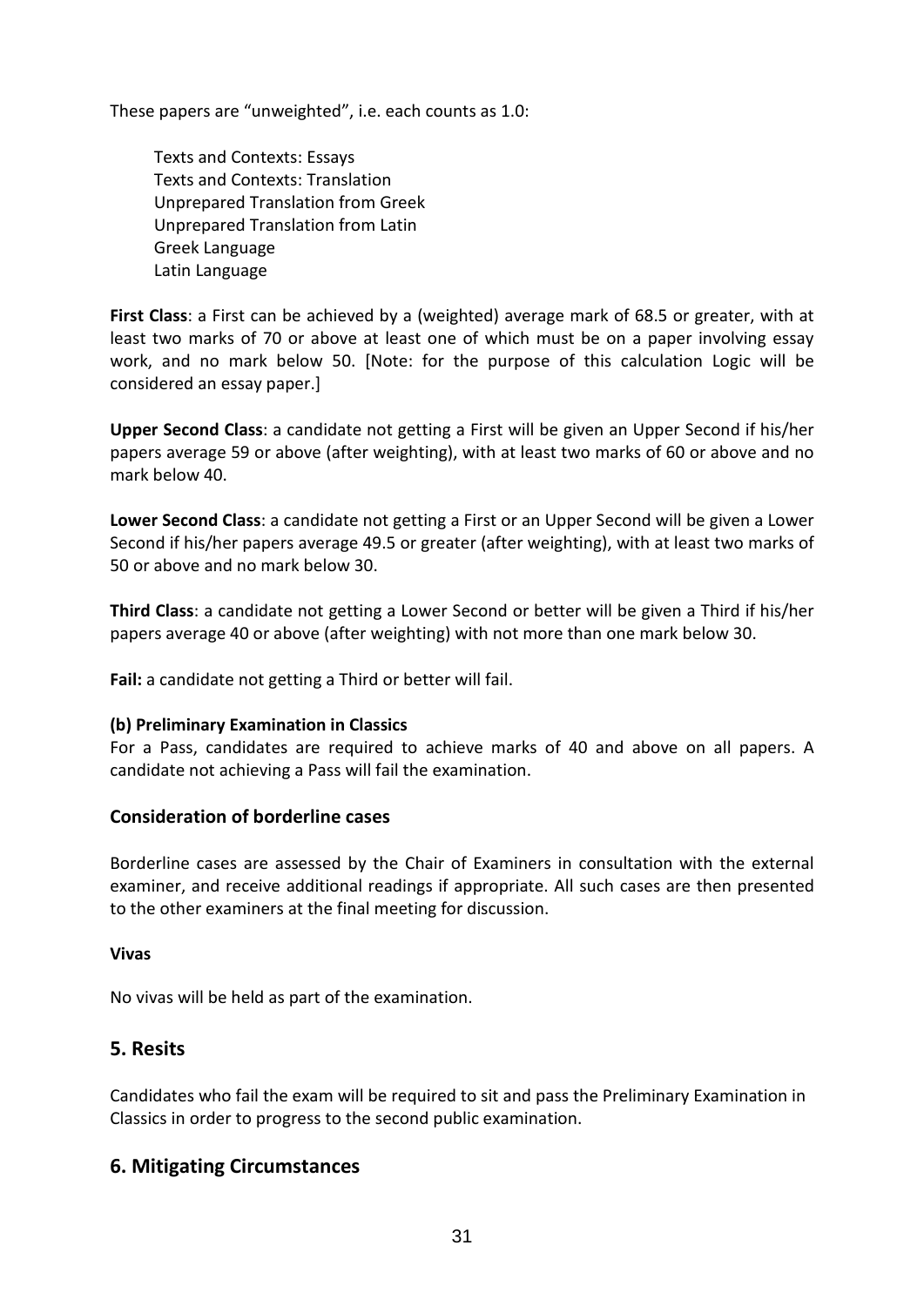These papers are "unweighted", i.e. each counts as 1.0:

Texts and Contexts: Essays
Texts and Contexts: Translation
Unprepared Translation from Greek
Unprepared Translation from Latin
Greek Language
Latin Language

**First Class**: a First can be achieved by a (weighted) average mark of 68.5 or greater, with at least two marks of 70 or above at least one of which must be on a paper involving essay work, and no mark below 50. [Note: for the purpose of this calculation Logic will be considered an essay paper.]

**Upper Second Class**: a candidate not getting a First will be given an Upper Second if his/her papers average 59 or above (after weighting), with at least two marks of 60 or above and no mark below 40.

**Lower Second Class**: a candidate not getting a First or an Upper Second will be given a Lower Second if his/her papers average 49.5 or greater (after weighting), with at least two marks of 50 or above and no mark below 30.

**Third Class**: a candidate not getting a Lower Second or better will be given a Third if his/her papers average 40 or above (after weighting) with not more than one mark below 30.

**Fail:** a candidate not getting a Third or better will fail.

**(b) Preliminary Examination in Classics**

For a Pass, candidates are required to achieve marks of 40 and above on all papers. A candidate not achieving a Pass will fail the examination.

### Consideration of borderline cases

Borderline cases are assessed by the Chair of Examiners in consultation with the external examiner, and receive additional readings if appropriate. All such cases are then presented to the other examiners at the final meeting for discussion.

**Vivas**

No vivas will be held as part of the examination.

## 5. Resits

Candidates who fail the exam will be required to sit and pass the Preliminary Examination in Classics in order to progress to the second public examination.

## 6. Mitigating Circumstances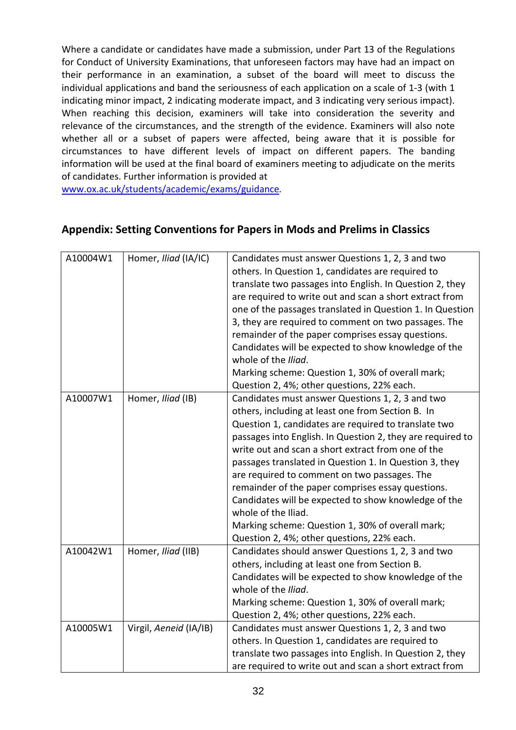Where a candidate or candidates have made a submission, under Part 13 of the Regulations for Conduct of University Examinations, that unforeseen factors may have had an impact on their performance in an examination, a subset of the board will meet to discuss the individual applications and band the seriousness of each application on a scale of 1-3 (with 1 indicating minor impact, 2 indicating moderate impact, and 3 indicating very serious impact). When reaching this decision, examiners will take into consideration the severity and relevance of the circumstances, and the strength of the evidence. Examiners will also note whether all or a subset of papers were affected, being aware that it is possible for circumstances to have different levels of impact on different papers. The banding information will be used at the final board of examiners meeting to adjudicate on the merits of candidates. Further information is provided at [www.ox.ac.uk/students/academic/exams/guidance](www.ox.ac.uk/students/academic/exams/guidance).

## Appendix: Setting Conventions for Papers in Mods and Prelims in Classics

| | | |
|---|---|---|
| A10004W1 | Homer, *Iliad* (IA/IC) | Candidates must answer Questions 1, 2, 3 and two others. In Question 1, candidates are required to translate two passages into English. In Question 2, they are required to write out and scan a short extract from one of the passages translated in Question 1. In Question 3, they are required to comment on two passages. The remainder of the paper comprises essay questions. Candidates will be expected to show knowledge of the whole of the *Iliad*. Marking scheme: Question 1, 30% of overall mark; Question 2, 4%; other questions, 22% each. |
| A10007W1 | Homer, *Iliad* (IB) | Candidates must answer Questions 1, 2, 3 and two others, including at least one from Section B. In Question 1, candidates are required to translate two passages into English. In Question 2, they are required to write out and scan a short extract from one of the passages translated in Question 1. In Question 3, they are required to comment on two passages. The remainder of the paper comprises essay questions. Candidates will be expected to show knowledge of the whole of the Iliad. Marking scheme: Question 1, 30% of overall mark; Question 2, 4%; other questions, 22% each. |
| A10042W1 | Homer, *Iliad* (IIB) | Candidates should answer Questions 1, 2, 3 and two others, including at least one from Section B. Candidates will be expected to show knowledge of the whole of the *Iliad*. Marking scheme: Question 1, 30% of overall mark; Question 2, 4%; other questions, 22% each. |
| A10005W1 | Virgil, *Aeneid* (IA/IB) | Candidates must answer Questions 1, 2, 3 and two others. In Question 1, candidates are required to translate two passages into English. In Question 2, they are required to write out and scan a short extract from |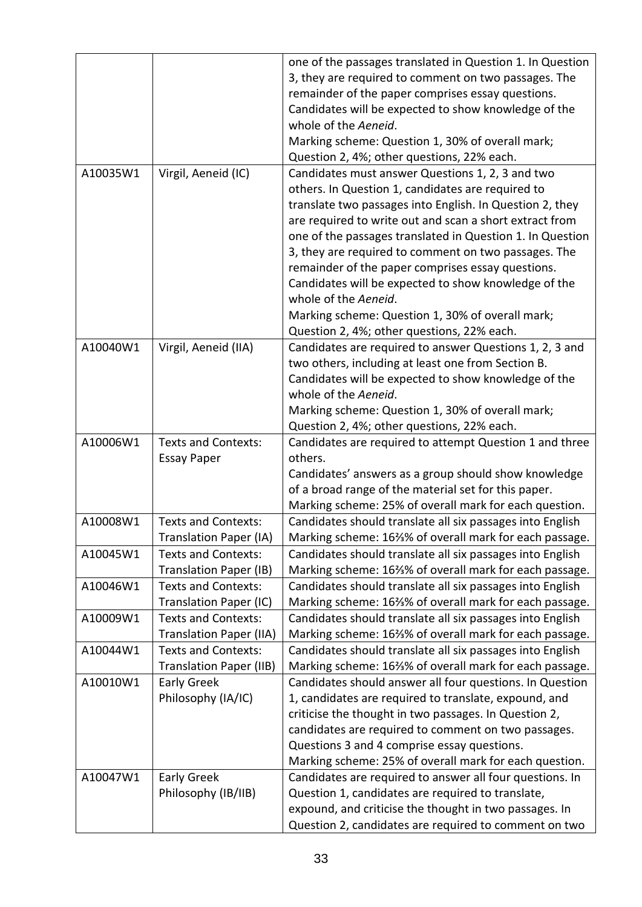| | | |
|---|---|---|
| | | one of the passages translated in Question 1. In Question 3, they are required to comment on two passages. The remainder of the paper comprises essay questions. Candidates will be expected to show knowledge of the whole of the *Aeneid*.<br>Marking scheme: Question 1, 30% of overall mark; Question 2, 4%; other questions, 22% each. |
| A10035W1 | Virgil, Aeneid (IC) | Candidates must answer Questions 1, 2, 3 and two others. In Question 1, candidates are required to translate two passages into English. In Question 2, they are required to write out and scan a short extract from one of the passages translated in Question 1. In Question 3, they are required to comment on two passages. The remainder of the paper comprises essay questions. Candidates will be expected to show knowledge of the whole of the *Aeneid*.<br>Marking scheme: Question 1, 30% of overall mark; Question 2, 4%; other questions, 22% each. |
| A10040W1 | Virgil, Aeneid (IIA) | Candidates are required to answer Questions 1, 2, 3 and two others, including at least one from Section B. Candidates will be expected to show knowledge of the whole of the *Aeneid*.<br>Marking scheme: Question 1, 30% of overall mark; Question 2, 4%; other questions, 22% each. |
| A10006W1 | Texts and Contexts: Essay Paper | Candidates are required to attempt Question 1 and three others.<br>Candidates' answers as a group should show knowledge of a broad range of the material set for this paper.<br>Marking scheme: 25% of overall mark for each question. |
| A10008W1 | Texts and Contexts: Translation Paper (IA) | Candidates should translate all six passages into English<br>Marking scheme: 16⅔% of overall mark for each passage. |
| A10045W1 | Texts and Contexts: Translation Paper (IB) | Candidates should translate all six passages into English<br>Marking scheme: 16⅔% of overall mark for each passage. |
| A10046W1 | Texts and Contexts: Translation Paper (IC) | Candidates should translate all six passages into English<br>Marking scheme: 16⅔% of overall mark for each passage. |
| A10009W1 | Texts and Contexts: Translation Paper (IIA) | Candidates should translate all six passages into English<br>Marking scheme: 16⅔% of overall mark for each passage. |
| A10044W1 | Texts and Contexts: Translation Paper (IIB) | Candidates should translate all six passages into English<br>Marking scheme: 16⅔% of overall mark for each passage. |
| A10010W1 | Early Greek Philosophy (IA/IC) | Candidates should answer all four questions. In Question 1, candidates are required to translate, expound, and criticise the thought in two passages. In Question 2, candidates are required to comment on two passages. Questions 3 and 4 comprise essay questions.<br>Marking scheme: 25% of overall mark for each question. |
| A10047W1 | Early Greek Philosophy (IB/IIB) | Candidates are required to answer all four questions. In Question 1, candidates are required to translate, expound, and criticise the thought in two passages. In Question 2, candidates are required to comment on two |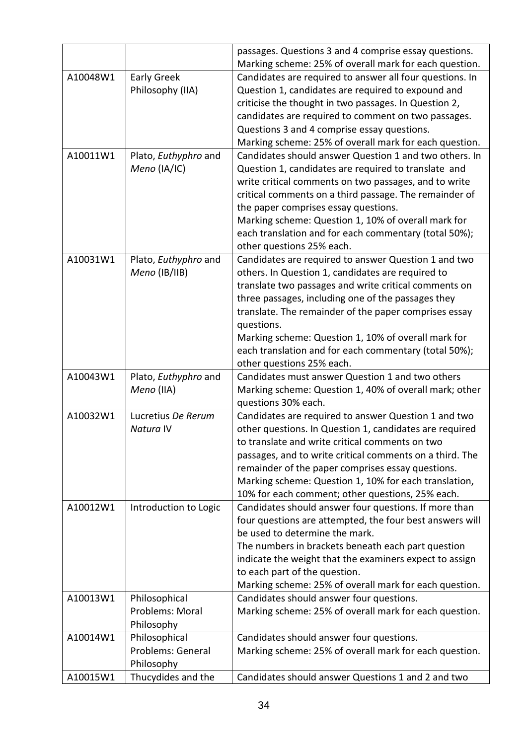| | | |
|---|---|---|
| | | passages. Questions 3 and 4 comprise essay questions. Marking scheme: 25% of overall mark for each question. |
| A10048W1 | Early Greek Philosophy (IIA) | Candidates are required to answer all four questions. In Question 1, candidates are required to expound and criticise the thought in two passages. In Question 2, candidates are required to comment on two passages. Questions 3 and 4 comprise essay questions. Marking scheme: 25% of overall mark for each question. |
| A10011W1 | Plato, *Euthyphro* and *Meno* (IA/IC) | Candidates should answer Question 1 and two others. In Question 1, candidates are required to translate and write critical comments on two passages, and to write critical comments on a third passage. The remainder of the paper comprises essay questions. Marking scheme: Question 1, 10% of overall mark for each translation and for each commentary (total 50%); other questions 25% each. |
| A10031W1 | Plato, *Euthyphro* and *Meno* (IB/IIB) | Candidates are required to answer Question 1 and two others. In Question 1, candidates are required to translate two passages and write critical comments on three passages, including one of the passages they translate. The remainder of the paper comprises essay questions. Marking scheme: Question 1, 10% of overall mark for each translation and for each commentary (total 50%); other questions 25% each. |
| A10043W1 | Plato, *Euthyphro* and *Meno* (IIA) | Candidates must answer Question 1 and two others Marking scheme: Question 1, 40% of overall mark; other questions 30% each. |
| A10032W1 | Lucretius *De Rerum Natura* IV | Candidates are required to answer Question 1 and two other questions. In Question 1, candidates are required to translate and write critical comments on two passages, and to write critical comments on a third. The remainder of the paper comprises essay questions. Marking scheme: Question 1, 10% for each translation, 10% for each comment; other questions, 25% each. |
| A10012W1 | Introduction to Logic | Candidates should answer four questions. If more than four questions are attempted, the four best answers will be used to determine the mark. The numbers in brackets beneath each part question indicate the weight that the examiners expect to assign to each part of the question. Marking scheme: 25% of overall mark for each question. |
| A10013W1 | Philosophical Problems: Moral Philosophy | Candidates should answer four questions. Marking scheme: 25% of overall mark for each question. |
| A10014W1 | Philosophical Problems: General Philosophy | Candidates should answer four questions. Marking scheme: 25% of overall mark for each question. |
| A10015W1 | Thucydides and the | Candidates should answer Questions 1 and 2 and two |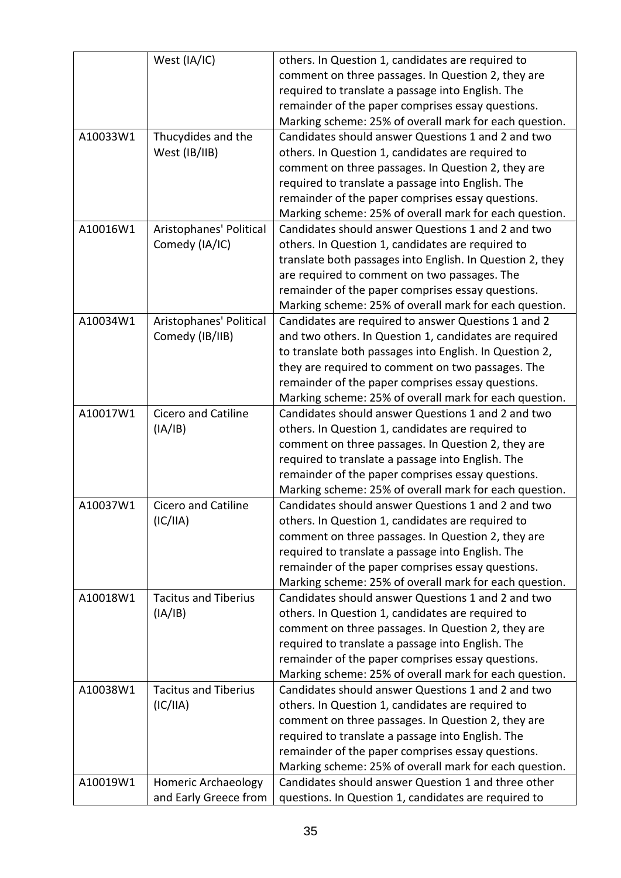| | | |
|---|---|---|
| | West (IA/IC) | others. In Question 1, candidates are required to comment on three passages. In Question 2, they are required to translate a passage into English. The remainder of the paper comprises essay questions. Marking scheme: 25% of overall mark for each question. |
| A10033W1 | Thucydides and the West (IB/IIB) | Candidates should answer Questions 1 and 2 and two others. In Question 1, candidates are required to comment on three passages. In Question 2, they are required to translate a passage into English. The remainder of the paper comprises essay questions. Marking scheme: 25% of overall mark for each question. |
| A10016W1 | Aristophanes' Political Comedy (IA/IC) | Candidates should answer Questions 1 and 2 and two others. In Question 1, candidates are required to translate both passages into English. In Question 2, they are required to comment on two passages. The remainder of the paper comprises essay questions. Marking scheme: 25% of overall mark for each question. |
| A10034W1 | Aristophanes' Political Comedy (IB/IIB) | Candidates are required to answer Questions 1 and 2 and two others. In Question 1, candidates are required to translate both passages into English. In Question 2, they are required to comment on two passages. The remainder of the paper comprises essay questions. Marking scheme: 25% of overall mark for each question. |
| A10017W1 | Cicero and Catiline (IA/IB) | Candidates should answer Questions 1 and 2 and two others. In Question 1, candidates are required to comment on three passages. In Question 2, they are required to translate a passage into English. The remainder of the paper comprises essay questions. Marking scheme: 25% of overall mark for each question. |
| A10037W1 | Cicero and Catiline (IC/IIA) | Candidates should answer Questions 1 and 2 and two others. In Question 1, candidates are required to comment on three passages. In Question 2, they are required to translate a passage into English. The remainder of the paper comprises essay questions. Marking scheme: 25% of overall mark for each question. |
| A10018W1 | Tacitus and Tiberius (IA/IB) | Candidates should answer Questions 1 and 2 and two others. In Question 1, candidates are required to comment on three passages. In Question 2, they are required to translate a passage into English. The remainder of the paper comprises essay questions. Marking scheme: 25% of overall mark for each question. |
| A10038W1 | Tacitus and Tiberius (IC/IIA) | Candidates should answer Questions 1 and 2 and two others. In Question 1, candidates are required to comment on three passages. In Question 2, they are required to translate a passage into English. The remainder of the paper comprises essay questions. Marking scheme: 25% of overall mark for each question. |
| A10019W1 | Homeric Archaeology and Early Greece from | Candidates should answer Question 1 and three other questions. In Question 1, candidates are required to |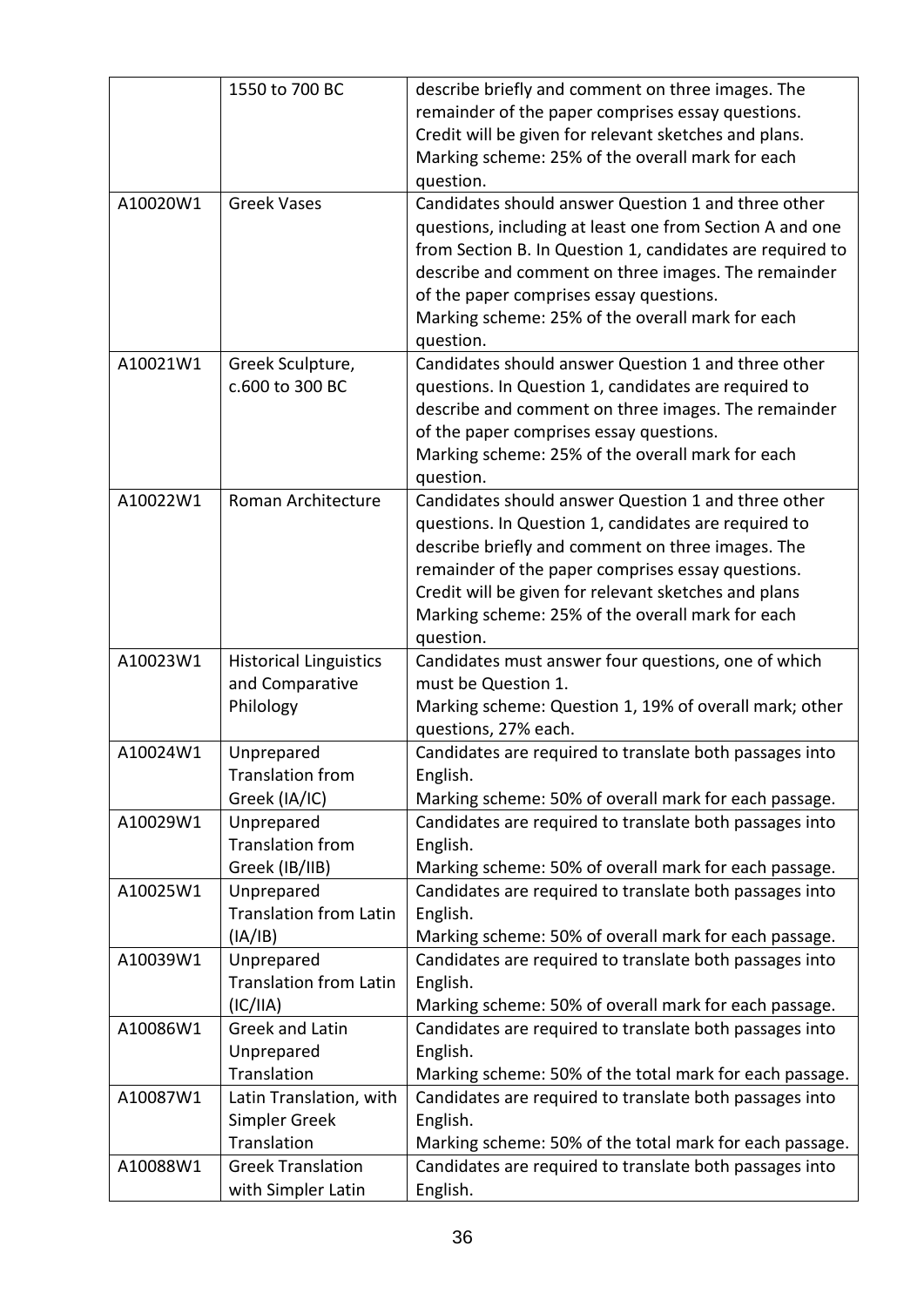| | | |
|---|---|---|
| | 1550 to 700 BC | describe briefly and comment on three images. The remainder of the paper comprises essay questions. Credit will be given for relevant sketches and plans. Marking scheme: 25% of the overall mark for each question. |
| A10020W1 | Greek Vases | Candidates should answer Question 1 and three other questions, including at least one from Section A and one from Section B. In Question 1, candidates are required to describe and comment on three images. The remainder of the paper comprises essay questions. Marking scheme: 25% of the overall mark for each question. |
| A10021W1 | Greek Sculpture, c.600 to 300 BC | Candidates should answer Question 1 and three other questions. In Question 1, candidates are required to describe and comment on three images. The remainder of the paper comprises essay questions. Marking scheme: 25% of the overall mark for each question. |
| A10022W1 | Roman Architecture | Candidates should answer Question 1 and three other questions. In Question 1, candidates are required to describe briefly and comment on three images. The remainder of the paper comprises essay questions. Credit will be given for relevant sketches and plans Marking scheme: 25% of the overall mark for each question. |
| A10023W1 | Historical Linguistics and Comparative Philology | Candidates must answer four questions, one of which must be Question 1. Marking scheme: Question 1, 19% of overall mark; other questions, 27% each. |
| A10024W1 | Unprepared Translation from Greek (IA/IC) | Candidates are required to translate both passages into English. Marking scheme: 50% of overall mark for each passage. |
| A10029W1 | Unprepared Translation from Greek (IB/IIB) | Candidates are required to translate both passages into English. Marking scheme: 50% of overall mark for each passage. |
| A10025W1 | Unprepared Translation from Latin (IA/IB) | Candidates are required to translate both passages into English. Marking scheme: 50% of overall mark for each passage. |
| A10039W1 | Unprepared Translation from Latin (IC/IIA) | Candidates are required to translate both passages into English. Marking scheme: 50% of overall mark for each passage. |
| A10086W1 | Greek and Latin Unprepared Translation | Candidates are required to translate both passages into English. Marking scheme: 50% of the total mark for each passage. |
| A10087W1 | Latin Translation, with Simpler Greek Translation | Candidates are required to translate both passages into English. Marking scheme: 50% of the total mark for each passage. |
| A10088W1 | Greek Translation with Simpler Latin | Candidates are required to translate both passages into English. |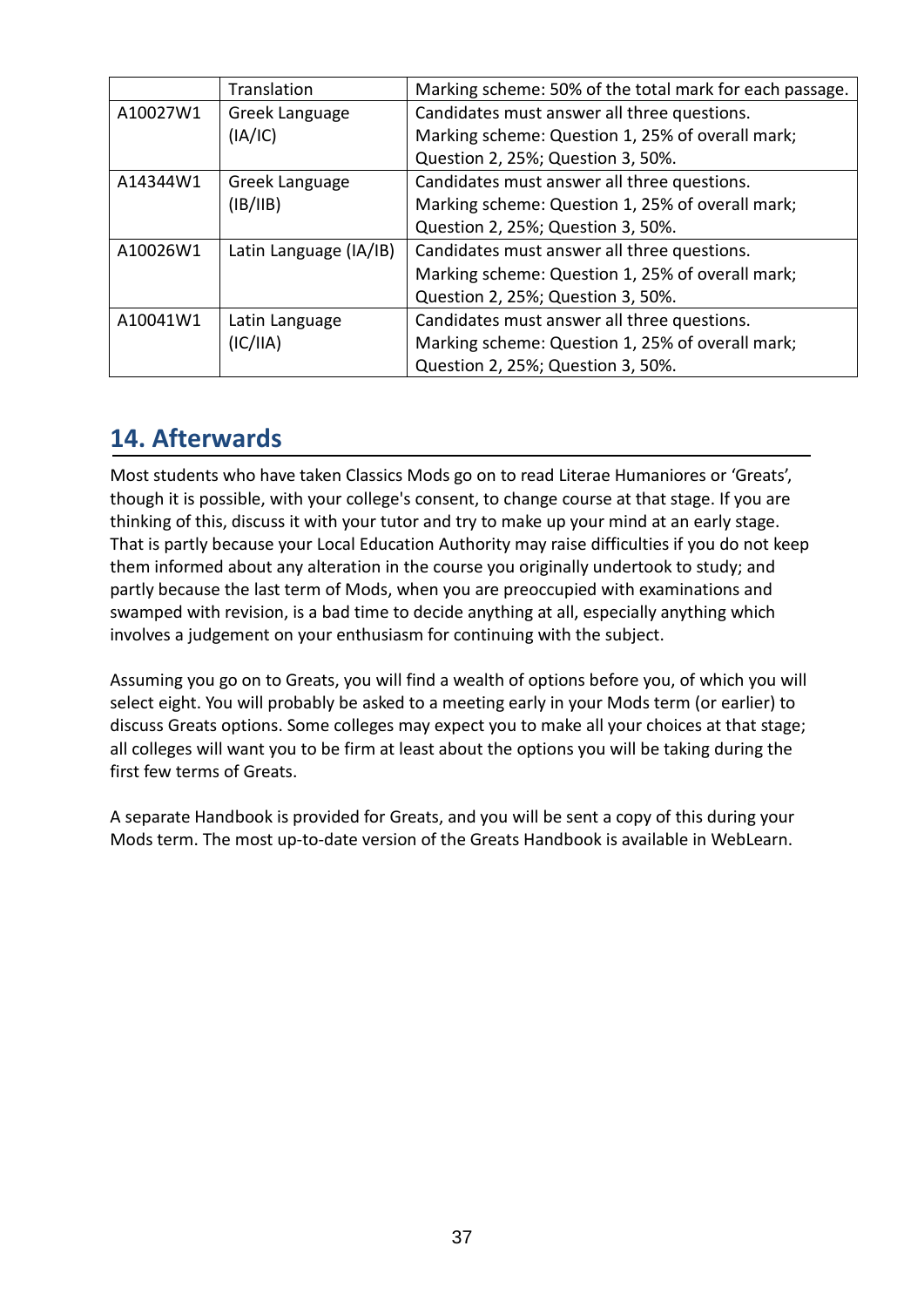| | | |
|---|---|---|
| | Translation | Marking scheme: 50% of the total mark for each passage. |
| A10027W1 | Greek Language (IA/IC) | Candidates must answer all three questions. Marking scheme: Question 1, 25% of overall mark; Question 2, 25%; Question 3, 50%. |
| A14344W1 | Greek Language (IB/IIB) | Candidates must answer all three questions. Marking scheme: Question 1, 25% of overall mark; Question 2, 25%; Question 3, 50%. |
| A10026W1 | Latin Language (IA/IB) | Candidates must answer all three questions. Marking scheme: Question 1, 25% of overall mark; Question 2, 25%; Question 3, 50%. |
| A10041W1 | Latin Language (IC/IIA) | Candidates must answer all three questions. Marking scheme: Question 1, 25% of overall mark; Question 2, 25%; Question 3, 50%. |

## 14. Afterwards

Most students who have taken Classics Mods go on to read Literae Humaniores or 'Greats', though it is possible, with your college's consent, to change course at that stage. If you are thinking of this, discuss it with your tutor and try to make up your mind at an early stage. That is partly because your Local Education Authority may raise difficulties if you do not keep them informed about any alteration in the course you originally undertook to study; and partly because the last term of Mods, when you are preoccupied with examinations and swamped with revision, is a bad time to decide anything at all, especially anything which involves a judgement on your enthusiasm for continuing with the subject.

Assuming you go on to Greats, you will find a wealth of options before you, of which you will select eight. You will probably be asked to a meeting early in your Mods term (or earlier) to discuss Greats options. Some colleges may expect you to make all your choices at that stage; all colleges will want you to be firm at least about the options you will be taking during the first few terms of Greats.

A separate Handbook is provided for Greats, and you will be sent a copy of this during your Mods term. The most up-to-date version of the Greats Handbook is available in WebLearn.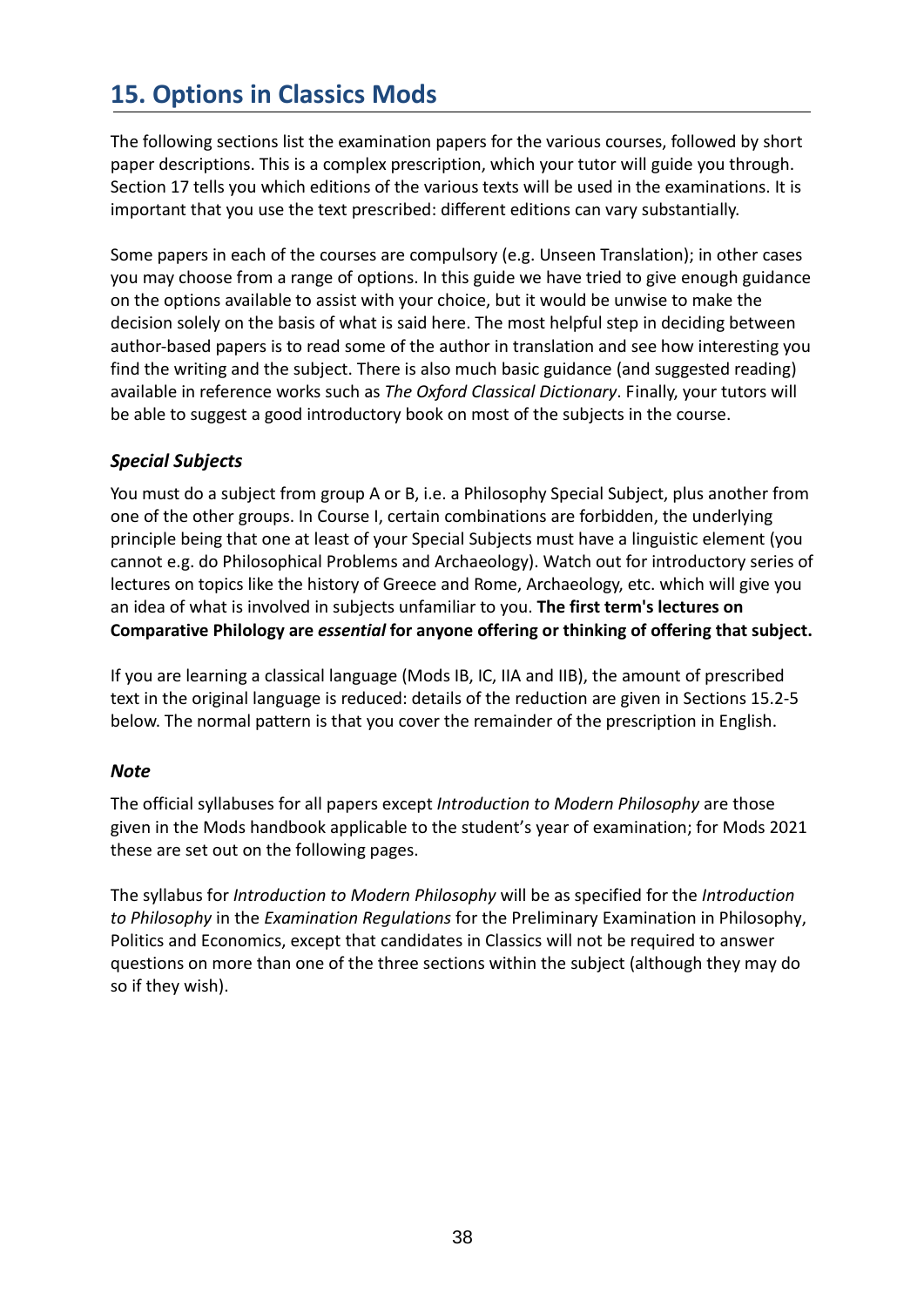## 15. Options in Classics Mods

The following sections list the examination papers for the various courses, followed by short paper descriptions. This is a complex prescription, which your tutor will guide you through. Section 17 tells you which editions of the various texts will be used in the examinations. It is important that you use the text prescribed: different editions can vary substantially.

Some papers in each of the courses are compulsory (e.g. Unseen Translation); in other cases you may choose from a range of options. In this guide we have tried to give enough guidance on the options available to assist with your choice, but it would be unwise to make the decision solely on the basis of what is said here. The most helpful step in deciding between author-based papers is to read some of the author in translation and see how interesting you find the writing and the subject. There is also much basic guidance (and suggested reading) available in reference works such as *The Oxford Classical Dictionary*. Finally, your tutors will be able to suggest a good introductory book on most of the subjects in the course.

### *Special Subjects*

You must do a subject from group A or B, i.e. a Philosophy Special Subject, plus another from one of the other groups. In Course I, certain combinations are forbidden, the underlying principle being that one at least of your Special Subjects must have a linguistic element (you cannot e.g. do Philosophical Problems and Archaeology). Watch out for introductory series of lectures on topics like the history of Greece and Rome, Archaeology, etc. which will give you an idea of what is involved in subjects unfamiliar to you. **The first term's lectures on Comparative Philology are *essential* for anyone offering or thinking of offering that subject.**

If you are learning a classical language (Mods IB, IC, IIA and IIB), the amount of prescribed text in the original language is reduced: details of the reduction are given in Sections 15.2-5 below. The normal pattern is that you cover the remainder of the prescription in English.

### *Note*

The official syllabuses for all papers except *Introduction to Modern Philosophy* are those given in the Mods handbook applicable to the student's year of examination; for Mods 2021 these are set out on the following pages.

The syllabus for *Introduction to Modern Philosophy* will be as specified for the *Introduction to Philosophy* in the *Examination Regulations* for the Preliminary Examination in Philosophy, Politics and Economics, except that candidates in Classics will not be required to answer questions on more than one of the three sections within the subject (although they may do so if they wish).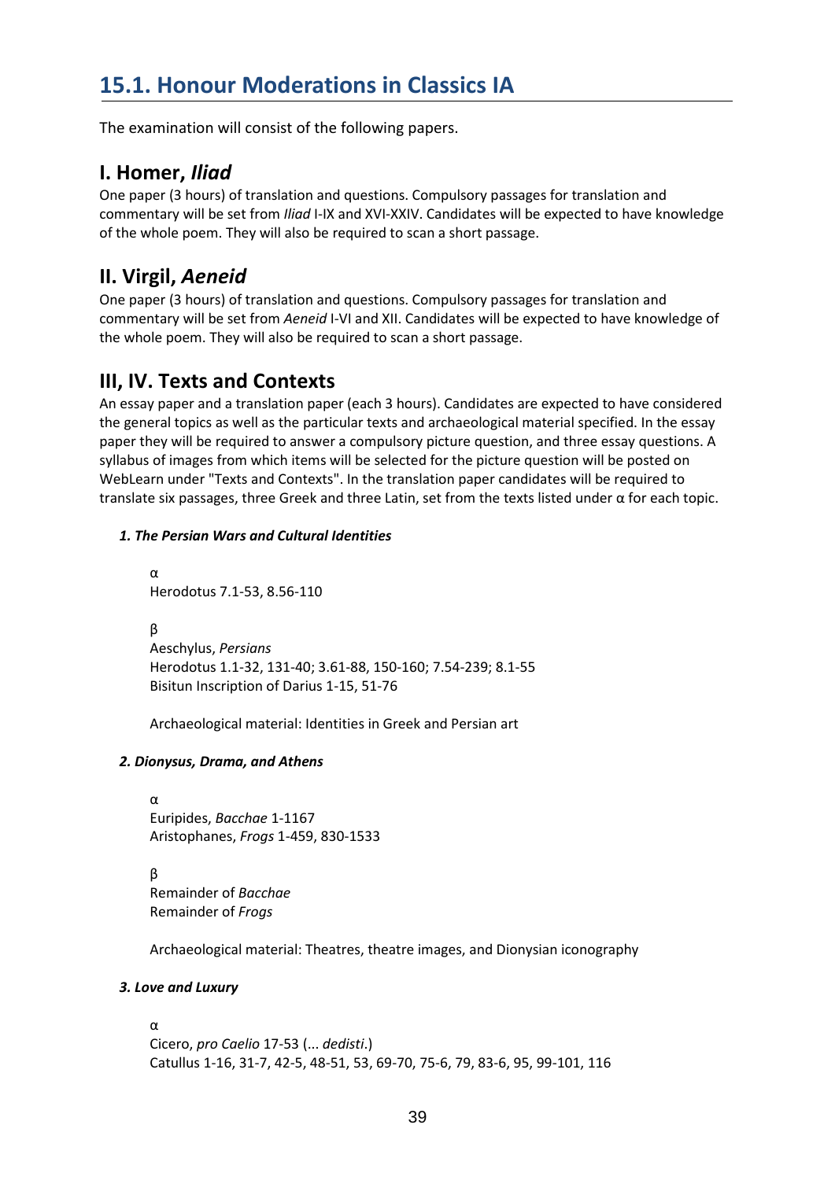## 15.1. Honour Moderations in Classics IA

The examination will consist of the following papers.

### I. Homer, *Iliad*

One paper (3 hours) of translation and questions. Compulsory passages for translation and commentary will be set from *Iliad* I-IX and XVI-XXIV. Candidates will be expected to have knowledge of the whole poem. They will also be required to scan a short passage.

### II. Virgil, *Aeneid*

One paper (3 hours) of translation and questions. Compulsory passages for translation and commentary will be set from *Aeneid* I-VI and XII. Candidates will be expected to have knowledge of the whole poem. They will also be required to scan a short passage.

### III, IV. Texts and Contexts

An essay paper and a translation paper (each 3 hours). Candidates are expected to have considered the general topics as well as the particular texts and archaeological material specified. In the essay paper they will be required to answer a compulsory picture question, and three essay questions. A syllabus of images from which items will be selected for the picture question will be posted on WebLearn under "Texts and Contexts". In the translation paper candidates will be required to translate six passages, three Greek and three Latin, set from the texts listed under α for each topic.

***1. The Persian Wars and Cultural Identities***

α
Herodotus 7.1-53, 8.56-110

β
Aeschylus, *Persians*
Herodotus 1.1-32, 131-40; 3.61-88, 150-160; 7.54-239; 8.1-55
Bisitun Inscription of Darius 1-15, 51-76

Archaeological material: Identities in Greek and Persian art

***2. Dionysus, Drama, and Athens***

α
Euripides, *Bacchae* 1-1167
Aristophanes, *Frogs* 1-459, 830-1533

β
Remainder of *Bacchae*
Remainder of *Frogs*

Archaeological material: Theatres, theatre images, and Dionysian iconography

***3. Love and Luxury***

α
Cicero, *pro Caelio* 17-53 (... *dedisti*.)
Catullus 1-16, 31-7, 42-5, 48-51, 53, 69-70, 75-6, 79, 83-6, 95, 99-101, 116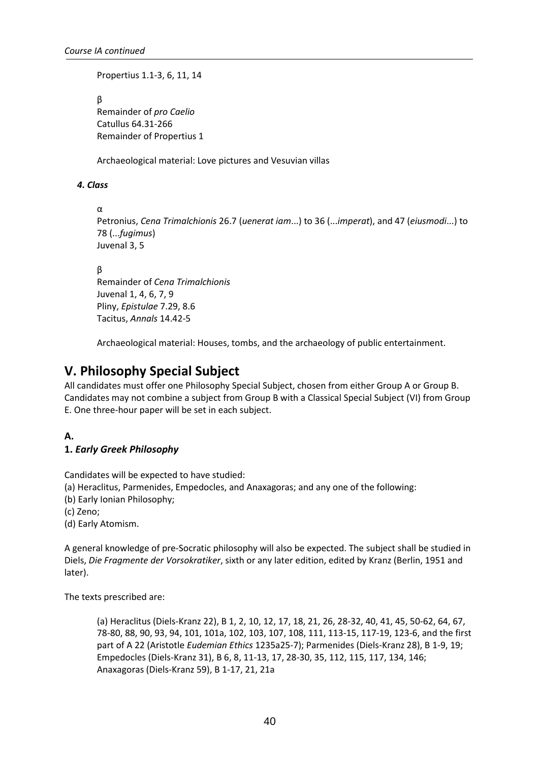Propertius 1.1-3, 6, 11, 14

β
Remainder of *pro Caelio*
Catullus 64.31-266
Remainder of Propertius 1

Archaeological material: Love pictures and Vesuvian villas

#### *4. Class*

α
Petronius, *Cena Trimalchionis* 26.7 (*uenerat iam*...) to 36 (...*imperat*), and 47 (*eiusmodi*...) to 78 (...*fugimus*)
Juvenal 3, 5

β
Remainder of *Cena Trimalchionis*
Juvenal 1, 4, 6, 7, 9
Pliny, *Epistulae* 7.29, 8.6
Tacitus, *Annals* 14.42-5

Archaeological material: Houses, tombs, and the archaeology of public entertainment.

## V. Philosophy Special Subject

All candidates must offer one Philosophy Special Subject, chosen from either Group A or Group B. Candidates may not combine a subject from Group B with a Classical Special Subject (VI) from Group E. One three-hour paper will be set in each subject.

### A.

### 1. *Early Greek Philosophy*

Candidates will be expected to have studied:
(a) Heraclitus, Parmenides, Empedocles, and Anaxagoras; and any one of the following:
(b) Early Ionian Philosophy;
(c) Zeno;
(d) Early Atomism.

A general knowledge of pre-Socratic philosophy will also be expected. The subject shall be studied in Diels, *Die Fragmente der Vorsokratiker*, sixth or any later edition, edited by Kranz (Berlin, 1951 and later).

The texts prescribed are:

(a) Heraclitus (Diels-Kranz 22), B 1, 2, 10, 12, 17, 18, 21, 26, 28-32, 40, 41, 45, 50-62, 64, 67, 78-80, 88, 90, 93, 94, 101, 101a, 102, 103, 107, 108, 111, 113-15, 117-19, 123-6, and the first part of A 22 (Aristotle *Eudemian Ethics* 1235a25-7); Parmenides (Diels-Kranz 28), B 1-9, 19; Empedocles (Diels-Kranz 31), B 6, 8, 11-13, 17, 28-30, 35, 112, 115, 117, 134, 146; Anaxagoras (Diels-Kranz 59), B 1-17, 21, 21a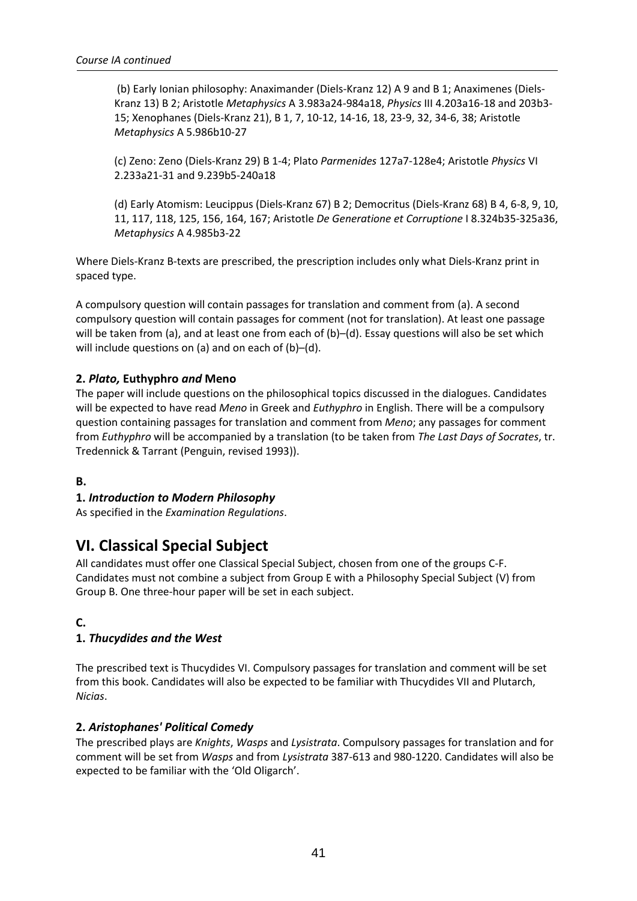(b) Early Ionian philosophy: Anaximander (Diels-Kranz 12) A 9 and B 1; Anaximenes (Diels-Kranz 13) B 2; Aristotle *Metaphysics* A 3.983a24-984a18, *Physics* III 4.203a16-18 and 203b3-15; Xenophanes (Diels-Kranz 21), B 1, 7, 10-12, 14-16, 18, 23-9, 32, 34-6, 38; Aristotle *Metaphysics* A 5.986b10-27

(c) Zeno: Zeno (Diels-Kranz 29) B 1-4; Plato *Parmenides* 127a7-128e4; Aristotle *Physics* VI 2.233a21-31 and 9.239b5-240a18

(d) Early Atomism: Leucippus (Diels-Kranz 67) B 2; Democritus (Diels-Kranz 68) B 4, 6-8, 9, 10, 11, 117, 118, 125, 156, 164, 167; Aristotle *De Generatione et Corruptione* I 8.324b35-325a36, *Metaphysics* A 4.985b3-22

Where Diels-Kranz B-texts are prescribed, the prescription includes only what Diels-Kranz print in spaced type.

A compulsory question will contain passages for translation and comment from (a). A second compulsory question will contain passages for comment (not for translation). At least one passage will be taken from (a), and at least one from each of (b)–(d). Essay questions will also be set which will include questions on (a) and on each of (b)–(d).

### 2. *Plato,* Euthyphro *and* Meno

The paper will include questions on the philosophical topics discussed in the dialogues. Candidates will be expected to have read *Meno* in Greek and *Euthyphro* in English. There will be a compulsory question containing passages for translation and comment from *Meno*; any passages for comment from *Euthyphro* will be accompanied by a translation (to be taken from *The Last Days of Socrates*, tr. Tredennick & Tarrant (Penguin, revised 1993)).

### B.

### 1. *Introduction to Modern Philosophy*

As specified in the *Examination Regulations*.

## VI. Classical Special Subject

All candidates must offer one Classical Special Subject, chosen from one of the groups C-F. Candidates must not combine a subject from Group E with a Philosophy Special Subject (V) from Group B. One three-hour paper will be set in each subject.

### C.

### 1. *Thucydides and the West*

The prescribed text is Thucydides VI. Compulsory passages for translation and comment will be set from this book. Candidates will also be expected to be familiar with Thucydides VII and Plutarch, *Nicias*.

### 2. *Aristophanes' Political Comedy*

The prescribed plays are *Knights*, *Wasps* and *Lysistrata*. Compulsory passages for translation and for comment will be set from *Wasps* and from *Lysistrata* 387-613 and 980-1220. Candidates will also be expected to be familiar with the 'Old Oligarch'.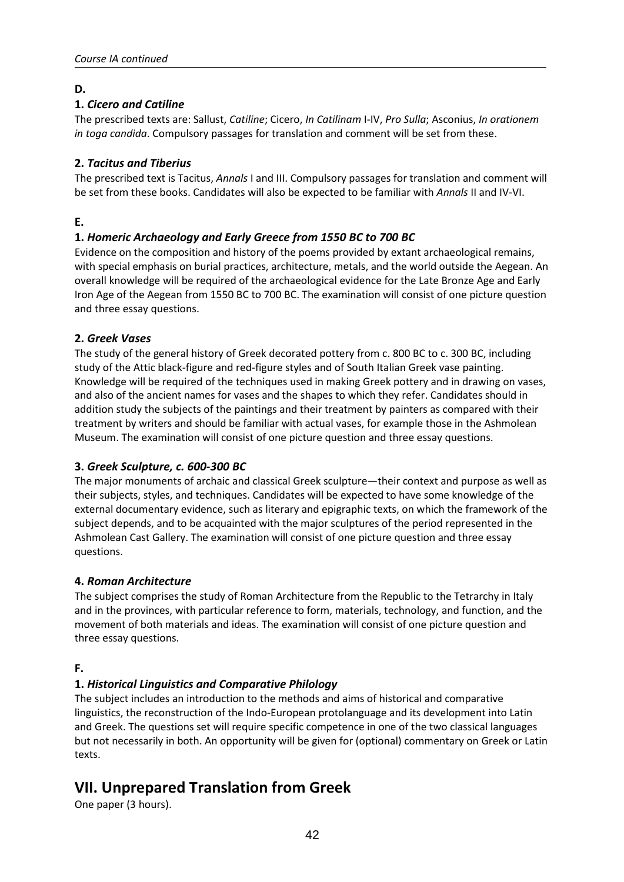D.

**1. *Cicero and Catiline***

The prescribed texts are: Sallust, *Catiline*; Cicero, *In Catilinam* I-IV, *Pro Sulla*; Asconius, *In orationem in toga candida*. Compulsory passages for translation and comment will be set from these.

**2. *Tacitus and Tiberius***

The prescribed text is Tacitus, *Annals* I and III. Compulsory passages for translation and comment will be set from these books. Candidates will also be expected to be familiar with *Annals* II and IV-VI.

E.

**1. *Homeric Archaeology and Early Greece from 1550 BC to 700 BC***

Evidence on the composition and history of the poems provided by extant archaeological remains, with special emphasis on burial practices, architecture, metals, and the world outside the Aegean. An overall knowledge will be required of the archaeological evidence for the Late Bronze Age and Early Iron Age of the Aegean from 1550 BC to 700 BC. The examination will consist of one picture question and three essay questions.

**2. *Greek Vases***

The study of the general history of Greek decorated pottery from c. 800 BC to c. 300 BC, including study of the Attic black-figure and red-figure styles and of South Italian Greek vase painting. Knowledge will be required of the techniques used in making Greek pottery and in drawing on vases, and also of the ancient names for vases and the shapes to which they refer. Candidates should in addition study the subjects of the paintings and their treatment by painters as compared with their treatment by writers and should be familiar with actual vases, for example those in the Ashmolean Museum. The examination will consist of one picture question and three essay questions.

**3. *Greek Sculpture, c. 600-300 BC***

The major monuments of archaic and classical Greek sculpture—their context and purpose as well as their subjects, styles, and techniques. Candidates will be expected to have some knowledge of the external documentary evidence, such as literary and epigraphic texts, on which the framework of the subject depends, and to be acquainted with the major sculptures of the period represented in the Ashmolean Cast Gallery. The examination will consist of one picture question and three essay questions.

**4. *Roman Architecture***

The subject comprises the study of Roman Architecture from the Republic to the Tetrarchy in Italy and in the provinces, with particular reference to form, materials, technology, and function, and the movement of both materials and ideas. The examination will consist of one picture question and three essay questions.

F.

**1. *Historical Linguistics and Comparative Philology***

The subject includes an introduction to the methods and aims of historical and comparative linguistics, the reconstruction of the Indo-European protolanguage and its development into Latin and Greek. The questions set will require specific competence in one of the two classical languages but not necessarily in both. An opportunity will be given for (optional) commentary on Greek or Latin texts.

## VII. Unprepared Translation from Greek

One paper (3 hours).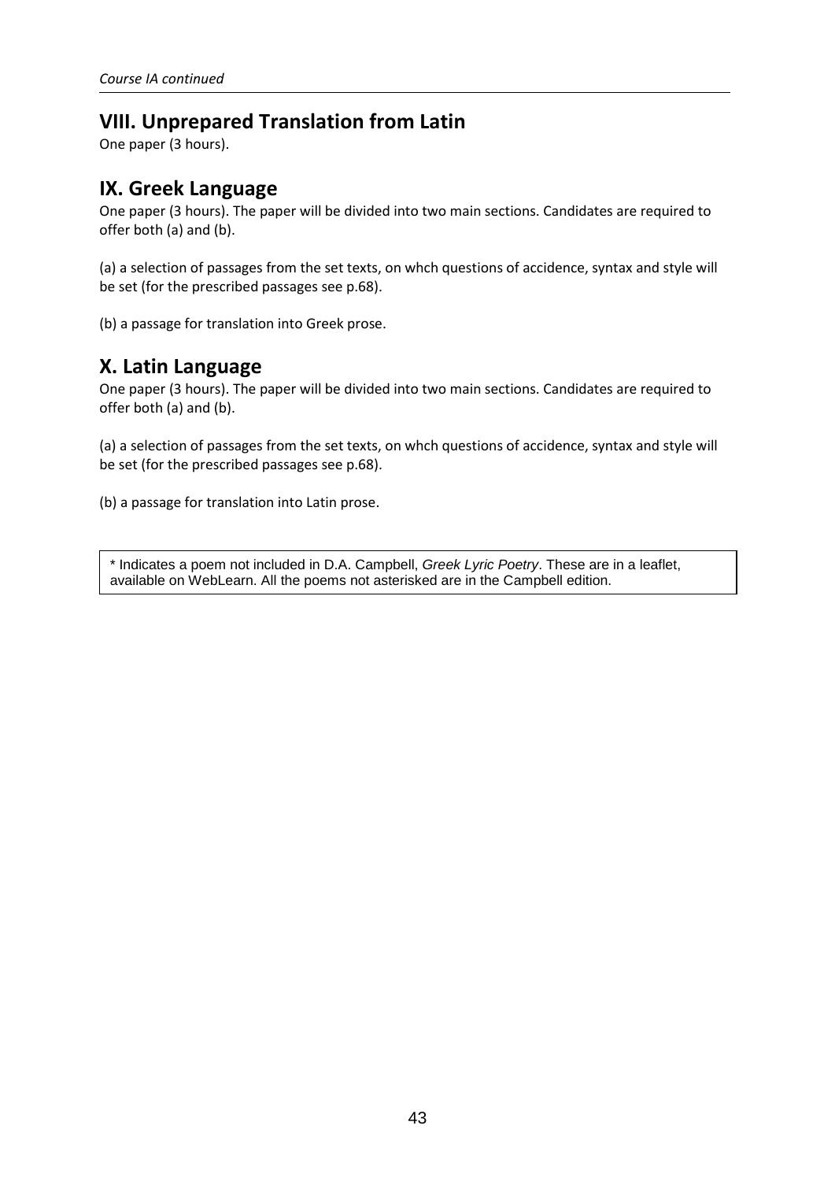## VIII. Unprepared Translation from Latin

One paper (3 hours).

## IX. Greek Language

One paper (3 hours). The paper will be divided into two main sections. Candidates are required to offer both (a) and (b).

(a) a selection of passages from the set texts, on whch questions of accidence, syntax and style will be set (for the prescribed passages see p.68).

(b) a passage for translation into Greek prose.

## X. Latin Language

One paper (3 hours). The paper will be divided into two main sections. Candidates are required to offer both (a) and (b).

(a) a selection of passages from the set texts, on whch questions of accidence, syntax and style will be set (for the prescribed passages see p.68).

(b) a passage for translation into Latin prose.

\* Indicates a poem not included in D.A. Campbell, *Greek Lyric Poetry*. These are in a leaflet, available on WebLearn. All the poems not asterisked are in the Campbell edition.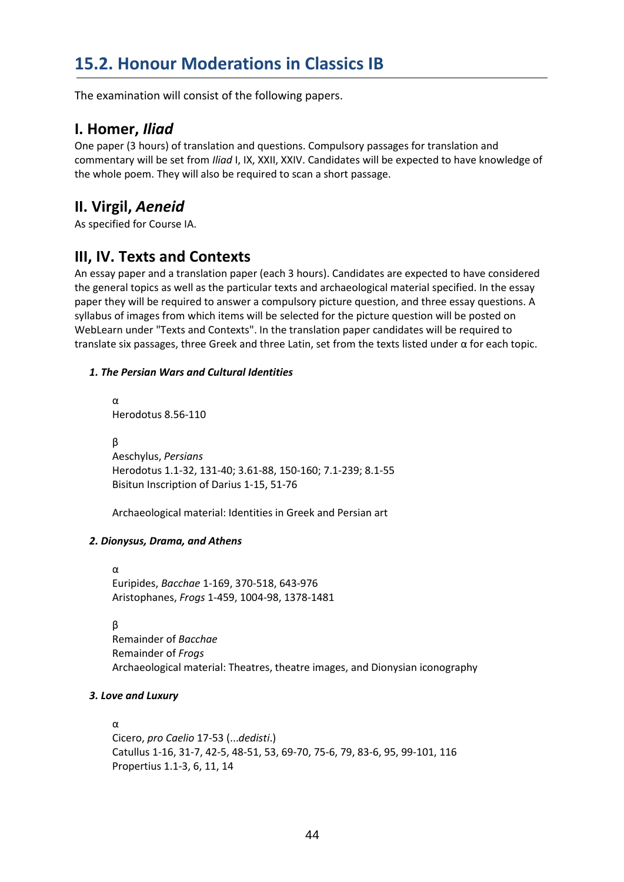## 15.2. Honour Moderations in Classics IB

The examination will consist of the following papers.

### I. Homer, *Iliad*

One paper (3 hours) of translation and questions. Compulsory passages for translation and commentary will be set from *Iliad* I, IX, XXII, XXIV. Candidates will be expected to have knowledge of the whole poem. They will also be required to scan a short passage.

### II. Virgil, *Aeneid*

As specified for Course IA.

### III, IV. Texts and Contexts

An essay paper and a translation paper (each 3 hours). Candidates are expected to have considered the general topics as well as the particular texts and archaeological material specified. In the essay paper they will be required to answer a compulsory picture question, and three essay questions. A syllabus of images from which items will be selected for the picture question will be posted on WebLearn under "Texts and Contexts". In the translation paper candidates will be required to translate six passages, three Greek and three Latin, set from the texts listed under α for each topic.

***1. The Persian Wars and Cultural Identities***

α
Herodotus 8.56-110

β
Aeschylus, *Persians*
Herodotus 1.1-32, 131-40; 3.61-88, 150-160; 7.1-239; 8.1-55
Bisitun Inscription of Darius 1-15, 51-76

Archaeological material: Identities in Greek and Persian art

***2. Dionysus, Drama, and Athens***

α
Euripides, *Bacchae* 1-169, 370-518, 643-976
Aristophanes, *Frogs* 1-459, 1004-98, 1378-1481

β
Remainder of *Bacchae*
Remainder of *Frogs*
Archaeological material: Theatres, theatre images, and Dionysian iconography

***3. Love and Luxury***

α
Cicero, *pro Caelio* 17-53 (...*dedisti*.)
Catullus 1-16, 31-7, 42-5, 48-51, 53, 69-70, 75-6, 79, 83-6, 95, 99-101, 116
Propertius 1.1-3, 6, 11, 14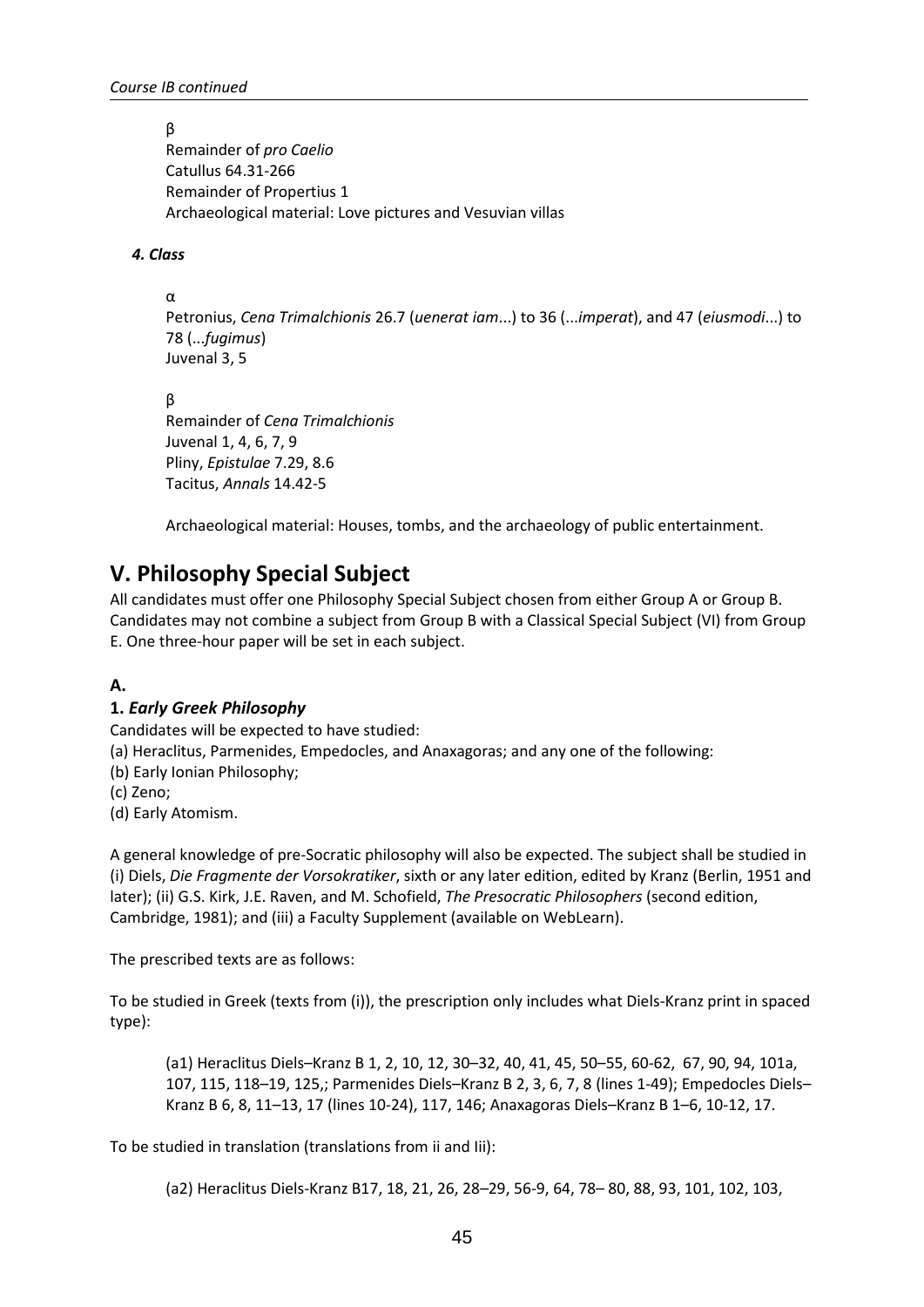β
Remainder of *pro Caelio*
Catullus 64.31-266
Remainder of Propertius 1
Archaeological material: Love pictures and Vesuvian villas

#### *4. Class*

α
Petronius, *Cena Trimalchionis* 26.7 (*uenerat iam*...) to 36 (...*imperat*), and 47 (*eiusmodi*...) to 78 (...*fugimus*)
Juvenal 3, 5

β
Remainder of *Cena Trimalchionis*
Juvenal 1, 4, 6, 7, 9
Pliny, *Epistulae* 7.29, 8.6
Tacitus, *Annals* 14.42-5

Archaeological material: Houses, tombs, and the archaeology of public entertainment.

## V. Philosophy Special Subject

All candidates must offer one Philosophy Special Subject chosen from either Group A or Group B. Candidates may not combine a subject from Group B with a Classical Special Subject (VI) from Group E. One three-hour paper will be set in each subject.

### A.

#### 1. *Early Greek Philosophy*

Candidates will be expected to have studied:
(a) Heraclitus, Parmenides, Empedocles, and Anaxagoras; and any one of the following:
(b) Early Ionian Philosophy;
(c) Zeno;
(d) Early Atomism.

A general knowledge of pre-Socratic philosophy will also be expected. The subject shall be studied in (i) Diels, *Die Fragmente der Vorsokratiker*, sixth or any later edition, edited by Kranz (Berlin, 1951 and later); (ii) G.S. Kirk, J.E. Raven, and M. Schofield, *The Presocratic Philosophers* (second edition, Cambridge, 1981); and (iii) a Faculty Supplement (available on WebLearn).

The prescribed texts are as follows:

To be studied in Greek (texts from (i)), the prescription only includes what Diels-Kranz print in spaced type):

(a1) Heraclitus Diels–Kranz B 1, 2, 10, 12, 30–32, 40, 41, 45, 50–55, 60-62, 67, 90, 94, 101a, 107, 115, 118–19, 125,; Parmenides Diels–Kranz B 2, 3, 6, 7, 8 (lines 1-49); Empedocles Diels–Kranz B 6, 8, 11–13, 17 (lines 10-24), 117, 146; Anaxagoras Diels–Kranz B 1–6, 10-12, 17.

To be studied in translation (translations from ii and Iii):

(a2) Heraclitus Diels-Kranz B17, 18, 21, 26, 28–29, 56-9, 64, 78– 80, 88, 93, 101, 102, 103,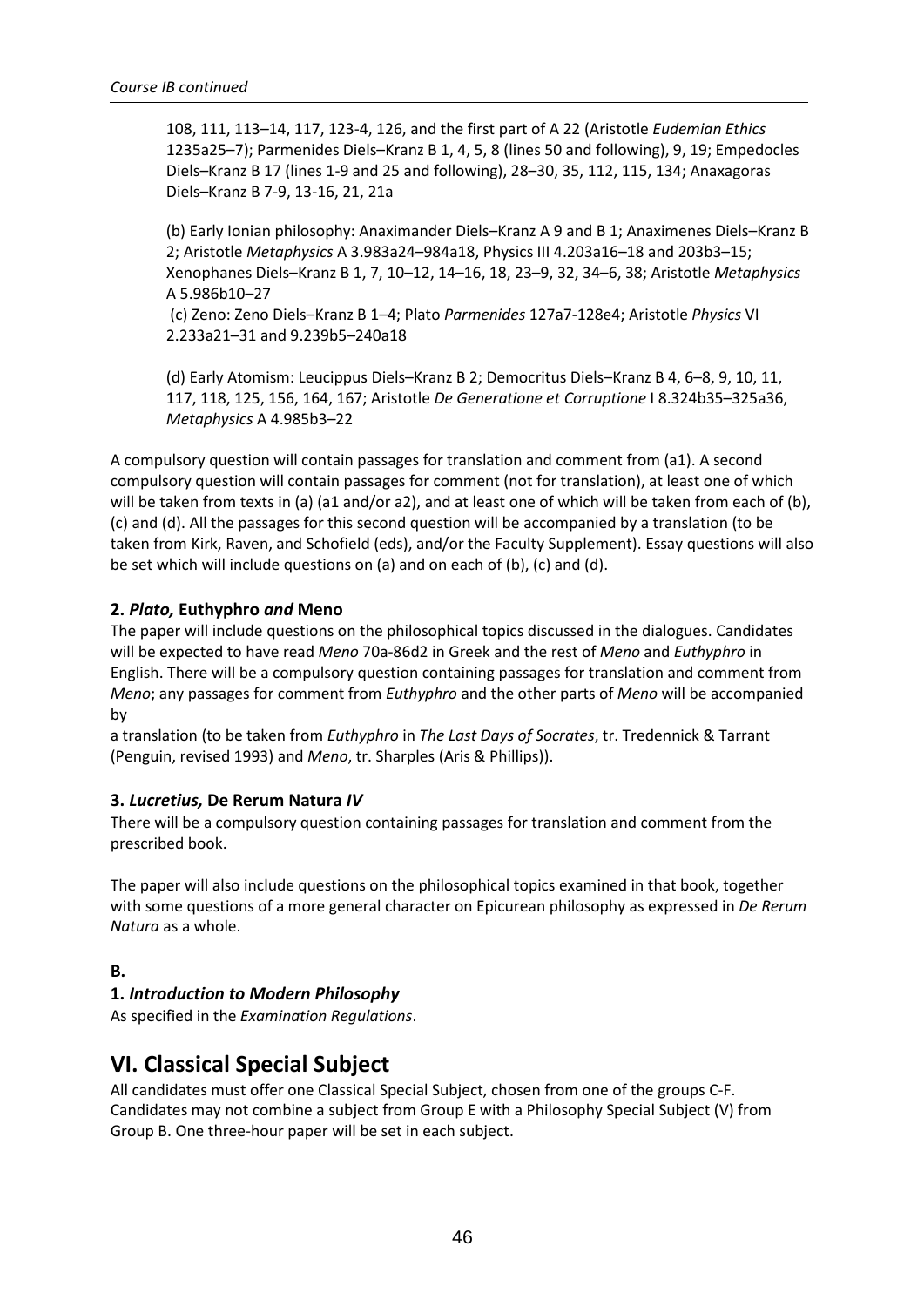108, 111, 113–14, 117, 123-4, 126, and the first part of A 22 (Aristotle *Eudemian Ethics* 1235a25–7); Parmenides Diels–Kranz B 1, 4, 5, 8 (lines 50 and following), 9, 19; Empedocles Diels–Kranz B 17 (lines 1-9 and 25 and following), 28–30, 35, 112, 115, 134; Anaxagoras Diels–Kranz B 7-9, 13-16, 21, 21a

(b) Early Ionian philosophy: Anaximander Diels–Kranz A 9 and B 1; Anaximenes Diels–Kranz B 2; Aristotle *Metaphysics* A 3.983a24–984a18, Physics III 4.203a16–18 and 203b3–15; Xenophanes Diels–Kranz B 1, 7, 10–12, 14–16, 18, 23–9, 32, 34–6, 38; Aristotle *Metaphysics* A 5.986b10–27

(c) Zeno: Zeno Diels–Kranz B 1–4; Plato *Parmenides* 127a7-128e4; Aristotle *Physics* VI 2.233a21–31 and 9.239b5–240a18

(d) Early Atomism: Leucippus Diels–Kranz B 2; Democritus Diels–Kranz B 4, 6–8, 9, 10, 11, 117, 118, 125, 156, 164, 167; Aristotle *De Generatione et Corruptione* I 8.324b35–325a36, *Metaphysics* A 4.985b3–22

A compulsory question will contain passages for translation and comment from (a1). A second compulsory question will contain passages for comment (not for translation), at least one of which will be taken from texts in (a) (a1 and/or a2), and at least one of which will be taken from each of (b), (c) and (d). All the passages for this second question will be accompanied by a translation (to be taken from Kirk, Raven, and Schofield (eds), and/or the Faculty Supplement). Essay questions will also be set which will include questions on (a) and on each of (b), (c) and (d).

### 2. *Plato,* Euthyphro *and* Meno

The paper will include questions on the philosophical topics discussed in the dialogues. Candidates will be expected to have read *Meno* 70a-86d2 in Greek and the rest of *Meno* and *Euthyphro* in English. There will be a compulsory question containing passages for translation and comment from *Meno*; any passages for comment from *Euthyphro* and the other parts of *Meno* will be accompanied by
a translation (to be taken from *Euthyphro* in *The Last Days of Socrates*, tr. Tredennick & Tarrant (Penguin, revised 1993) and *Meno*, tr. Sharples (Aris & Phillips)).

### 3. *Lucretius,* De Rerum Natura *IV*

There will be a compulsory question containing passages for translation and comment from the prescribed book.

The paper will also include questions on the philosophical topics examined in that book, together with some questions of a more general character on Epicurean philosophy as expressed in *De Rerum Natura* as a whole.

**B.**

### 1. *Introduction to Modern Philosophy*

As specified in the *Examination Regulations*.

## VI. Classical Special Subject

All candidates must offer one Classical Special Subject, chosen from one of the groups C-F. Candidates may not combine a subject from Group E with a Philosophy Special Subject (V) from Group B. One three-hour paper will be set in each subject.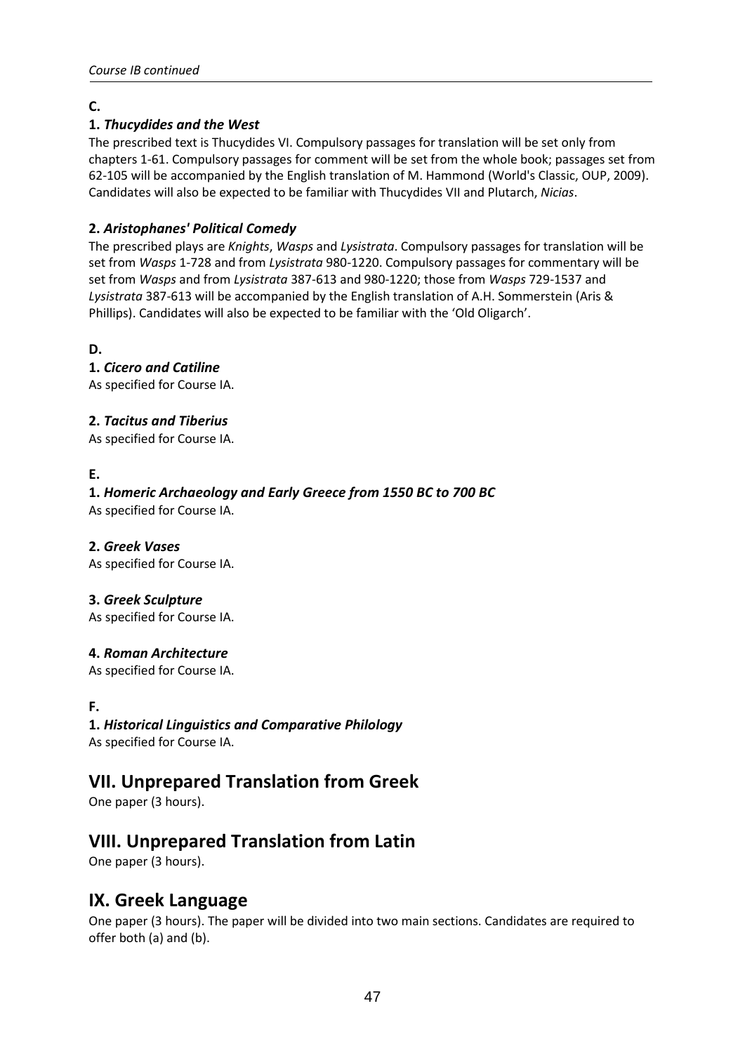**C.**

**1. *Thucydides and the West***

The prescribed text is Thucydides VI. Compulsory passages for translation will be set only from chapters 1-61. Compulsory passages for comment will be set from the whole book; passages set from 62-105 will be accompanied by the English translation of M. Hammond (World's Classic, OUP, 2009). Candidates will also be expected to be familiar with Thucydides VII and Plutarch, *Nicias*.

**2. *Aristophanes' Political Comedy***

The prescribed plays are *Knights*, *Wasps* and *Lysistrata*. Compulsory passages for translation will be set from *Wasps* 1-728 and from *Lysistrata* 980-1220. Compulsory passages for commentary will be set from *Wasps* and from *Lysistrata* 387-613 and 980-1220; those from *Wasps* 729-1537 and *Lysistrata* 387-613 will be accompanied by the English translation of A.H. Sommerstein (Aris & Phillips). Candidates will also be expected to be familiar with the 'Old Oligarch'.

**D.**

**1. *Cicero and Catiline***

As specified for Course IA.

**2. *Tacitus and Tiberius***

As specified for Course IA.

**E.**

**1. *Homeric Archaeology and Early Greece from 1550 BC to 700 BC***

As specified for Course IA.

**2. *Greek Vases***

As specified for Course IA.

**3. *Greek Sculpture***

As specified for Course IA.

**4. *Roman Architecture***

As specified for Course IA.

**F.**

**1. *Historical Linguistics and Comparative Philology***

As specified for Course IA.

## VII. Unprepared Translation from Greek

One paper (3 hours).

## VIII. Unprepared Translation from Latin

One paper (3 hours).

## IX. Greek Language

One paper (3 hours). The paper will be divided into two main sections. Candidates are required to offer both (a) and (b).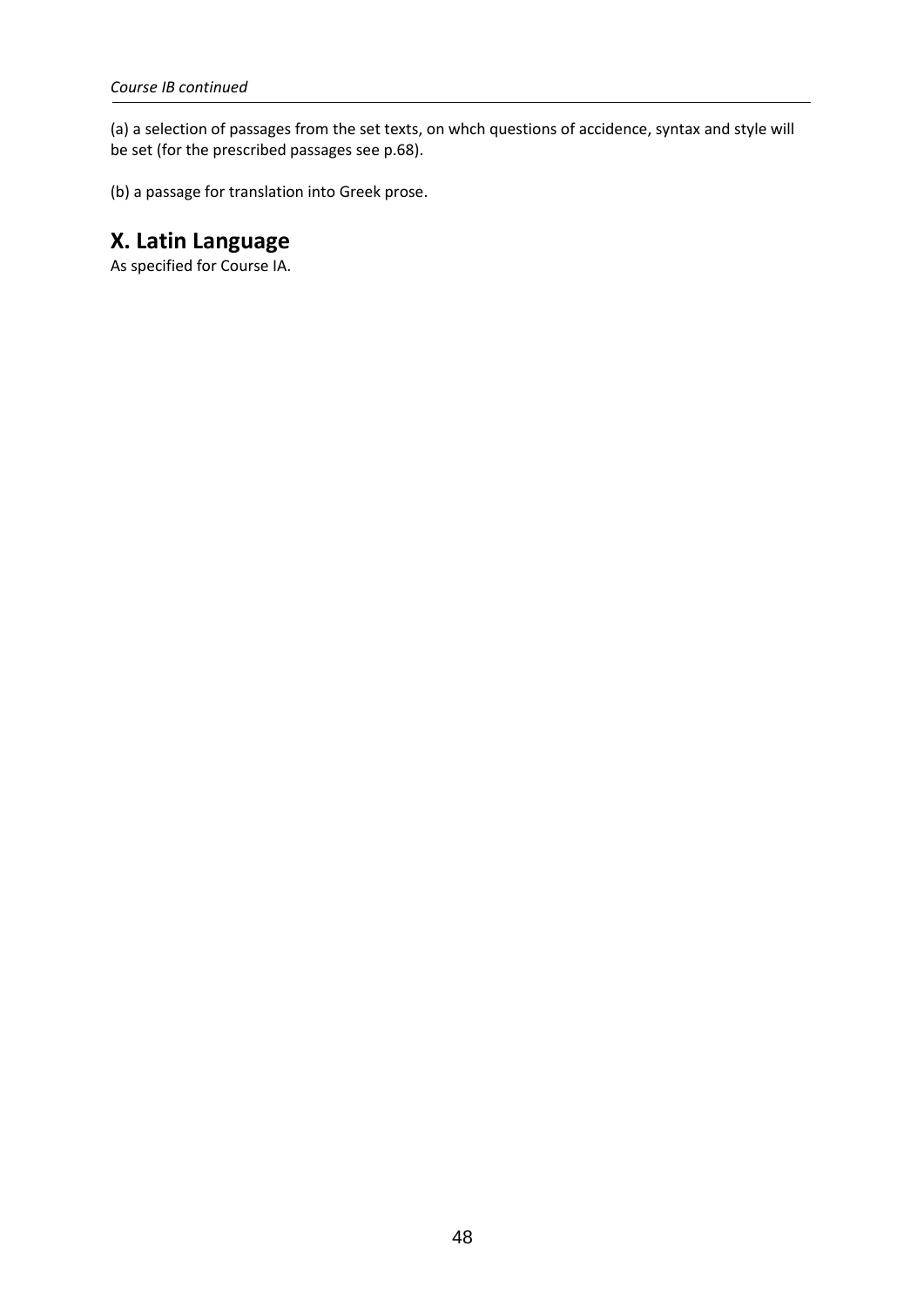(a) a selection of passages from the set texts, on whch questions of accidence, syntax and style will be set (for the prescribed passages see p.68).

(b) a passage for translation into Greek prose.

## X. Latin Language

As specified for Course IA.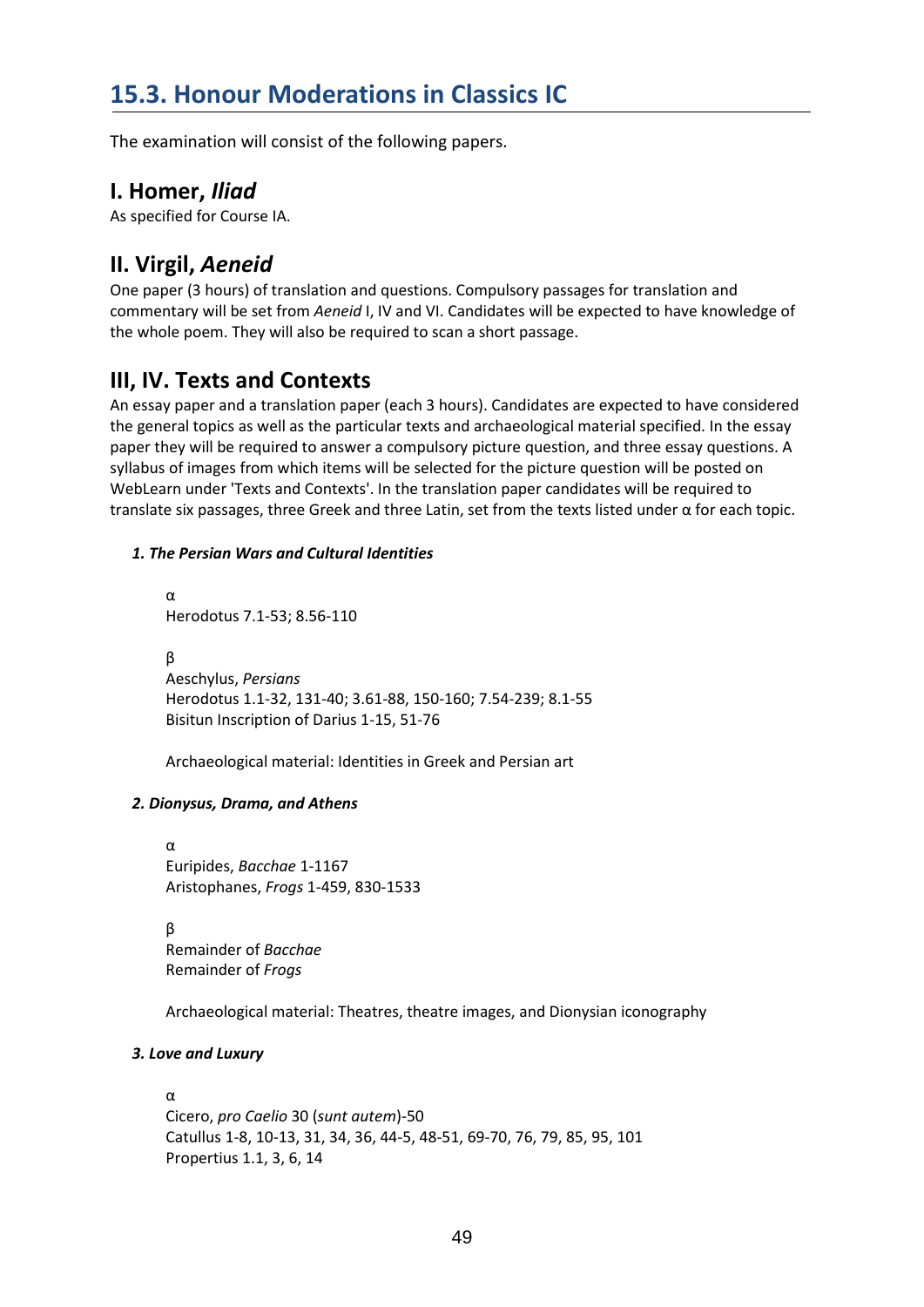## 15.3. Honour Moderations in Classics IC

The examination will consist of the following papers.

### I. Homer, *Iliad*

As specified for Course IA.

### II. Virgil, *Aeneid*

One paper (3 hours) of translation and questions. Compulsory passages for translation and commentary will be set from *Aeneid* I, IV and VI. Candidates will be expected to have knowledge of the whole poem. They will also be required to scan a short passage.

### III, IV. Texts and Contexts

An essay paper and a translation paper (each 3 hours). Candidates are expected to have considered the general topics as well as the particular texts and archaeological material specified. In the essay paper they will be required to answer a compulsory picture question, and three essay questions. A syllabus of images from which items will be selected for the picture question will be posted on WebLearn under 'Texts and Contexts'. In the translation paper candidates will be required to translate six passages, three Greek and three Latin, set from the texts listed under α for each topic.

***1. The Persian Wars and Cultural Identities***

α
Herodotus 7.1-53; 8.56-110

β
Aeschylus, *Persians*
Herodotus 1.1-32, 131-40; 3.61-88, 150-160; 7.54-239; 8.1-55
Bisitun Inscription of Darius 1-15, 51-76

Archaeological material: Identities in Greek and Persian art

***2. Dionysus, Drama, and Athens***

α
Euripides, *Bacchae* 1-1167
Aristophanes, *Frogs* 1-459, 830-1533

β
Remainder of *Bacchae*
Remainder of *Frogs*

Archaeological material: Theatres, theatre images, and Dionysian iconography

***3. Love and Luxury***

α
Cicero, *pro Caelio* 30 (*sunt autem*)-50
Catullus 1-8, 10-13, 31, 34, 36, 44-5, 48-51, 69-70, 76, 79, 85, 95, 101
Propertius 1.1, 3, 6, 14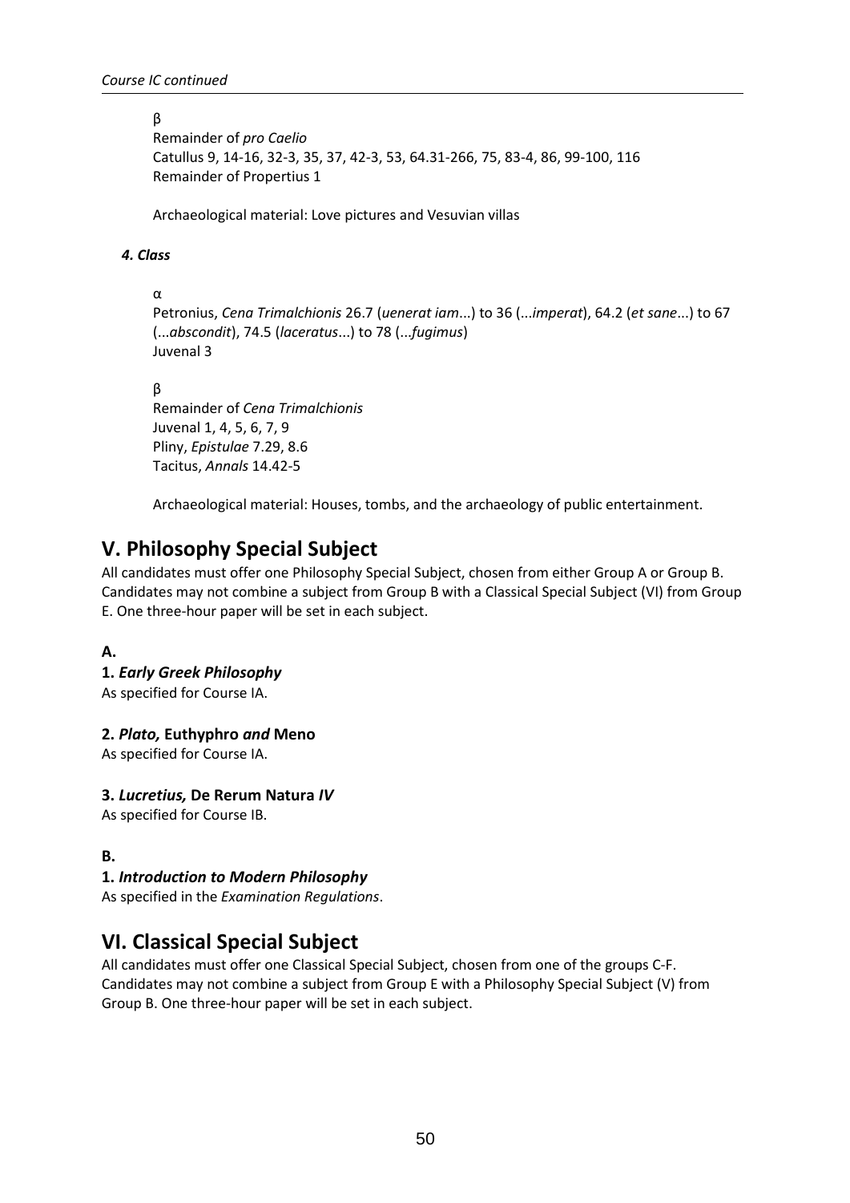*Course IC continued*

β
Remainder of *pro Caelio*
Catullus 9, 14-16, 32-3, 35, 37, 42-3, 53, 64.31-266, 75, 83-4, 86, 99-100, 116
Remainder of Propertius 1

Archaeological material: Love pictures and Vesuvian villas

***4. Class***

α
Petronius, *Cena Trimalchionis* 26.7 (*uenerat iam*...) to 36 (...*imperat*), 64.2 (*et sane*...) to 67 (...*abscondit*), 74.5 (*laceratus*...) to 78 (...*fugimus*)
Juvenal 3

β
Remainder of *Cena Trimalchionis*
Juvenal 1, 4, 5, 6, 7, 9
Pliny, *Epistulae* 7.29, 8.6
Tacitus, *Annals* 14.42-5

Archaeological material: Houses, tombs, and the archaeology of public entertainment.

## V. Philosophy Special Subject

All candidates must offer one Philosophy Special Subject, chosen from either Group A or Group B. Candidates may not combine a subject from Group B with a Classical Special Subject (VI) from Group E. One three-hour paper will be set in each subject.

**A.**

**1. *Early Greek Philosophy***
As specified for Course IA.

**2. *Plato,* Euthyphro *and* Meno**
As specified for Course IA.

**3. *Lucretius,* De Rerum Natura *IV***
As specified for Course IB.

**B.**

**1. *Introduction to Modern Philosophy***
As specified in the *Examination Regulations*.

## VI. Classical Special Subject

All candidates must offer one Classical Special Subject, chosen from one of the groups C-F. Candidates may not combine a subject from Group E with a Philosophy Special Subject (V) from Group B. One three-hour paper will be set in each subject.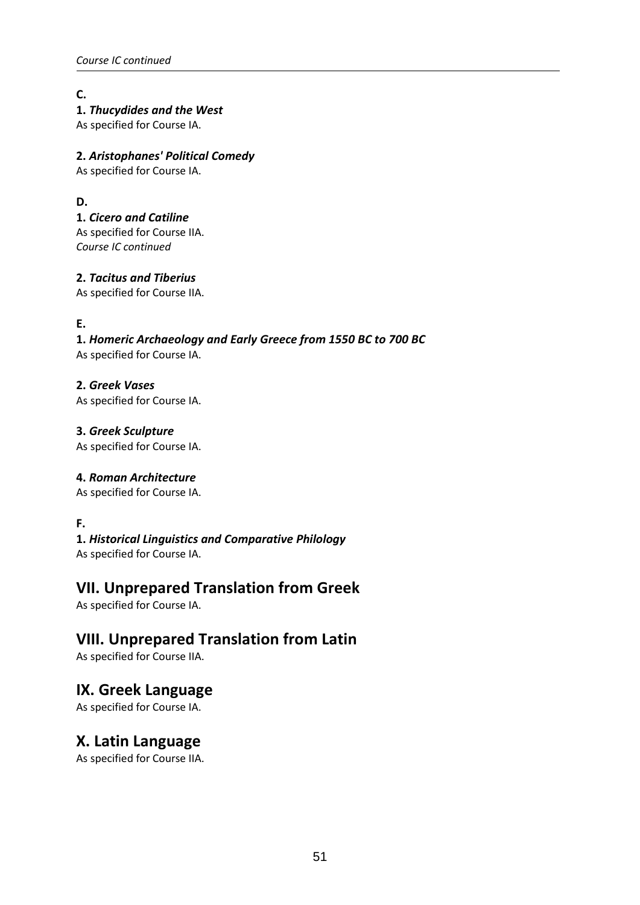**C.**

**1. *Thucydides and the West***
As specified for Course IA.

**2. *Aristophanes' Political Comedy***
As specified for Course IA.

**D.**

**1. *Cicero and Catiline***
As specified for Course IIA.
*Course IC continued*

**2. *Tacitus and Tiberius***
As specified for Course IIA.

**E.**

**1. *Homeric Archaeology and Early Greece from 1550 BC to 700 BC***
As specified for Course IA.

**2. *Greek Vases***
As specified for Course IA.

**3. *Greek Sculpture***
As specified for Course IA.

**4. *Roman Architecture***
As specified for Course IA.

**F.**

**1. *Historical Linguistics and Comparative Philology***
As specified for Course IA.

## VII. Unprepared Translation from Greek

As specified for Course IA.

## VIII. Unprepared Translation from Latin

As specified for Course IIA.

## IX. Greek Language

As specified for Course IA.

## X. Latin Language

As specified for Course IIA.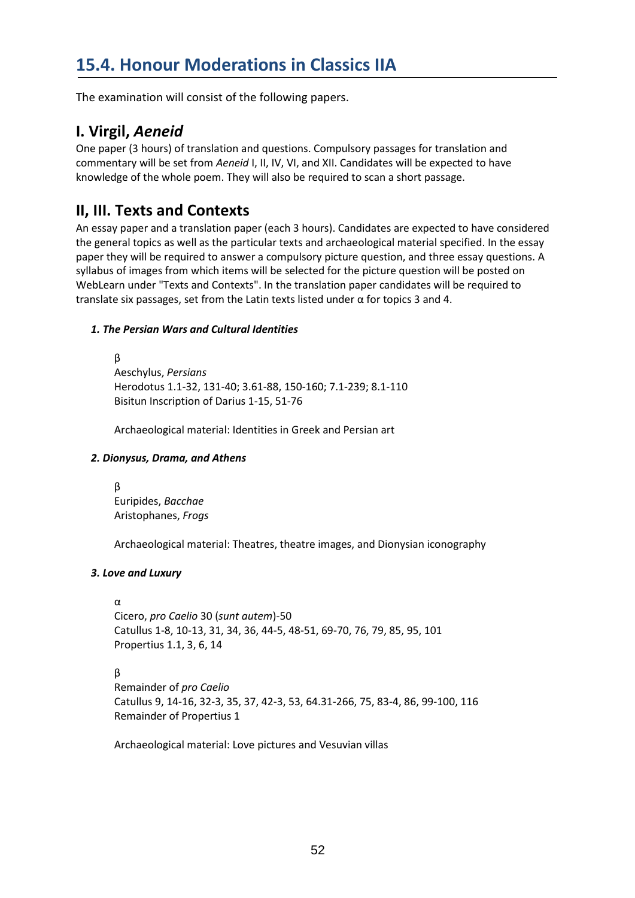# 15.4. Honour Moderations in Classics IIA

The examination will consist of the following papers.

## I. Virgil, *Aeneid*

One paper (3 hours) of translation and questions. Compulsory passages for translation and commentary will be set from *Aeneid* I, II, IV, VI, and XII. Candidates will be expected to have knowledge of the whole poem. They will also be required to scan a short passage.

## II, III. Texts and Contexts

An essay paper and a translation paper (each 3 hours). Candidates are expected to have considered the general topics as well as the particular texts and archaeological material specified. In the essay paper they will be required to answer a compulsory picture question, and three essay questions. A syllabus of images from which items will be selected for the picture question will be posted on WebLearn under "Texts and Contexts". In the translation paper candidates will be required to translate six passages, set from the Latin texts listed under α for topics 3 and 4.

#### *1. The Persian Wars and Cultural Identities*

β
Aeschylus, *Persians*
Herodotus 1.1-32, 131-40; 3.61-88, 150-160; 7.1-239; 8.1-110
Bisitun Inscription of Darius 1-15, 51-76

Archaeological material: Identities in Greek and Persian art

#### *2. Dionysus, Drama, and Athens*

β
Euripides, *Bacchae*
Aristophanes, *Frogs*

Archaeological material: Theatres, theatre images, and Dionysian iconography

#### *3. Love and Luxury*

α
Cicero, *pro Caelio* 30 (*sunt autem*)-50
Catullus 1-8, 10-13, 31, 34, 36, 44-5, 48-51, 69-70, 76, 79, 85, 95, 101
Propertius 1.1, 3, 6, 14

β
Remainder of *pro Caelio*
Catullus 9, 14-16, 32-3, 35, 37, 42-3, 53, 64.31-266, 75, 83-4, 86, 99-100, 116
Remainder of Propertius 1

Archaeological material: Love pictures and Vesuvian villas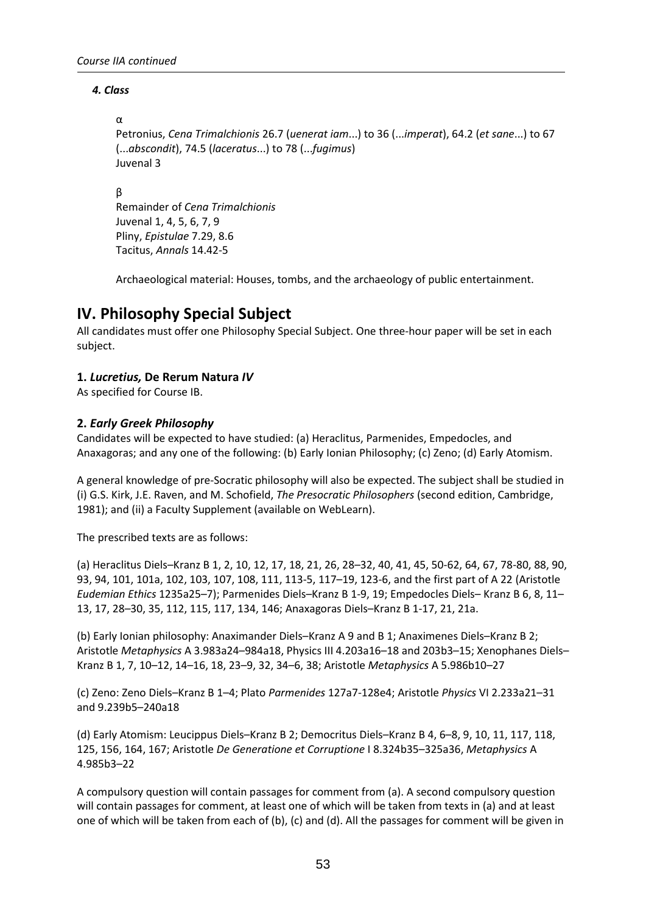#### *4. Class*

α

Petronius, *Cena Trimalchionis* 26.7 (*uenerat iam*...) to 36 (...*imperat*), 64.2 (*et sane*...) to 67 (...*abscondit*), 74.5 (*laceratus*...) to 78 (...*fugimus*)
Juvenal 3

β

Remainder of *Cena Trimalchionis*
Juvenal 1, 4, 5, 6, 7, 9
Pliny, *Epistulae* 7.29, 8.6
Tacitus, *Annals* 14.42-5

Archaeological material: Houses, tombs, and the archaeology of public entertainment.

## IV. Philosophy Special Subject

All candidates must offer one Philosophy Special Subject. One three-hour paper will be set in each subject.

### 1. *Lucretius,* De Rerum Natura *IV*

As specified for Course IB.

### 2. *Early Greek Philosophy*

Candidates will be expected to have studied: (a) Heraclitus, Parmenides, Empedocles, and Anaxagoras; and any one of the following: (b) Early Ionian Philosophy; (c) Zeno; (d) Early Atomism.

A general knowledge of pre-Socratic philosophy will also be expected. The subject shall be studied in (i) G.S. Kirk, J.E. Raven, and M. Schofield, *The Presocratic Philosophers* (second edition, Cambridge, 1981); and (ii) a Faculty Supplement (available on WebLearn).

The prescribed texts are as follows:

(a) Heraclitus Diels–Kranz B 1, 2, 10, 12, 17, 18, 21, 26, 28–32, 40, 41, 45, 50-62, 64, 67, 78-80, 88, 90, 93, 94, 101, 101a, 102, 103, 107, 108, 111, 113-5, 117–19, 123-6, and the first part of A 22 (Aristotle *Eudemian Ethics* 1235a25–7); Parmenides Diels–Kranz B 1-9, 19; Empedocles Diels– Kranz B 6, 8, 11–13, 17, 28–30, 35, 112, 115, 117, 134, 146; Anaxagoras Diels–Kranz B 1-17, 21, 21a.

(b) Early Ionian philosophy: Anaximander Diels–Kranz A 9 and B 1; Anaximenes Diels–Kranz B 2; Aristotle *Metaphysics* A 3.983a24–984a18, Physics III 4.203a16–18 and 203b3–15; Xenophanes Diels–Kranz B 1, 7, 10–12, 14–16, 18, 23–9, 32, 34–6, 38; Aristotle *Metaphysics* A 5.986b10–27

(c) Zeno: Zeno Diels–Kranz B 1–4; Plato *Parmenides* 127a7-128e4; Aristotle *Physics* VI 2.233a21–31 and 9.239b5–240a18

(d) Early Atomism: Leucippus Diels–Kranz B 2; Democritus Diels–Kranz B 4, 6–8, 9, 10, 11, 117, 118, 125, 156, 164, 167; Aristotle *De Generatione et Corruptione* I 8.324b35–325a36, *Metaphysics* A 4.985b3–22

A compulsory question will contain passages for comment from (a). A second compulsory question will contain passages for comment, at least one of which will be taken from texts in (a) and at least one of which will be taken from each of (b), (c) and (d). All the passages for comment will be given in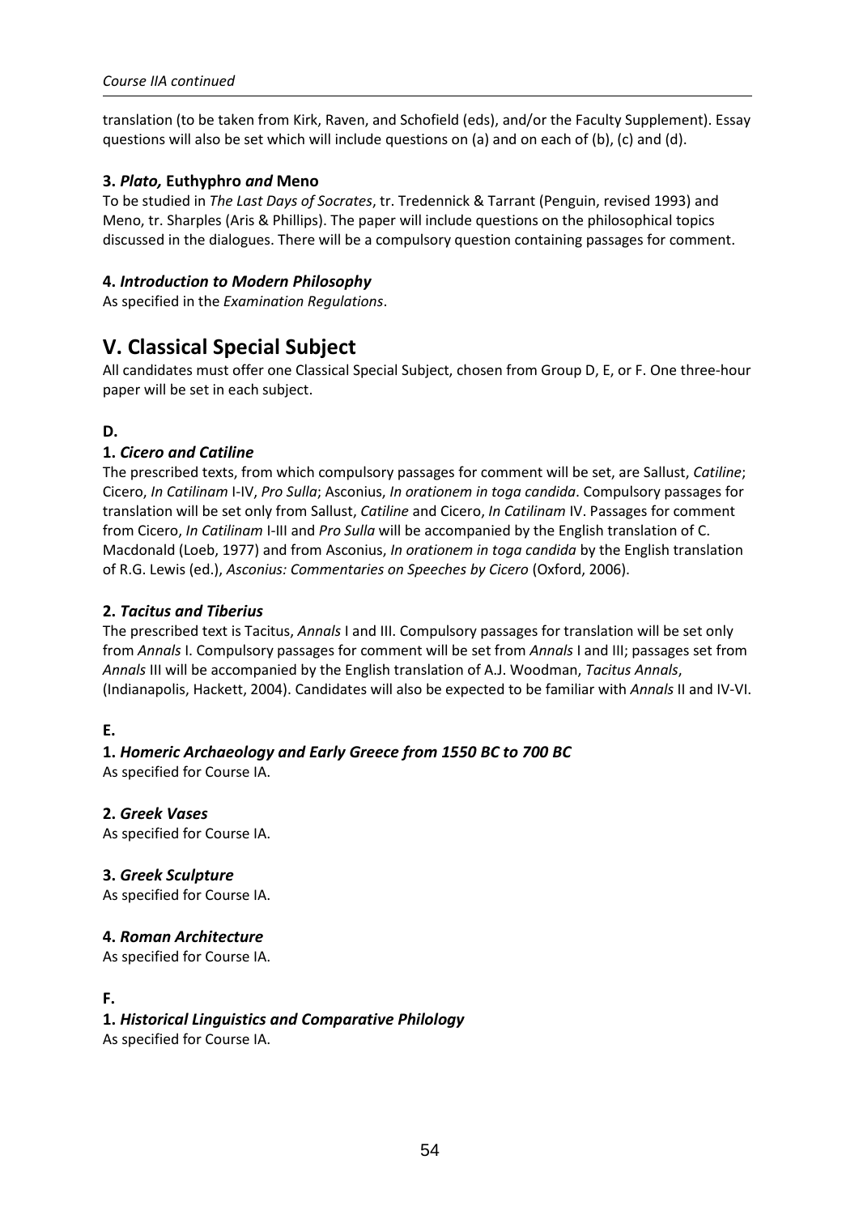translation (to be taken from Kirk, Raven, and Schofield (eds), and/or the Faculty Supplement). Essay questions will also be set which will include questions on (a) and on each of (b), (c) and (d).

### 3. *Plato,* Euthyphro *and* Meno

To be studied in *The Last Days of Socrates*, tr. Tredennick & Tarrant (Penguin, revised 1993) and Meno, tr. Sharples (Aris & Phillips). The paper will include questions on the philosophical topics discussed in the dialogues. There will be a compulsory question containing passages for comment.

### 4. *Introduction to Modern Philosophy*

As specified in the *Examination Regulations*.

## V. Classical Special Subject

All candidates must offer one Classical Special Subject, chosen from Group D, E, or F. One three-hour paper will be set in each subject.

### D.

### 1. *Cicero and Catiline*

The prescribed texts, from which compulsory passages for comment will be set, are Sallust, *Catiline*; Cicero, *In Catilinam* I-IV, *Pro Sulla*; Asconius, *In orationem in toga candida*. Compulsory passages for translation will be set only from Sallust, *Catiline* and Cicero, *In Catilinam* IV. Passages for comment from Cicero, *In Catilinam* I-III and *Pro Sulla* will be accompanied by the English translation of C. Macdonald (Loeb, 1977) and from Asconius, *In orationem in toga candida* by the English translation of R.G. Lewis (ed.), *Asconius: Commentaries on Speeches by Cicero* (Oxford, 2006).

### 2. *Tacitus and Tiberius*

The prescribed text is Tacitus, *Annals* I and III. Compulsory passages for translation will be set only from *Annals* I. Compulsory passages for comment will be set from *Annals* I and III; passages set from *Annals* III will be accompanied by the English translation of A.J. Woodman, *Tacitus Annals*, (Indianapolis, Hackett, 2004). Candidates will also be expected to be familiar with *Annals* II and IV-VI.

### E.

### 1. *Homeric Archaeology and Early Greece from 1550 BC to 700 BC*

As specified for Course IA.

### 2. *Greek Vases*

As specified for Course IA.

### 3. *Greek Sculpture*

As specified for Course IA.

### 4. *Roman Architecture*

As specified for Course IA.

### F.

### 1. *Historical Linguistics and Comparative Philology*

As specified for Course IA.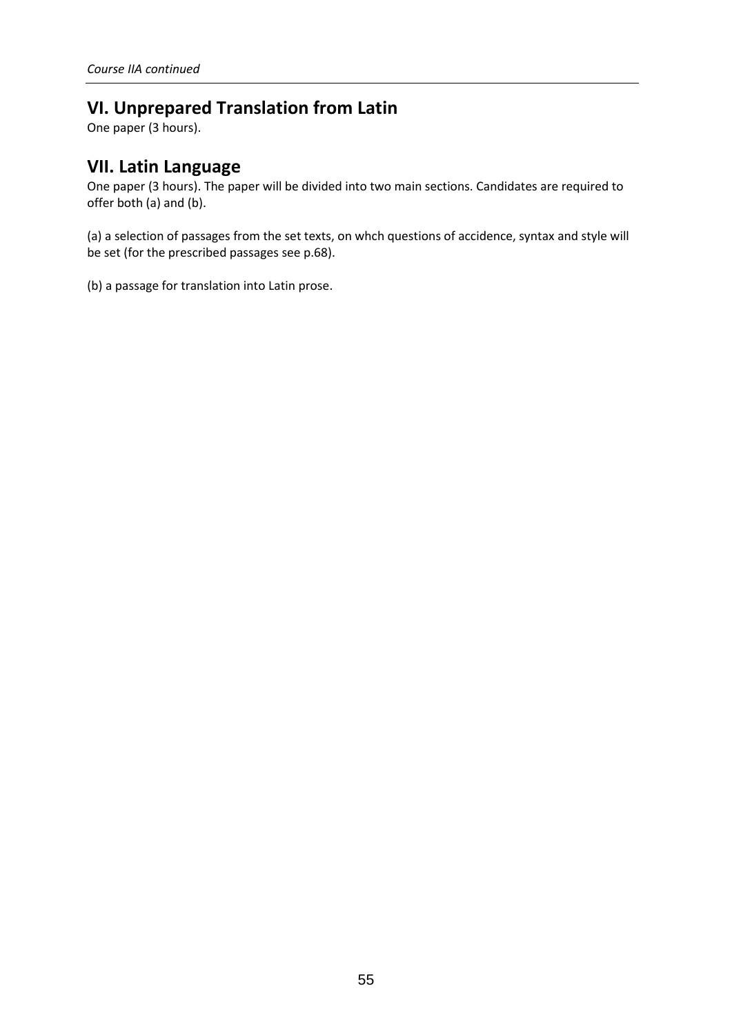*Course IIA continued*

## VI. Unprepared Translation from Latin

One paper (3 hours).

## VII. Latin Language

One paper (3 hours). The paper will be divided into two main sections. Candidates are required to offer both (a) and (b).

(a) a selection of passages from the set texts, on whch questions of accidence, syntax and style will be set (for the prescribed passages see p.68).

(b) a passage for translation into Latin prose.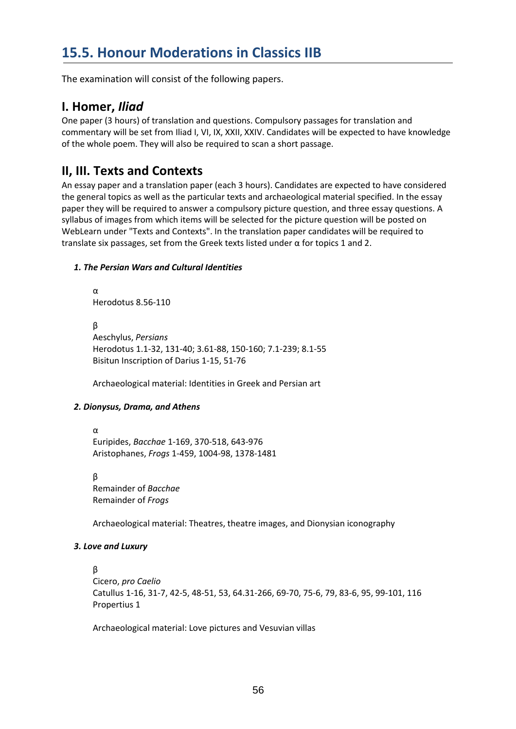## 15.5. Honour Moderations in Classics IIB

The examination will consist of the following papers.

### I. Homer, *Iliad*

One paper (3 hours) of translation and questions. Compulsory passages for translation and commentary will be set from Iliad I, VI, IX, XXII, XXIV. Candidates will be expected to have knowledge of the whole poem. They will also be required to scan a short passage.

### II, III. Texts and Contexts

An essay paper and a translation paper (each 3 hours). Candidates are expected to have considered the general topics as well as the particular texts and archaeological material specified. In the essay paper they will be required to answer a compulsory picture question, and three essay questions. A syllabus of images from which items will be selected for the picture question will be posted on WebLearn under "Texts and Contexts". In the translation paper candidates will be required to translate six passages, set from the Greek texts listed under α for topics 1 and 2.

#### *1. The Persian Wars and Cultural Identities*

α
Herodotus 8.56-110

β
Aeschylus, *Persians*
Herodotus 1.1-32, 131-40; 3.61-88, 150-160; 7.1-239; 8.1-55
Bisitun Inscription of Darius 1-15, 51-76

Archaeological material: Identities in Greek and Persian art

#### *2. Dionysus, Drama, and Athens*

α
Euripides, *Bacchae* 1-169, 370-518, 643-976
Aristophanes, *Frogs* 1-459, 1004-98, 1378-1481

β
Remainder of *Bacchae*
Remainder of *Frogs*

Archaeological material: Theatres, theatre images, and Dionysian iconography

#### *3. Love and Luxury*

β
Cicero, *pro Caelio*
Catullus 1-16, 31-7, 42-5, 48-51, 53, 64.31-266, 69-70, 75-6, 79, 83-6, 95, 99-101, 116
Propertius 1

Archaeological material: Love pictures and Vesuvian villas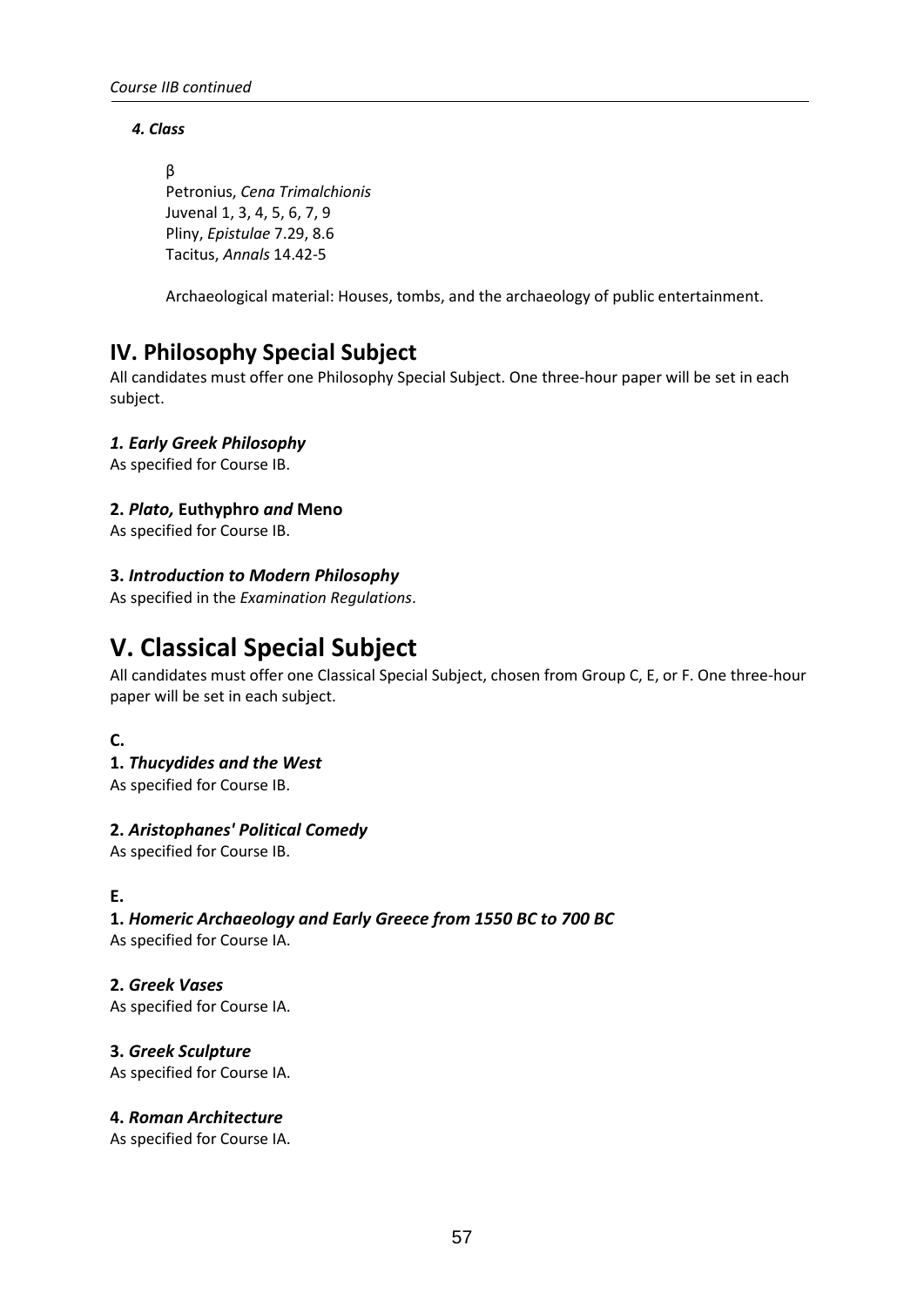*Course IIB continued*

***4. Class***

β
Petronius, *Cena Trimalchionis*
Juvenal 1, 3, 4, 5, 6, 7, 9
Pliny, *Epistulae* 7.29, 8.6
Tacitus, *Annals* 14.42-5

Archaeological material: Houses, tombs, and the archaeology of public entertainment.

## IV. Philosophy Special Subject

All candidates must offer one Philosophy Special Subject. One three-hour paper will be set in each subject.

### *1. Early Greek Philosophy*

As specified for Course IB.

### 2. *Plato,* Euthyphro *and* Meno

As specified for Course IB.

### 3. *Introduction to Modern Philosophy*

As specified in the *Examination Regulations*.

# V. Classical Special Subject

All candidates must offer one Classical Special Subject, chosen from Group C, E, or F. One three-hour paper will be set in each subject.

**C.**

### 1. *Thucydides and the West*

As specified for Course IB.

### 2. *Aristophanes' Political Comedy*

As specified for Course IB.

**E.**

### 1. *Homeric Archaeology and Early Greece from 1550 BC to 700 BC*

As specified for Course IA.

### 2. *Greek Vases*

As specified for Course IA.

### 3. *Greek Sculpture*

As specified for Course IA.

### 4. *Roman Architecture*

As specified for Course IA.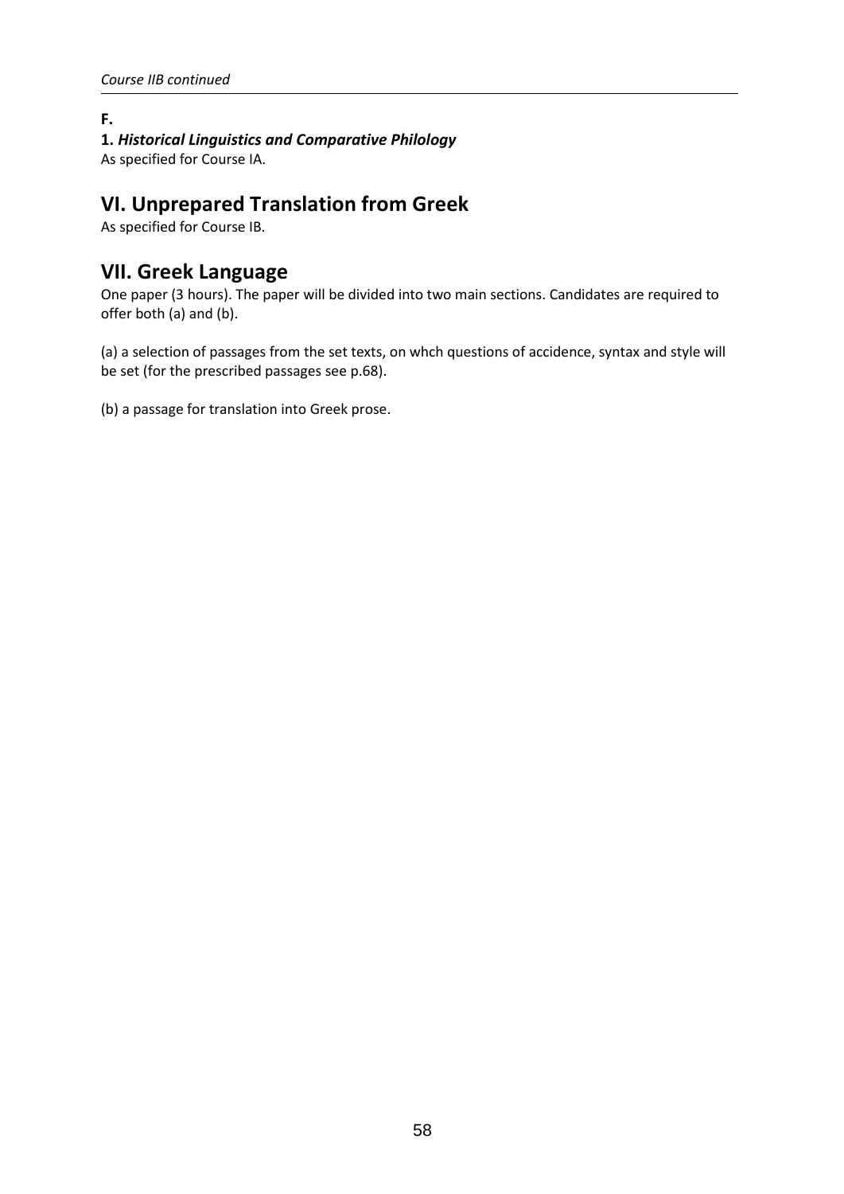*Course IIB continued*

**F.**

**1.** ***Historical Linguistics and Comparative Philology***

As specified for Course IA.

## VI. Unprepared Translation from Greek

As specified for Course IB.

## VII. Greek Language

One paper (3 hours). The paper will be divided into two main sections. Candidates are required to offer both (a) and (b).

(a) a selection of passages from the set texts, on whch questions of accidence, syntax and style will be set (for the prescribed passages see p.68).

(b) a passage for translation into Greek prose.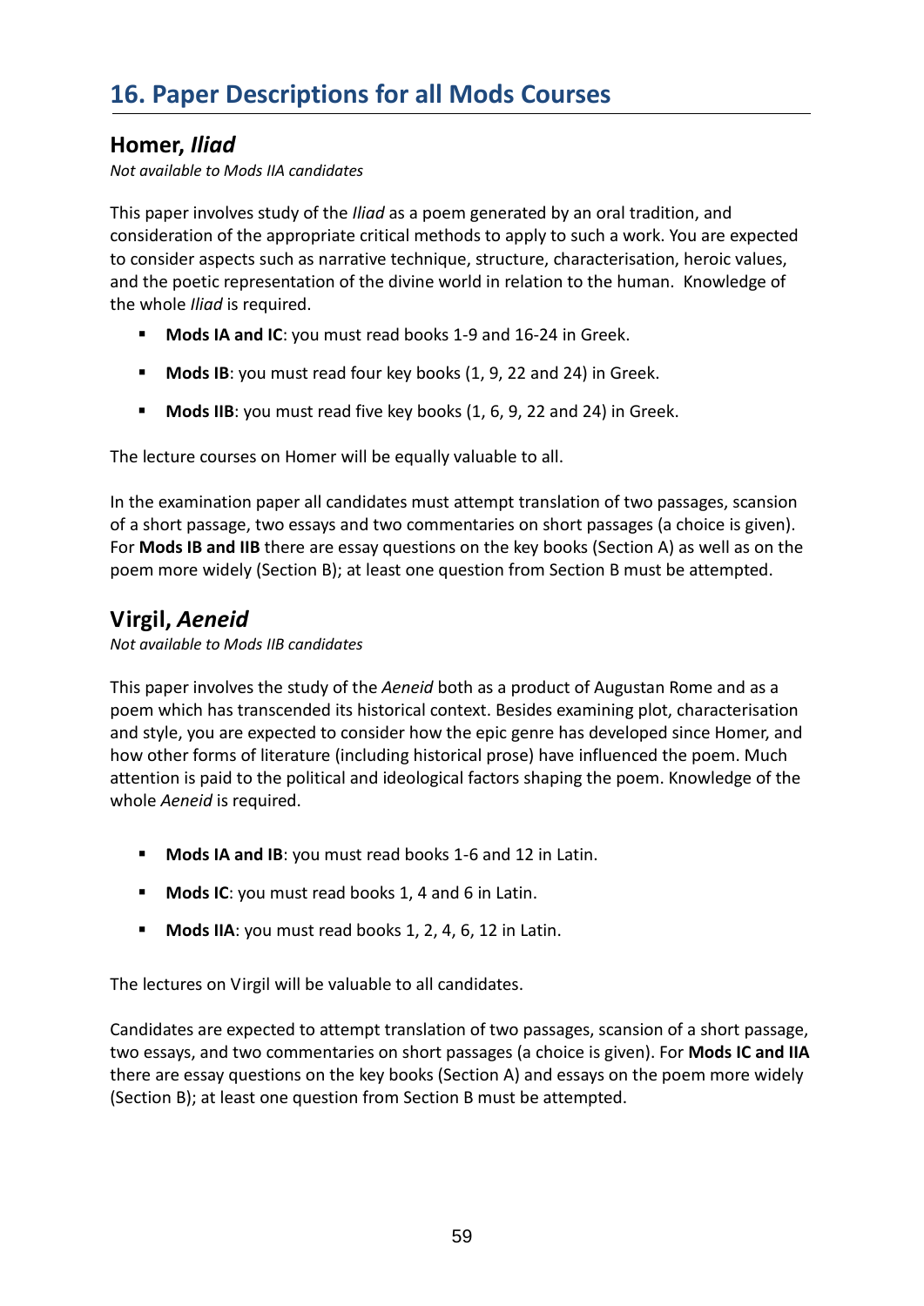# 16. Paper Descriptions for all Mods Courses

## Homer, *Iliad*

*Not available to Mods IIA candidates*

This paper involves study of the *Iliad* as a poem generated by an oral tradition, and consideration of the appropriate critical methods to apply to such a work. You are expected to consider aspects such as narrative technique, structure, characterisation, heroic values, and the poetic representation of the divine world in relation to the human. Knowledge of the whole *Iliad* is required.

- **Mods IA and IC**: you must read books 1-9 and 16-24 in Greek.
- **Mods IB**: you must read four key books (1, 9, 22 and 24) in Greek.
- **Mods IIB**: you must read five key books (1, 6, 9, 22 and 24) in Greek.

The lecture courses on Homer will be equally valuable to all.

In the examination paper all candidates must attempt translation of two passages, scansion of a short passage, two essays and two commentaries on short passages (a choice is given). For **Mods IB and IIB** there are essay questions on the key books (Section A) as well as on the poem more widely (Section B); at least one question from Section B must be attempted.

## Virgil, *Aeneid*

*Not available to Mods IIB candidates*

This paper involves the study of the *Aeneid* both as a product of Augustan Rome and as a poem which has transcended its historical context. Besides examining plot, characterisation and style, you are expected to consider how the epic genre has developed since Homer, and how other forms of literature (including historical prose) have influenced the poem. Much attention is paid to the political and ideological factors shaping the poem. Knowledge of the whole *Aeneid* is required.

- **Mods IA and IB**: you must read books 1-6 and 12 in Latin.
- **Mods IC**: you must read books 1, 4 and 6 in Latin.
- **Mods IIA**: you must read books 1, 2, 4, 6, 12 in Latin.

The lectures on Virgil will be valuable to all candidates.

Candidates are expected to attempt translation of two passages, scansion of a short passage, two essays, and two commentaries on short passages (a choice is given). For **Mods IC and IIA** there are essay questions on the key books (Section A) and essays on the poem more widely (Section B); at least one question from Section B must be attempted.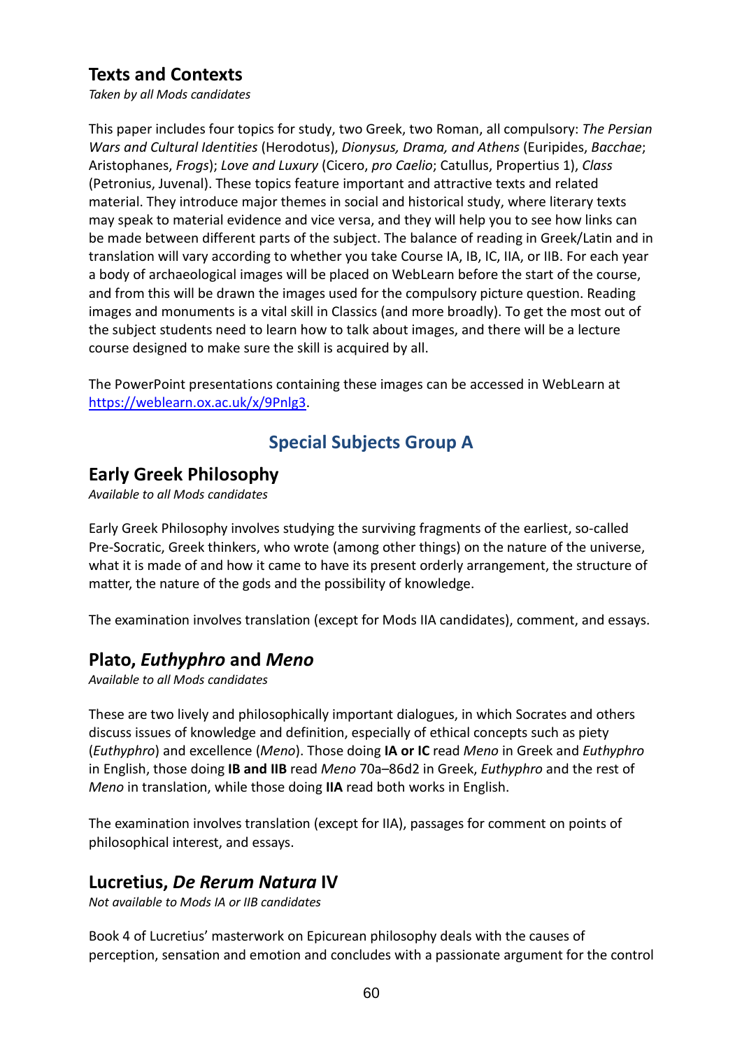## Texts and Contexts

*Taken by all Mods candidates*

This paper includes four topics for study, two Greek, two Roman, all compulsory: *The Persian Wars and Cultural Identities* (Herodotus), *Dionysus, Drama, and Athens* (Euripides, *Bacchae*; Aristophanes, *Frogs*); *Love and Luxury* (Cicero, *pro Caelio*; Catullus, Propertius 1), *Class* (Petronius, Juvenal). These topics feature important and attractive texts and related material. They introduce major themes in social and historical study, where literary texts may speak to material evidence and vice versa, and they will help you to see how links can be made between different parts of the subject. The balance of reading in Greek/Latin and in translation will vary according to whether you take Course IA, IB, IC, IIA, or IIB. For each year a body of archaeological images will be placed on WebLearn before the start of the course, and from this will be drawn the images used for the compulsory picture question. Reading images and monuments is a vital skill in Classics (and more broadly). To get the most out of the subject students need to learn how to talk about images, and there will be a lecture course designed to make sure the skill is acquired by all.

The PowerPoint presentations containing these images can be accessed in WebLearn at [https://weblearn.ox.ac.uk/x/9Pnlg3](https://weblearn.ox.ac.uk/x/9Pnlg3).

# Special Subjects Group A

## Early Greek Philosophy

*Available to all Mods candidates*

Early Greek Philosophy involves studying the surviving fragments of the earliest, so-called Pre-Socratic, Greek thinkers, who wrote (among other things) on the nature of the universe, what it is made of and how it came to have its present orderly arrangement, the structure of matter, the nature of the gods and the possibility of knowledge.

The examination involves translation (except for Mods IIA candidates), comment, and essays.

## Plato, *Euthyphro* and *Meno*

*Available to all Mods candidates*

These are two lively and philosophically important dialogues, in which Socrates and others discuss issues of knowledge and definition, especially of ethical concepts such as piety (*Euthyphro*) and excellence (*Meno*). Those doing **IA or IC** read *Meno* in Greek and *Euthyphro* in English, those doing **IB and IIB** read *Meno* 70a–86d2 in Greek, *Euthyphro* and the rest of *Meno* in translation, while those doing **IIA** read both works in English.

The examination involves translation (except for IIA), passages for comment on points of philosophical interest, and essays.

## Lucretius, *De Rerum Natura* IV

*Not available to Mods IA or IIB candidates*

Book 4 of Lucretius' masterwork on Epicurean philosophy deals with the causes of perception, sensation and emotion and concludes with a passionate argument for the control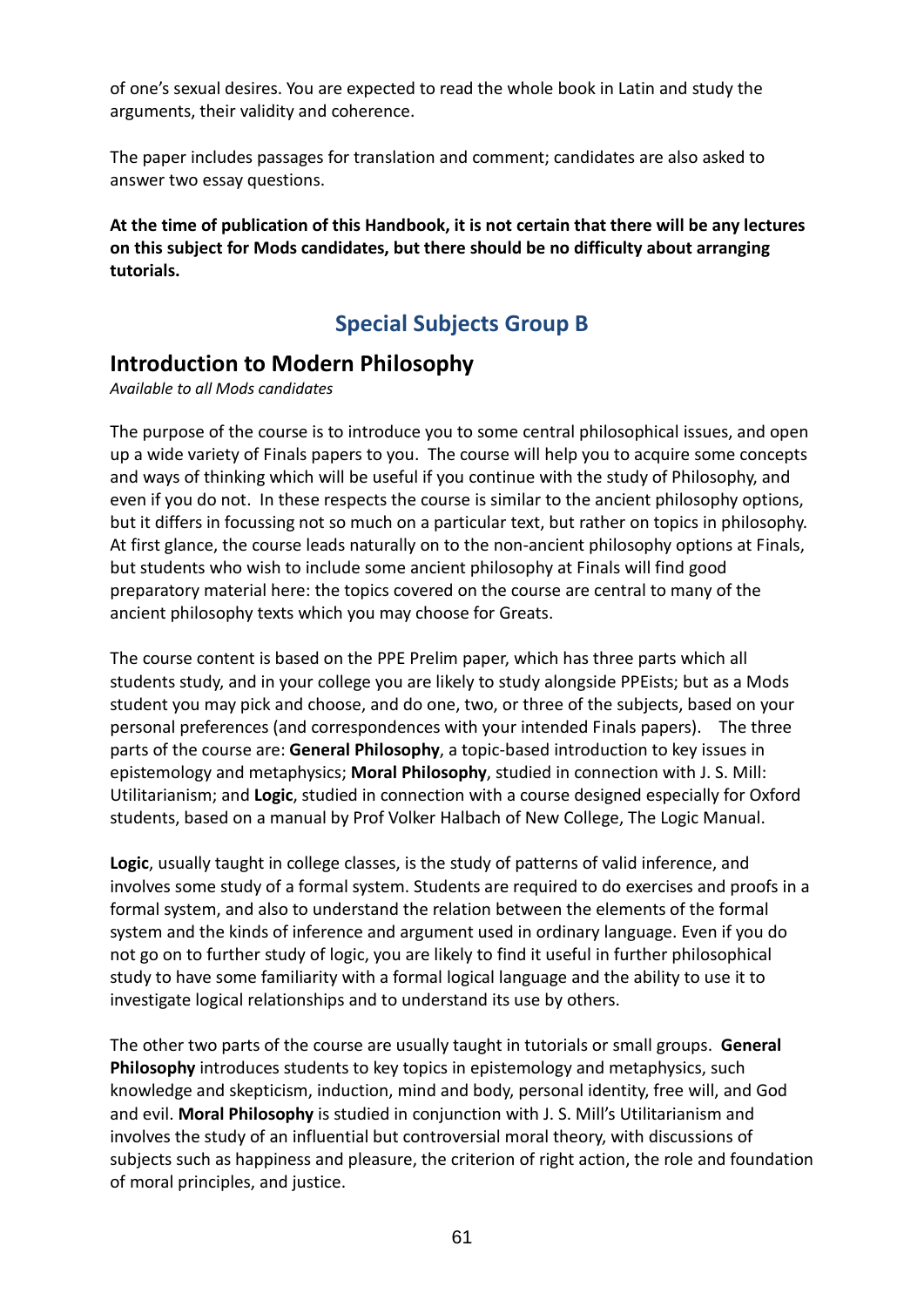of one's sexual desires. You are expected to read the whole book in Latin and study the arguments, their validity and coherence.

The paper includes passages for translation and comment; candidates are also asked to answer two essay questions.

**At the time of publication of this Handbook, it is not certain that there will be any lectures on this subject for Mods candidates, but there should be no difficulty about arranging tutorials.**

## Special Subjects Group B

### Introduction to Modern Philosophy

*Available to all Mods candidates*

The purpose of the course is to introduce you to some central philosophical issues, and open up a wide variety of Finals papers to you. The course will help you to acquire some concepts and ways of thinking which will be useful if you continue with the study of Philosophy, and even if you do not. In these respects the course is similar to the ancient philosophy options, but it differs in focussing not so much on a particular text, but rather on topics in philosophy. At first glance, the course leads naturally on to the non-ancient philosophy options at Finals, but students who wish to include some ancient philosophy at Finals will find good preparatory material here: the topics covered on the course are central to many of the ancient philosophy texts which you may choose for Greats.

The course content is based on the PPE Prelim paper, which has three parts which all students study, and in your college you are likely to study alongside PPEists; but as a Mods student you may pick and choose, and do one, two, or three of the subjects, based on your personal preferences (and correspondences with your intended Finals papers). The three parts of the course are: **General Philosophy**, a topic-based introduction to key issues in epistemology and metaphysics; **Moral Philosophy**, studied in connection with J. S. Mill: Utilitarianism; and **Logic**, studied in connection with a course designed especially for Oxford students, based on a manual by Prof Volker Halbach of New College, The Logic Manual.

**Logic**, usually taught in college classes, is the study of patterns of valid inference, and involves some study of a formal system. Students are required to do exercises and proofs in a formal system, and also to understand the relation between the elements of the formal system and the kinds of inference and argument used in ordinary language. Even if you do not go on to further study of logic, you are likely to find it useful in further philosophical study to have some familiarity with a formal logical language and the ability to use it to investigate logical relationships and to understand its use by others.

The other two parts of the course are usually taught in tutorials or small groups. **General Philosophy** introduces students to key topics in epistemology and metaphysics, such knowledge and skepticism, induction, mind and body, personal identity, free will, and God and evil. **Moral Philosophy** is studied in conjunction with J. S. Mill's Utilitarianism and involves the study of an influential but controversial moral theory, with discussions of subjects such as happiness and pleasure, the criterion of right action, the role and foundation of moral principles, and justice.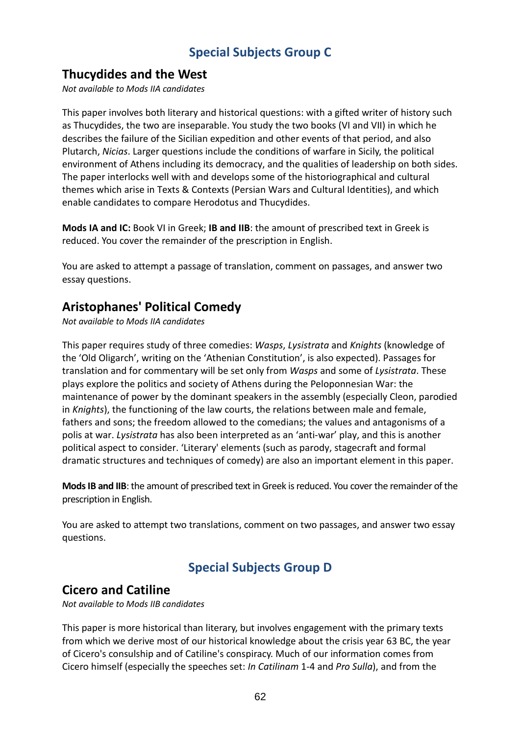## Special Subjects Group C

### Thucydides and the West

*Not available to Mods IIA candidates*

This paper involves both literary and historical questions: with a gifted writer of history such as Thucydides, the two are inseparable. You study the two books (VI and VII) in which he describes the failure of the Sicilian expedition and other events of that period, and also Plutarch, *Nicias*. Larger questions include the conditions of warfare in Sicily, the political environment of Athens including its democracy, and the qualities of leadership on both sides. The paper interlocks well with and develops some of the historiographical and cultural themes which arise in Texts & Contexts (Persian Wars and Cultural Identities), and which enable candidates to compare Herodotus and Thucydides.

**Mods IA and IC:** Book VI in Greek; **IB and IIB**: the amount of prescribed text in Greek is reduced. You cover the remainder of the prescription in English.

You are asked to attempt a passage of translation, comment on passages, and answer two essay questions.

### Aristophanes' Political Comedy

*Not available to Mods IIA candidates*

This paper requires study of three comedies: *Wasps*, *Lysistrata* and *Knights* (knowledge of the 'Old Oligarch', writing on the 'Athenian Constitution', is also expected). Passages for translation and for commentary will be set only from *Wasps* and some of *Lysistrata*. These plays explore the politics and society of Athens during the Peloponnesian War: the maintenance of power by the dominant speakers in the assembly (especially Cleon, parodied in *Knights*), the functioning of the law courts, the relations between male and female, fathers and sons; the freedom allowed to the comedians; the values and antagonisms of a polis at war. *Lysistrata* has also been interpreted as an 'anti-war' play, and this is another political aspect to consider. 'Literary' elements (such as parody, stagecraft and formal dramatic structures and techniques of comedy) are also an important element in this paper.

**Mods IB and IIB**: the amount of prescribed text in Greek is reduced. You cover the remainder of the prescription in English.

You are asked to attempt two translations, comment on two passages, and answer two essay questions.

## Special Subjects Group D

### Cicero and Catiline

*Not available to Mods IIB candidates*

This paper is more historical than literary, but involves engagement with the primary texts from which we derive most of our historical knowledge about the crisis year 63 BC, the year of Cicero's consulship and of Catiline's conspiracy. Much of our information comes from Cicero himself (especially the speeches set: *In Catilinam* 1-4 and *Pro Sulla*), and from the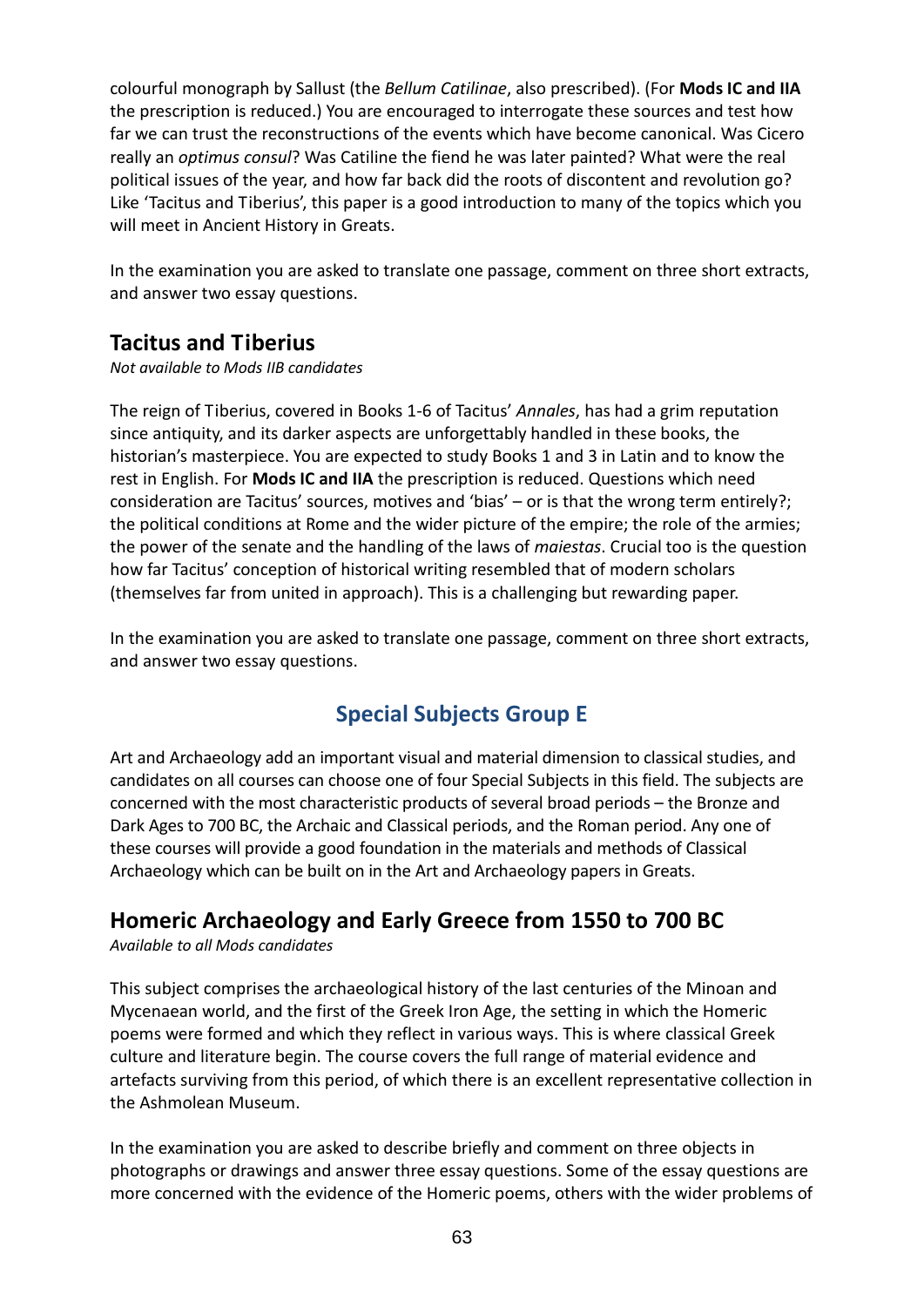colourful monograph by Sallust (the *Bellum Catilinae*, also prescribed). (For **Mods IC and IIA** the prescription is reduced.) You are encouraged to interrogate these sources and test how far we can trust the reconstructions of the events which have become canonical. Was Cicero really an *optimus consul*? Was Catiline the fiend he was later painted? What were the real political issues of the year, and how far back did the roots of discontent and revolution go? Like 'Tacitus and Tiberius', this paper is a good introduction to many of the topics which you will meet in Ancient History in Greats.

In the examination you are asked to translate one passage, comment on three short extracts, and answer two essay questions.

### Tacitus and Tiberius

*Not available to Mods IIB candidates*

The reign of Tiberius, covered in Books 1-6 of Tacitus' *Annales*, has had a grim reputation since antiquity, and its darker aspects are unforgettably handled in these books, the historian's masterpiece. You are expected to study Books 1 and 3 in Latin and to know the rest in English. For **Mods IC and IIA** the prescription is reduced. Questions which need consideration are Tacitus' sources, motives and 'bias' – or is that the wrong term entirely?; the political conditions at Rome and the wider picture of the empire; the role of the armies; the power of the senate and the handling of the laws of *maiestas*. Crucial too is the question how far Tacitus' conception of historical writing resembled that of modern scholars (themselves far from united in approach). This is a challenging but rewarding paper.

In the examination you are asked to translate one passage, comment on three short extracts, and answer two essay questions.

## Special Subjects Group E

Art and Archaeology add an important visual and material dimension to classical studies, and candidates on all courses can choose one of four Special Subjects in this field. The subjects are concerned with the most characteristic products of several broad periods – the Bronze and Dark Ages to 700 BC, the Archaic and Classical periods, and the Roman period. Any one of these courses will provide a good foundation in the materials and methods of Classical Archaeology which can be built on in the Art and Archaeology papers in Greats.

### Homeric Archaeology and Early Greece from 1550 to 700 BC

*Available to all Mods candidates*

This subject comprises the archaeological history of the last centuries of the Minoan and Mycenaean world, and the first of the Greek Iron Age, the setting in which the Homeric poems were formed and which they reflect in various ways. This is where classical Greek culture and literature begin. The course covers the full range of material evidence and artefacts surviving from this period, of which there is an excellent representative collection in the Ashmolean Museum.

In the examination you are asked to describe briefly and comment on three objects in photographs or drawings and answer three essay questions. Some of the essay questions are more concerned with the evidence of the Homeric poems, others with the wider problems of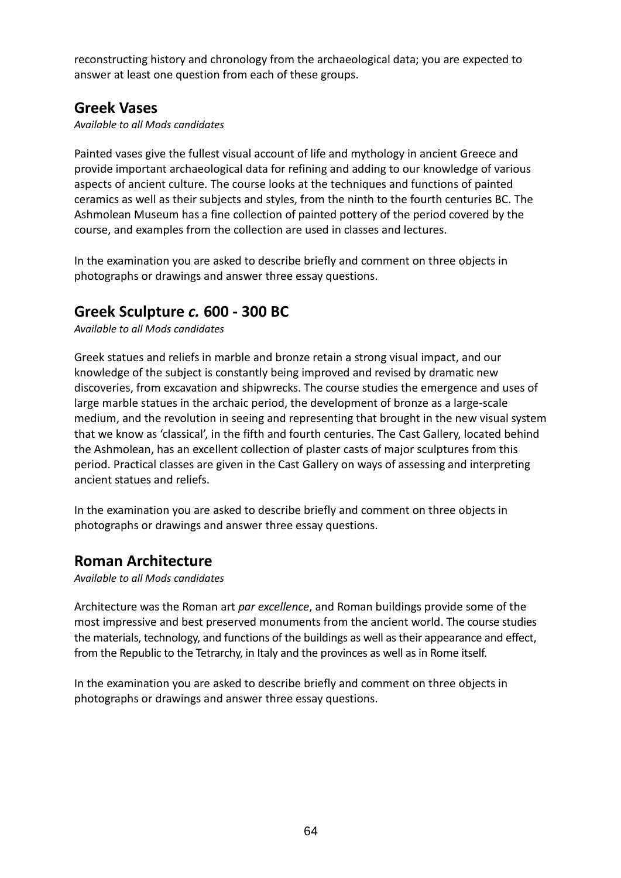reconstructing history and chronology from the archaeological data; you are expected to answer at least one question from each of these groups.

## Greek Vases

*Available to all Mods candidates*

Painted vases give the fullest visual account of life and mythology in ancient Greece and provide important archaeological data for refining and adding to our knowledge of various aspects of ancient culture. The course looks at the techniques and functions of painted ceramics as well as their subjects and styles, from the ninth to the fourth centuries BC. The Ashmolean Museum has a fine collection of painted pottery of the period covered by the course, and examples from the collection are used in classes and lectures.

In the examination you are asked to describe briefly and comment on three objects in photographs or drawings and answer three essay questions.

## Greek Sculpture *c.* 600 - 300 BC

*Available to all Mods candidates*

Greek statues and reliefs in marble and bronze retain a strong visual impact, and our knowledge of the subject is constantly being improved and revised by dramatic new discoveries, from excavation and shipwrecks. The course studies the emergence and uses of large marble statues in the archaic period, the development of bronze as a large-scale medium, and the revolution in seeing and representing that brought in the new visual system that we know as 'classical', in the fifth and fourth centuries. The Cast Gallery, located behind the Ashmolean, has an excellent collection of plaster casts of major sculptures from this period. Practical classes are given in the Cast Gallery on ways of assessing and interpreting ancient statues and reliefs.

In the examination you are asked to describe briefly and comment on three objects in photographs or drawings and answer three essay questions.

## Roman Architecture

*Available to all Mods candidates*

Architecture was the Roman art *par excellence*, and Roman buildings provide some of the most impressive and best preserved monuments from the ancient world. The course studies the materials, technology, and functions of the buildings as well as their appearance and effect, from the Republic to the Tetrarchy, in Italy and the provinces as well as in Rome itself.

In the examination you are asked to describe briefly and comment on three objects in photographs or drawings and answer three essay questions.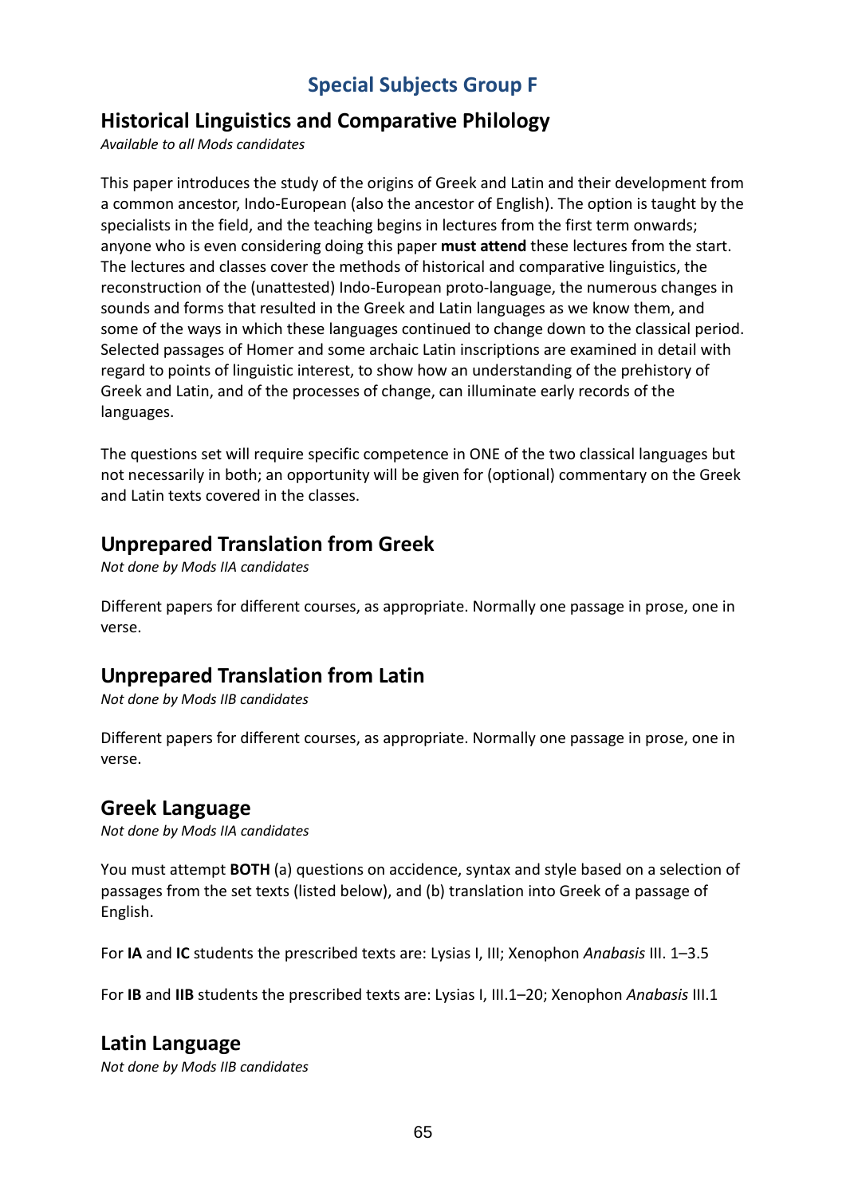# Special Subjects Group F

## Historical Linguistics and Comparative Philology

*Available to all Mods candidates*

This paper introduces the study of the origins of Greek and Latin and their development from a common ancestor, Indo-European (also the ancestor of English). The option is taught by the specialists in the field, and the teaching begins in lectures from the first term onwards; anyone who is even considering doing this paper **must attend** these lectures from the start. The lectures and classes cover the methods of historical and comparative linguistics, the reconstruction of the (unattested) Indo-European proto-language, the numerous changes in sounds and forms that resulted in the Greek and Latin languages as we know them, and some of the ways in which these languages continued to change down to the classical period. Selected passages of Homer and some archaic Latin inscriptions are examined in detail with regard to points of linguistic interest, to show how an understanding of the prehistory of Greek and Latin, and of the processes of change, can illuminate early records of the languages.

The questions set will require specific competence in ONE of the two classical languages but not necessarily in both; an opportunity will be given for (optional) commentary on the Greek and Latin texts covered in the classes.

## Unprepared Translation from Greek

*Not done by Mods IIA candidates*

Different papers for different courses, as appropriate. Normally one passage in prose, one in verse.

## Unprepared Translation from Latin

*Not done by Mods IIB candidates*

Different papers for different courses, as appropriate. Normally one passage in prose, one in verse.

## Greek Language

*Not done by Mods IIA candidates*

You must attempt **BOTH** (a) questions on accidence, syntax and style based on a selection of passages from the set texts (listed below), and (b) translation into Greek of a passage of English.

For **IA** and **IC** students the prescribed texts are: Lysias I, III; Xenophon *Anabasis* III. 1–3.5

For **IB** and **IIB** students the prescribed texts are: Lysias I, III.1–20; Xenophon *Anabasis* III.1

## Latin Language

*Not done by Mods IIB candidates*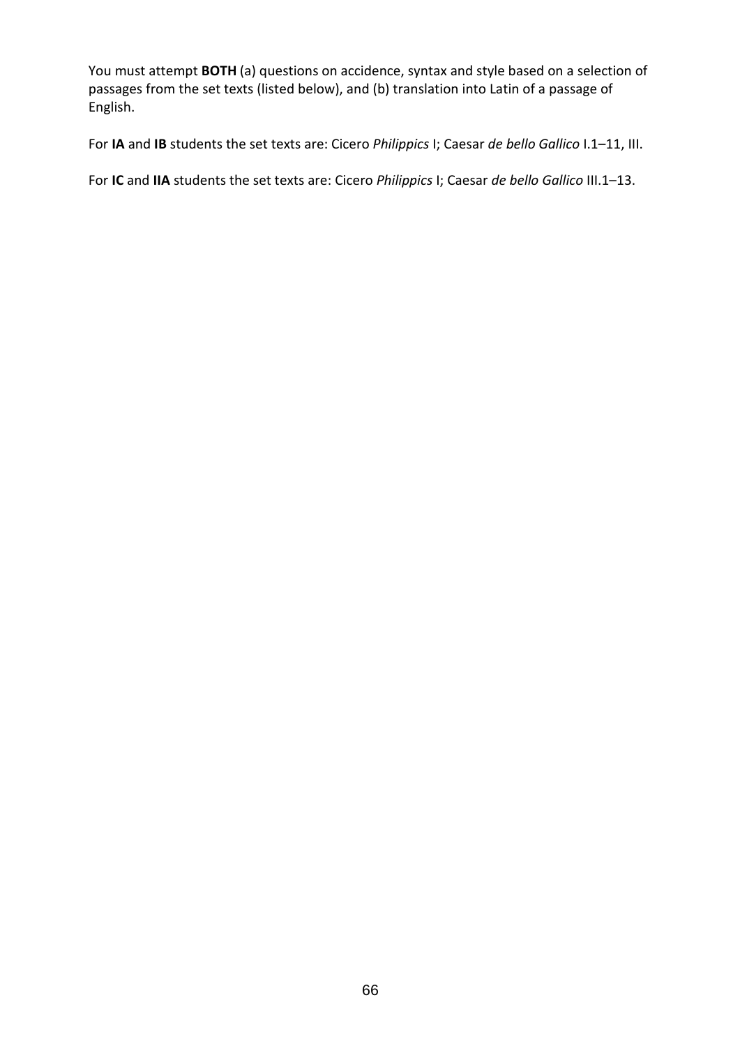You must attempt **BOTH** (a) questions on accidence, syntax and style based on a selection of passages from the set texts (listed below), and (b) translation into Latin of a passage of English.

For **IA** and **IB** students the set texts are: Cicero *Philippics* I; Caesar *de bello Gallico* I.1–11, III.

For **IC** and **IIA** students the set texts are: Cicero *Philippics* I; Caesar *de bello Gallico* III.1–13.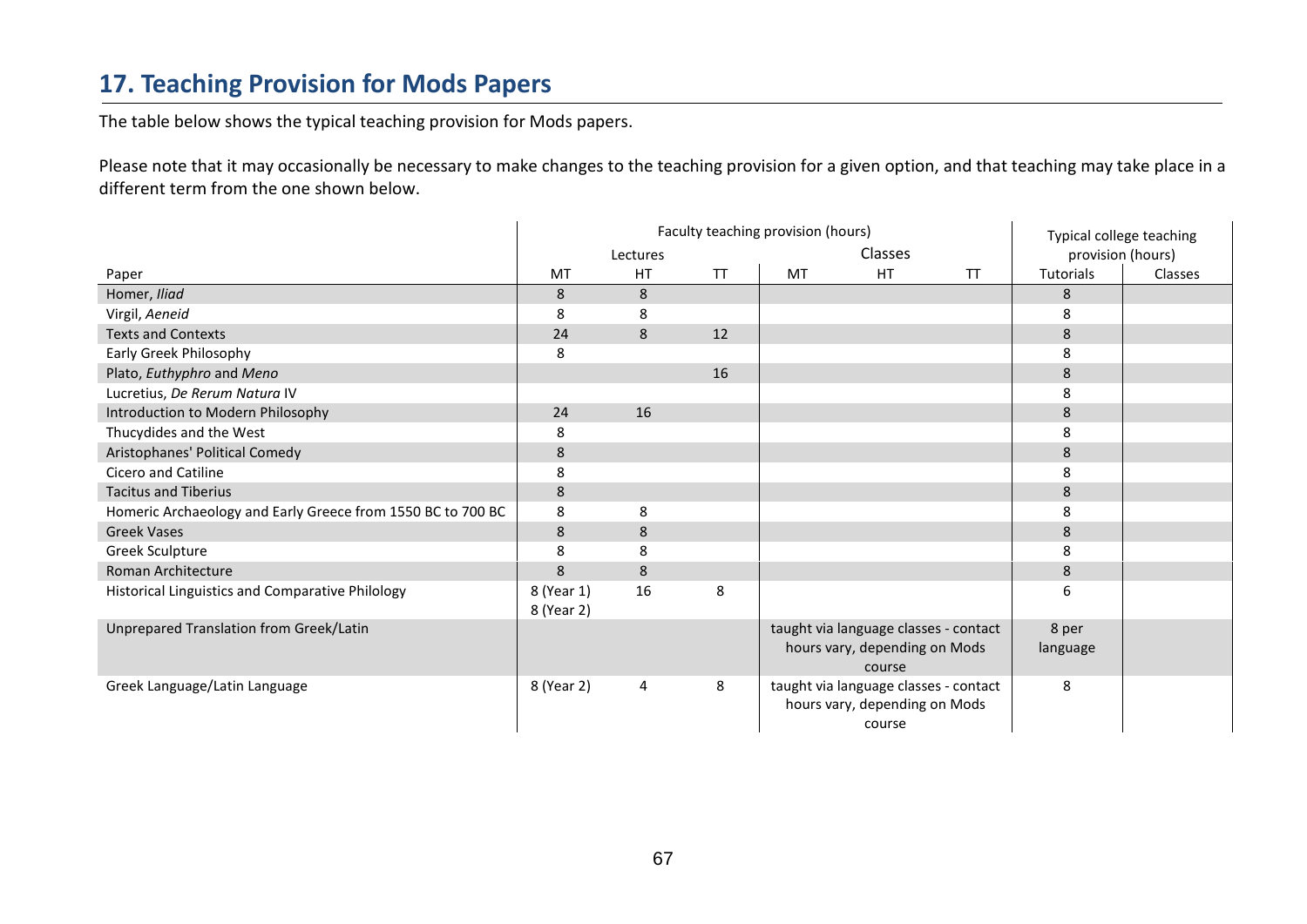## 17. Teaching Provision for Mods Papers

The table below shows the typical teaching provision for Mods papers.

Please note that it may occasionally be necessary to make changes to the teaching provision for a given option, and that teaching may take place in a different term from the one shown below.

| | Faculty teaching provision (hours) | | | | | | Typical college teaching provision (hours) | |
|---|---|---|---|---|---|---|---|---|
| | Lectures | | | Classes | | | | |
| Paper | MT | HT | TT | MT | HT | TT | Tutorials | Classes |
| Homer, *Iliad* | 8 | 8 | | | | | 8 | |
| Virgil, *Aeneid* | 8 | 8 | | | | | 8 | |
| Texts and Contexts | 24 | 8 | 12 | | | | 8 | |
| Early Greek Philosophy | 8 | | | | | | 8 | |
| Plato, *Euthyphro* and *Meno* | | | 16 | | | | 8 | |
| Lucretius, *De Rerum Natura* IV | | | | | | | 8 | |
| Introduction to Modern Philosophy | 24 | 16 | | | | | 8 | |
| Thucydides and the West | 8 | | | | | | 8 | |
| Aristophanes' Political Comedy | 8 | | | | | | 8 | |
| Cicero and Catiline | 8 | | | | | | 8 | |
| Tacitus and Tiberius | 8 | | | | | | 8 | |
| Homeric Archaeology and Early Greece from 1550 BC to 700 BC | 8 | 8 | | | | | 8 | |
| Greek Vases | 8 | 8 | | | | | 8 | |
| Greek Sculpture | 8 | 8 | | | | | 8 | |
| Roman Architecture | 8 | 8 | | | | | 8 | |
| Historical Linguistics and Comparative Philology | 8 (Year 1) 8 (Year 2) | 16 | 8 | | | | 6 | |
| Unprepared Translation from Greek/Latin | | | | taught via language classes - contact hours vary, depending on Mods course | | | 8 per language | |
| Greek Language/Latin Language | 8 (Year 2) | 4 | 8 | taught via language classes - contact hours vary, depending on Mods course | | | 8 | |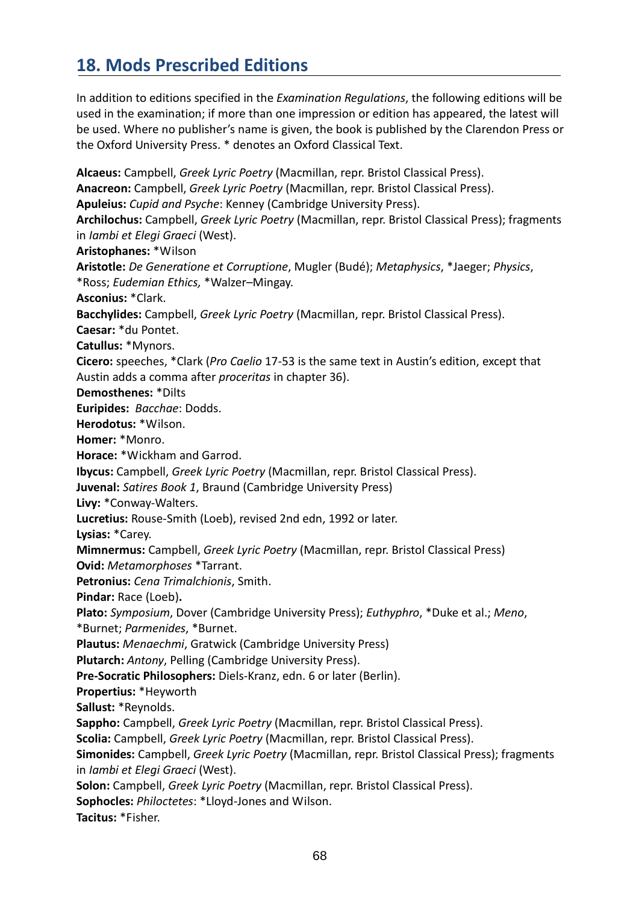## 18. Mods Prescribed Editions

In addition to editions specified in the *Examination Regulations*, the following editions will be used in the examination; if more than one impression or edition has appeared, the latest will be used. Where no publisher's name is given, the book is published by the Clarendon Press or the Oxford University Press. * denotes an Oxford Classical Text.

**Alcaeus:** Campbell, *Greek Lyric Poetry* (Macmillan, repr. Bristol Classical Press).  
**Anacreon:** Campbell, *Greek Lyric Poetry* (Macmillan, repr. Bristol Classical Press).  
**Apuleius:** *Cupid and Psyche*: Kenney (Cambridge University Press).  
**Archilochus:** Campbell, *Greek Lyric Poetry* (Macmillan, repr. Bristol Classical Press); fragments in *Iambi et Elegi Graeci* (West).  
**Aristophanes:** *Wilson  
**Aristotle:** *De Generatione et Corruptione*, Mugler (Budé); *Metaphysics*, *Jaeger; *Physics*, *Ross; *Eudemian Ethics,* *Walzer–Mingay.  
**Asconius:** *Clark.  
**Bacchylides:** Campbell, *Greek Lyric Poetry* (Macmillan, repr. Bristol Classical Press).  
**Caesar:** *du Pontet.  
**Catullus:** *Mynors.  
**Cicero:** speeches, *Clark (*Pro Caelio* 17-53 is the same text in Austin's edition, except that Austin adds a comma after *proceritas* in chapter 36).  
**Demosthenes:** *Dilts  
**Euripides:** *Bacchae*: Dodds.  
**Herodotus:** *Wilson.  
**Homer:** *Monro.  
**Horace:** *Wickham and Garrod.  
**Ibycus:** Campbell, *Greek Lyric Poetry* (Macmillan, repr. Bristol Classical Press).  
**Juvenal:** *Satires Book 1*, Braund (Cambridge University Press)  
**Livy:** *Conway-Walters.  
**Lucretius:** Rouse-Smith (Loeb), revised 2nd edn, 1992 or later.  
**Lysias:** *Carey.  
**Mimnermus:** Campbell, *Greek Lyric Poetry* (Macmillan, repr. Bristol Classical Press)  
**Ovid:** *Metamorphoses* *Tarrant.  
**Petronius:** *Cena Trimalchionis*, Smith.  
**Pindar:** Race (Loeb)**.**  
**Plato:** *Symposium*, Dover (Cambridge University Press); *Euthyphro*, *Duke et al.; *Meno*, *Burnet; *Parmenides*, *Burnet.  
**Plautus:** *Menaechmi*, Gratwick (Cambridge University Press)  
**Plutarch:** *Antony*, Pelling (Cambridge University Press).  
**Pre-Socratic Philosophers:** Diels-Kranz, edn. 6 or later (Berlin).  
**Propertius:** *Heyworth  
**Sallust:** *Reynolds.  
**Sappho:** Campbell, *Greek Lyric Poetry* (Macmillan, repr. Bristol Classical Press).  
**Scolia:** Campbell, *Greek Lyric Poetry* (Macmillan, repr. Bristol Classical Press).  
**Simonides:** Campbell, *Greek Lyric Poetry* (Macmillan, repr. Bristol Classical Press); fragments in *Iambi et Elegi Graeci* (West).  
**Solon:** Campbell, *Greek Lyric Poetry* (Macmillan, repr. Bristol Classical Press).  
**Sophocles:** *Philoctetes*: *Lloyd-Jones and Wilson.  
**Tacitus:** *Fisher.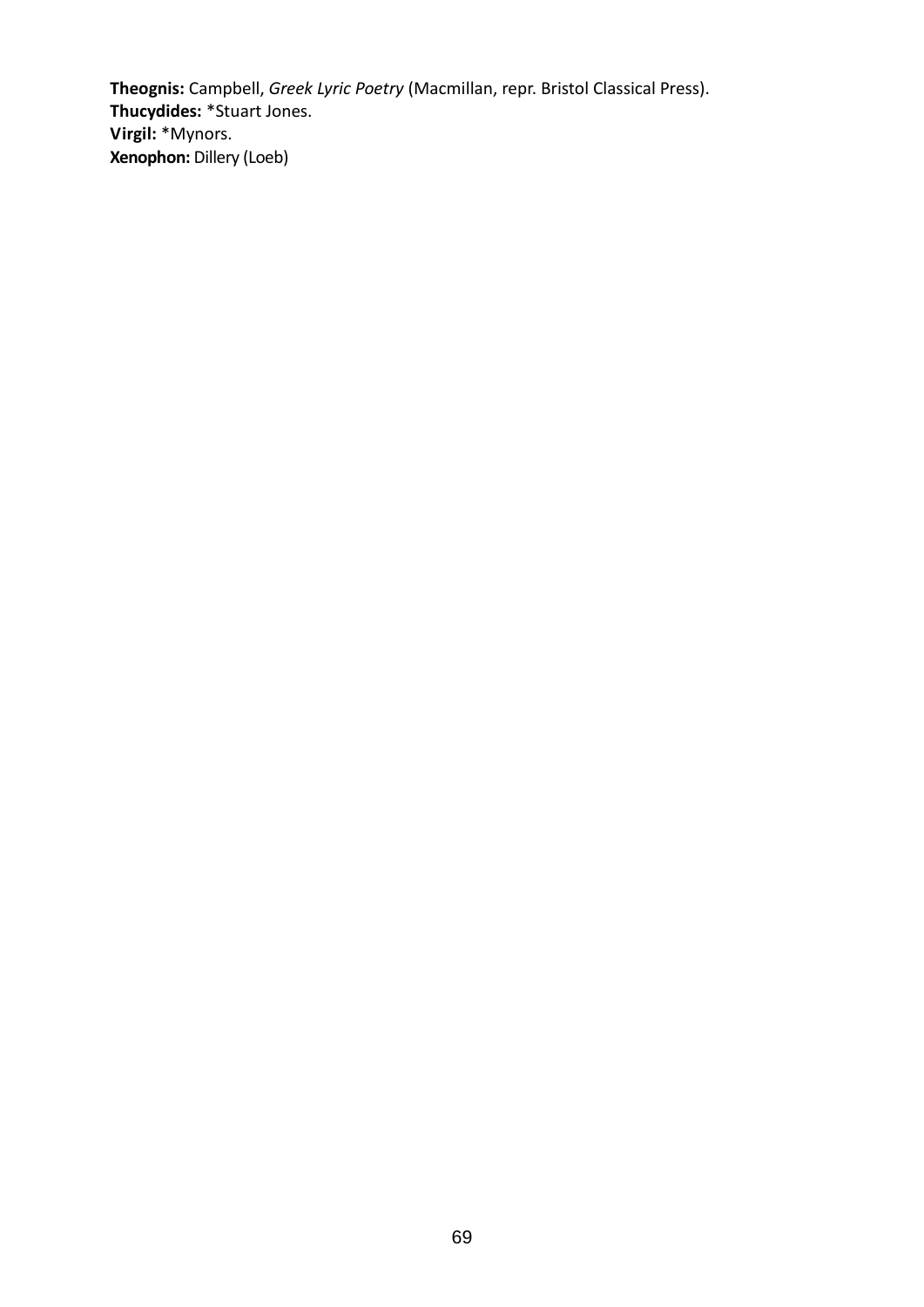**Theognis:** Campbell, *Greek Lyric Poetry* (Macmillan, repr. Bristol Classical Press).
**Thucydides:** *Stuart Jones.
**Virgil:** *Mynors.
**Xenophon:** Dillery (Loeb)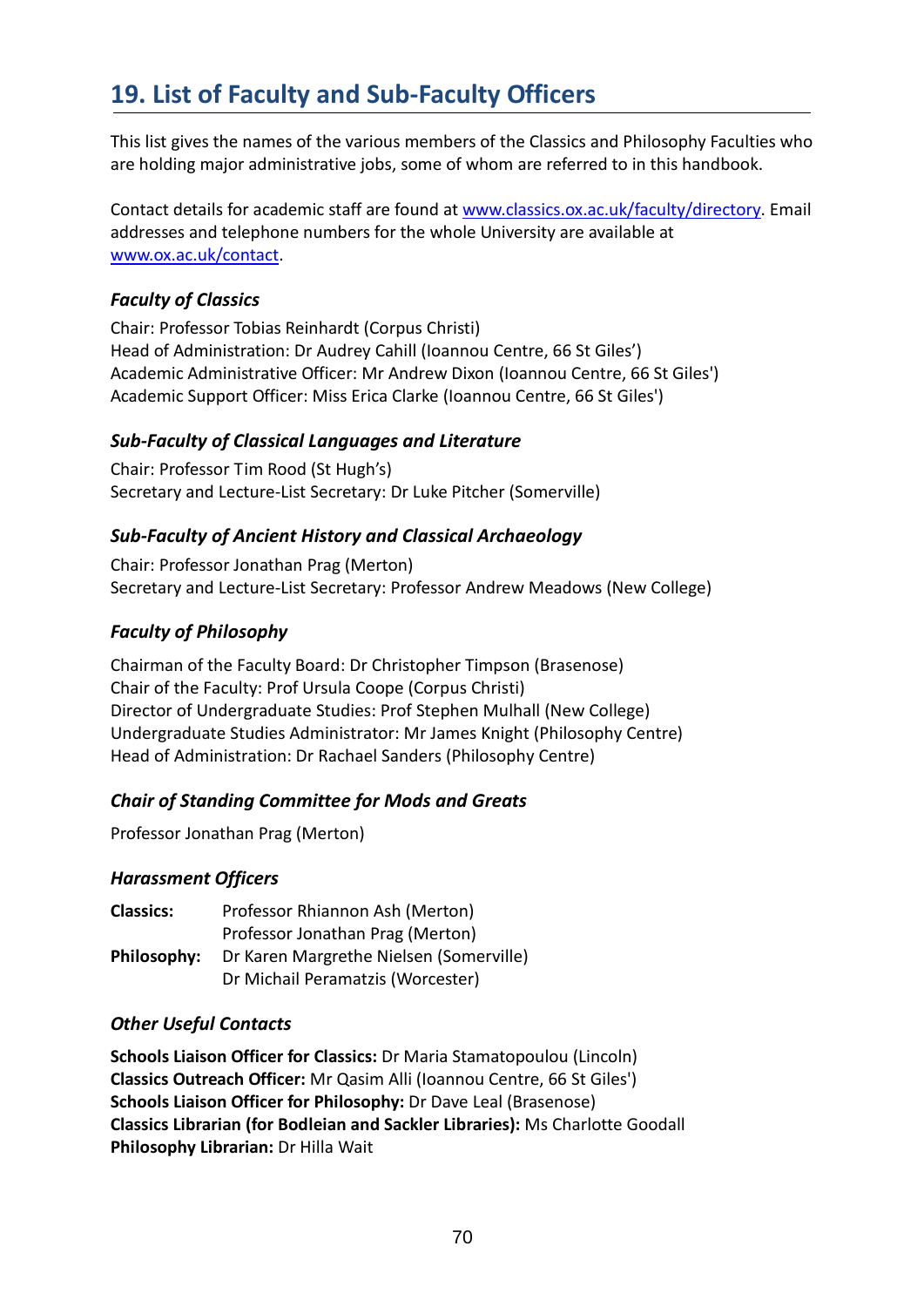## 19. List of Faculty and Sub-Faculty Officers

This list gives the names of the various members of the Classics and Philosophy Faculties who are holding major administrative jobs, some of whom are referred to in this handbook.

Contact details for academic staff are found at www.classics.ox.ac.uk/faculty/directory. Email addresses and telephone numbers for the whole University are available at www.ox.ac.uk/contact.

### *Faculty of Classics*

Chair: Professor Tobias Reinhardt (Corpus Christi)
Head of Administration: Dr Audrey Cahill (Ioannou Centre, 66 St Giles')
Academic Administrative Officer: Mr Andrew Dixon (Ioannou Centre, 66 St Giles')
Academic Support Officer: Miss Erica Clarke (Ioannou Centre, 66 St Giles')

### *Sub-Faculty of Classical Languages and Literature*

Chair: Professor Tim Rood (St Hugh's)
Secretary and Lecture-List Secretary: Dr Luke Pitcher (Somerville)

### *Sub-Faculty of Ancient History and Classical Archaeology*

Chair: Professor Jonathan Prag (Merton)
Secretary and Lecture-List Secretary: Professor Andrew Meadows (New College)

### *Faculty of Philosophy*

Chairman of the Faculty Board: Dr Christopher Timpson (Brasenose)
Chair of the Faculty: Prof Ursula Coope (Corpus Christi)
Director of Undergraduate Studies: Prof Stephen Mulhall (New College)
Undergraduate Studies Administrator: Mr James Knight (Philosophy Centre)
Head of Administration: Dr Rachael Sanders (Philosophy Centre)

### *Chair of Standing Committee for Mods and Greats*

Professor Jonathan Prag (Merton)

### *Harassment Officers*

**Classics:** Professor Rhiannon Ash (Merton)
Professor Jonathan Prag (Merton)
**Philosophy:** Dr Karen Margrethe Nielsen (Somerville)
Dr Michail Peramatzis (Worcester)

### *Other Useful Contacts*

**Schools Liaison Officer for Classics:** Dr Maria Stamatopoulou (Lincoln)
**Classics Outreach Officer:** Mr Qasim Alli (Ioannou Centre, 66 St Giles')
**Schools Liaison Officer for Philosophy:** Dr Dave Leal (Brasenose)
**Classics Librarian (for Bodleian and Sackler Libraries):** Ms Charlotte Goodall
**Philosophy Librarian:** Dr Hilla Wait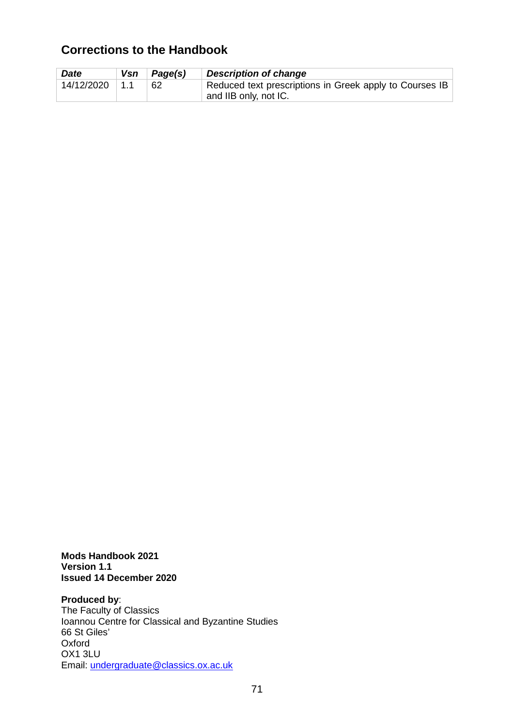## Corrections to the Handbook

| *Date* | *Vsn* | *Page(s)* | *Description of change* |
|---|---|---|---|
| 14/12/2020 | 1.1 | 62 | Reduced text prescriptions in Greek apply to Courses IB and IIB only, not IC. |

**Mods Handbook 2021**
**Version 1.1**
**Issued 14 December 2020**

**Produced by**:
The Faculty of Classics
Ioannou Centre for Classical and Byzantine Studies
66 St Giles'
Oxford
OX1 3LU
Email: undergraduate@classics.ox.ac.uk